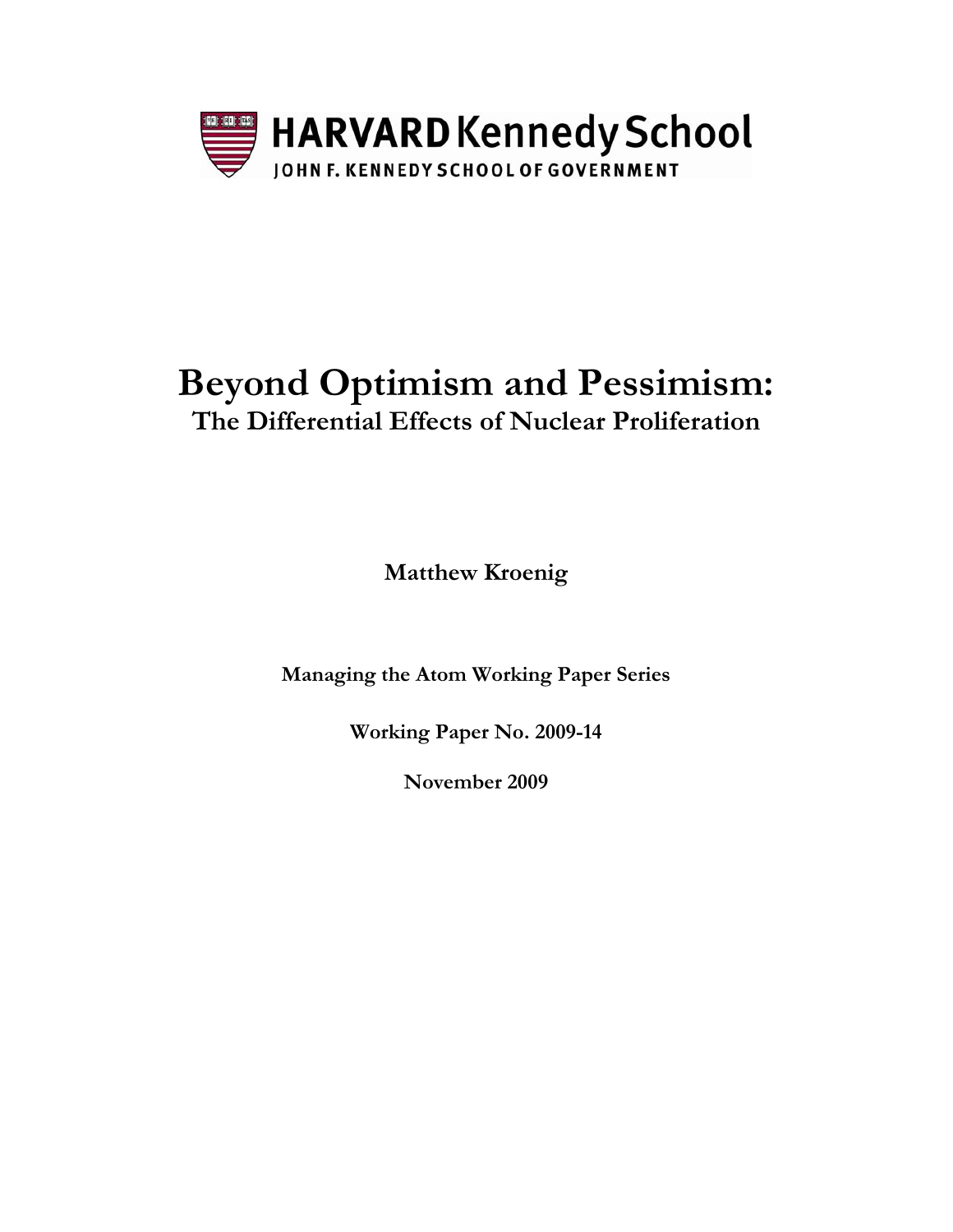HARVARD Kennedy School

JOHN F. KENNEDY SCHOOL OF GOVERNMENT

# Beyond Optimism and Pessimism:

## The Differential Effects of Nuclear Proliferation

**Matthew Kroenig**

**Managing the Atom Working Paper Series**

**Working Paper No. 2009-14**

**November 2009**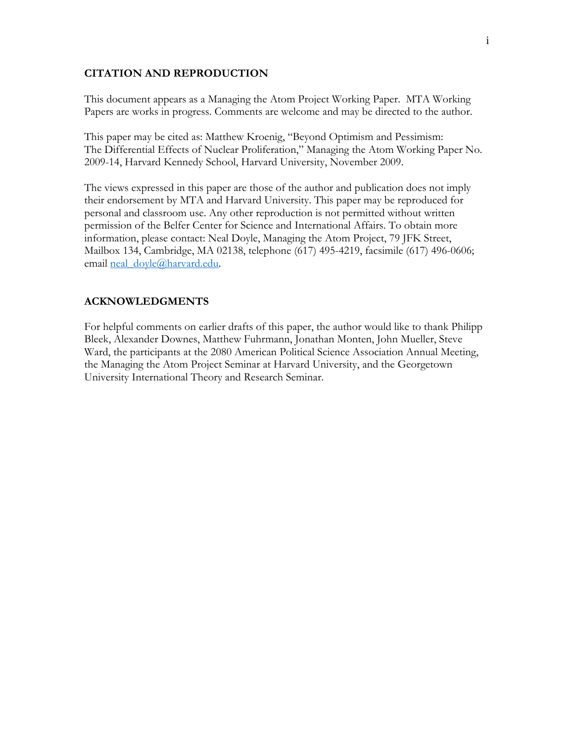## CITATION AND REPRODUCTION

This document appears as a Managing the Atom Project Working Paper. MTA Working Papers are works in progress. Comments are welcome and may be directed to the author.

This paper may be cited as: Matthew Kroenig, "Beyond Optimism and Pessimism: The Differential Effects of Nuclear Proliferation," Managing the Atom Working Paper No. 2009-14, Harvard Kennedy School, Harvard University, November 2009.

The views expressed in this paper are those of the author and publication does not imply their endorsement by MTA and Harvard University. This paper may be reproduced for personal and classroom use. Any other reproduction is not permitted without written permission of the Belfer Center for Science and International Affairs. To obtain more information, please contact: Neal Doyle, Managing the Atom Project, 79 JFK Street, Mailbox 134, Cambridge, MA 02138, telephone (617) 495-4219, facsimile (617) 496-0606; email neal_doyle@harvard.edu.

## ACKNOWLEDGMENTS

For helpful comments on earlier drafts of this paper, the author would like to thank Philipp Bleek, Alexander Downes, Matthew Fuhrmann, Jonathan Monten, John Mueller, Steve Ward, the participants at the 2080 American Political Science Association Annual Meeting, the Managing the Atom Project Seminar at Harvard University, and the Georgetown University International Theory and Research Seminar.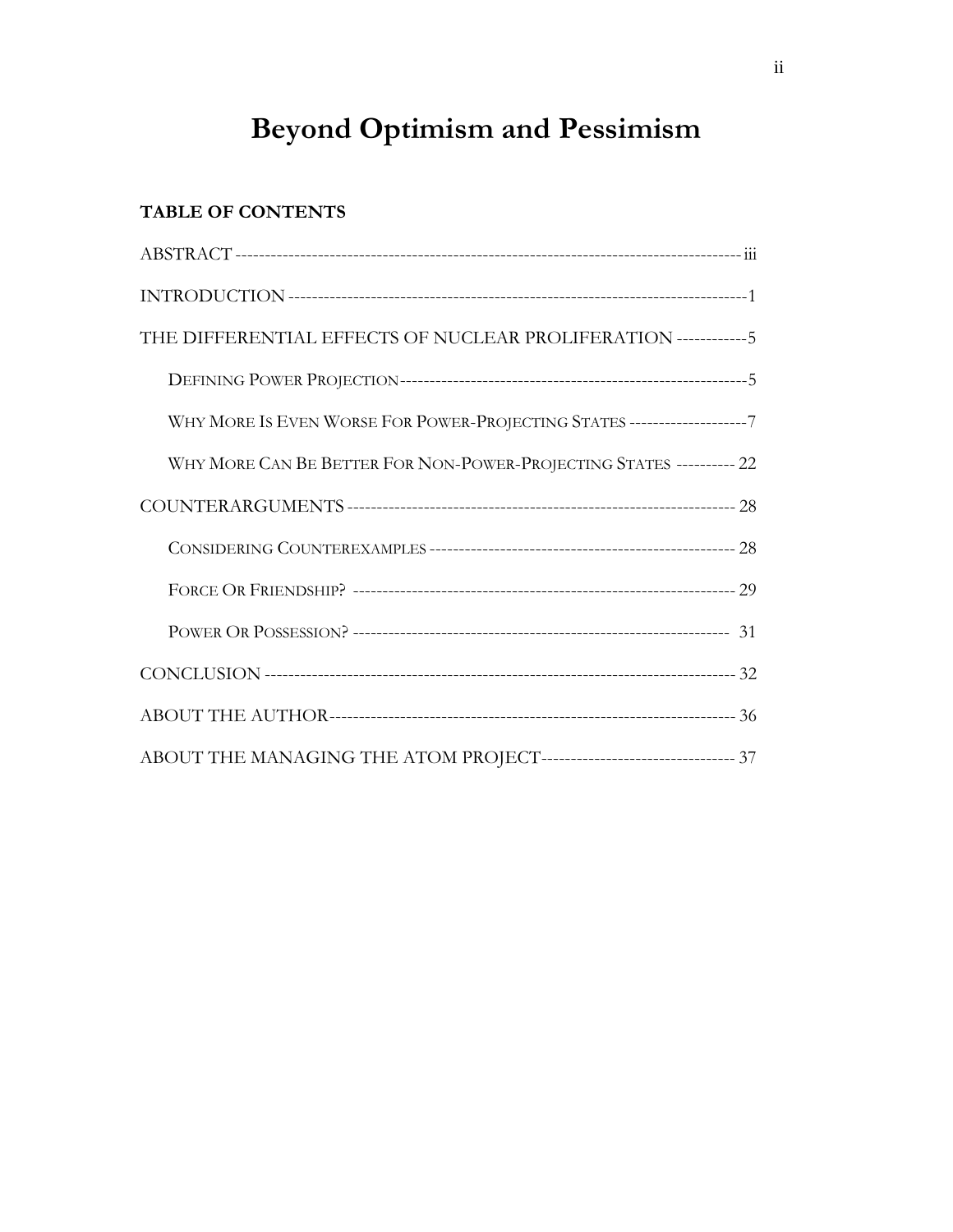# Beyond Optimism and Pessimism

**TABLE OF CONTENTS**

ABSTRACT ---------------------------------------------------------------------------------- iii

INTRODUCTION ---------------------------------------------------------------------------- 1

THE DIFFERENTIAL EFFECTS OF NUCLEAR PROLIFERATION ------------ 5

- DEFINING POWER PROJECTION ----------------------------------------------------------- 5
- WHY MORE IS EVEN WORSE FOR POWER-PROJECTING STATES -------------------- 7
- WHY MORE CAN BE BETTER FOR NON-POWER-PROJECTING STATES ---------- 22

COUNTERARGUMENTS ----------------------------------------------------------------- 28

- CONSIDERING COUNTEREXAMPLES ---------------------------------------------------- 28
- FORCE OR FRIENDSHIP? ----------------------------------------------------------------- 29
- POWER OR POSSESSION? --------------------------------------------------------------- 31

CONCLUSION -------------------------------------------------------------------------------- 32

ABOUT THE AUTHOR -------------------------------------------------------------------- 36

ABOUT THE MANAGING THE ATOM PROJECT --------------------------------- 37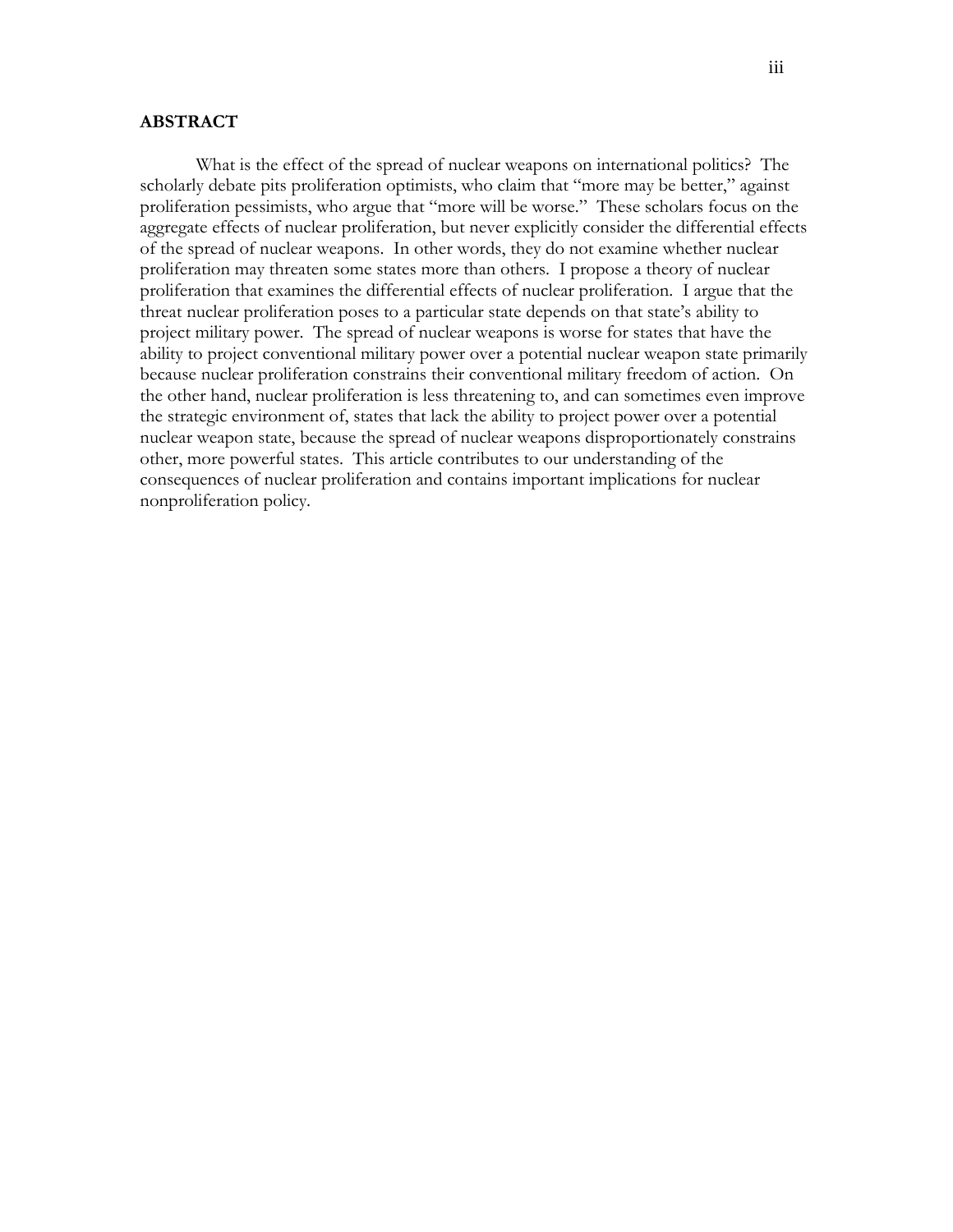**ABSTRACT**

What is the effect of the spread of nuclear weapons on international politics? The scholarly debate pits proliferation optimists, who claim that "more may be better," against proliferation pessimists, who argue that "more will be worse." These scholars focus on the aggregate effects of nuclear proliferation, but never explicitly consider the differential effects of the spread of nuclear weapons. In other words, they do not examine whether nuclear proliferation may threaten some states more than others. I propose a theory of nuclear proliferation that examines the differential effects of nuclear proliferation. I argue that the threat nuclear proliferation poses to a particular state depends on that state's ability to project military power. The spread of nuclear weapons is worse for states that have the ability to project conventional military power over a potential nuclear weapon state primarily because nuclear proliferation constrains their conventional military freedom of action. On the other hand, nuclear proliferation is less threatening to, and can sometimes even improve the strategic environment of, states that lack the ability to project power over a potential nuclear weapon state, because the spread of nuclear weapons disproportionately constrains other, more powerful states. This article contributes to our understanding of the consequences of nuclear proliferation and contains important implications for nuclear nonproliferation policy.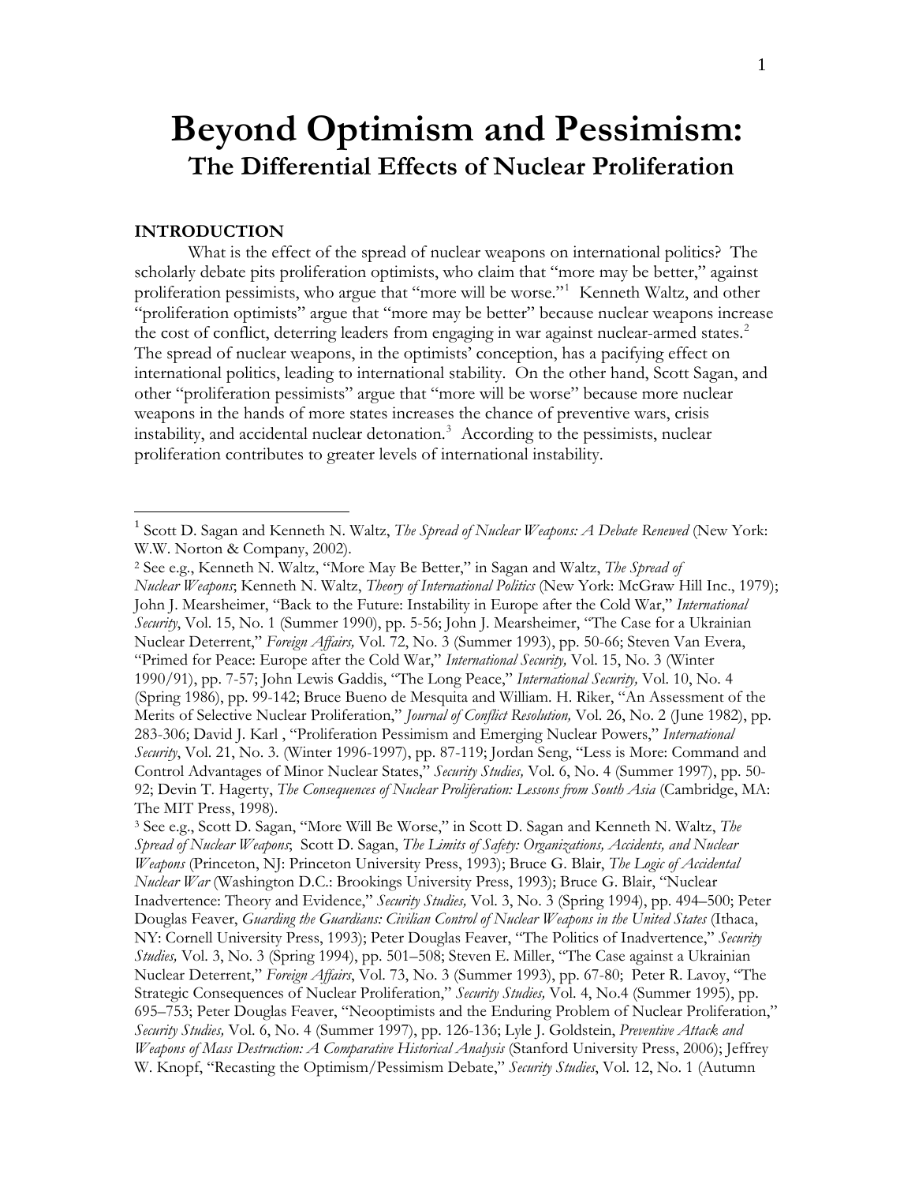# Beyond Optimism and Pessimism:

## The Differential Effects of Nuclear Proliferation

### INTRODUCTION

What is the effect of the spread of nuclear weapons on international politics? The scholarly debate pits proliferation optimists, who claim that "more may be better," against proliferation pessimists, who argue that "more will be worse."[1] Kenneth Waltz, and other "proliferation optimists" argue that "more may be better" because nuclear weapons increase the cost of conflict, deterring leaders from engaging in war against nuclear-armed states.[2] The spread of nuclear weapons, in the optimists' conception, has a pacifying effect on international politics, leading to international stability. On the other hand, Scott Sagan, and other "proliferation pessimists" argue that "more will be worse" because more nuclear weapons in the hands of more states increases the chance of preventive wars, crisis instability, and accidental nuclear detonation.[3] According to the pessimists, nuclear proliferation contributes to greater levels of international instability.

---

[1] Scott D. Sagan and Kenneth N. Waltz, *The Spread of Nuclear Weapons: A Debate Renewed* (New York: W.W. Norton & Company, 2002).

[2] See e.g., Kenneth N. Waltz, "More May Be Better," in Sagan and Waltz, *The Spread of Nuclear Weapons*; Kenneth N. Waltz, *Theory of International Politics* (New York: McGraw Hill Inc., 1979); John J. Mearsheimer, "Back to the Future: Instability in Europe after the Cold War," *International Security*, Vol. 15, No. 1 (Summer 1990), pp. 5-56; John J. Mearsheimer, "The Case for a Ukrainian Nuclear Deterrent," *Foreign Affairs,* Vol. 72, No. 3 (Summer 1993), pp. 50-66; Steven Van Evera, "Primed for Peace: Europe after the Cold War," *International Security,* Vol. 15, No. 3 (Winter 1990/91), pp. 7-57; John Lewis Gaddis, "The Long Peace," *International Security,* Vol. 10, No. 4 (Spring 1986), pp. 99-142; Bruce Bueno de Mesquita and William. H. Riker, "An Assessment of the Merits of Selective Nuclear Proliferation," *Journal of Conflict Resolution,* Vol. 26, No. 2 (June 1982), pp. 283-306; David J. Karl , "Proliferation Pessimism and Emerging Nuclear Powers," *International Security*, Vol. 21, No. 3. (Winter 1996-1997), pp. 87-119; Jordan Seng, "Less is More: Command and Control Advantages of Minor Nuclear States," *Security Studies,* Vol. 6, No. 4 (Summer 1997), pp. 50-92; Devin T. Hagerty, *The Consequences of Nuclear Proliferation: Lessons from South Asia* (Cambridge, MA: The MIT Press, 1998).

[3] See e.g., Scott D. Sagan, "More Will Be Worse," in Scott D. Sagan and Kenneth N. Waltz, *The Spread of Nuclear Weapons*; Scott D. Sagan, *The Limits of Safety: Organizations, Accidents, and Nuclear Weapons* (Princeton, NJ: Princeton University Press, 1993); Bruce G. Blair, *The Logic of Accidental Nuclear War* (Washington D.C.: Brookings University Press, 1993); Bruce G. Blair, "Nuclear Inadvertence: Theory and Evidence," *Security Studies,* Vol. 3, No. 3 (Spring 1994), pp. 494–500; Peter Douglas Feaver, *Guarding the Guardians: Civilian Control of Nuclear Weapons in the United States* (Ithaca, NY: Cornell University Press, 1993); Peter Douglas Feaver, "The Politics of Inadvertence," *Security Studies,* Vol. 3, No. 3 (Spring 1994), pp. 501–508; Steven E. Miller, "The Case against a Ukrainian Nuclear Deterrent," *Foreign Affairs*, Vol. 73, No. 3 (Summer 1993), pp. 67-80; Peter R. Lavoy, "The Strategic Consequences of Nuclear Proliferation," *Security Studies,* Vol. 4, No.4 (Summer 1995), pp. 695–753; Peter Douglas Feaver, "Neooptimists and the Enduring Problem of Nuclear Proliferation," *Security Studies,* Vol. 6, No. 4 (Summer 1997), pp. 126-136; Lyle J. Goldstein, *Preventive Attack and Weapons of Mass Destruction: A Comparative Historical Analysis* (Stanford University Press, 2006); Jeffrey W. Knopf, "Recasting the Optimism/Pessimism Debate," *Security Studies*, Vol. 12, No. 1 (Autumn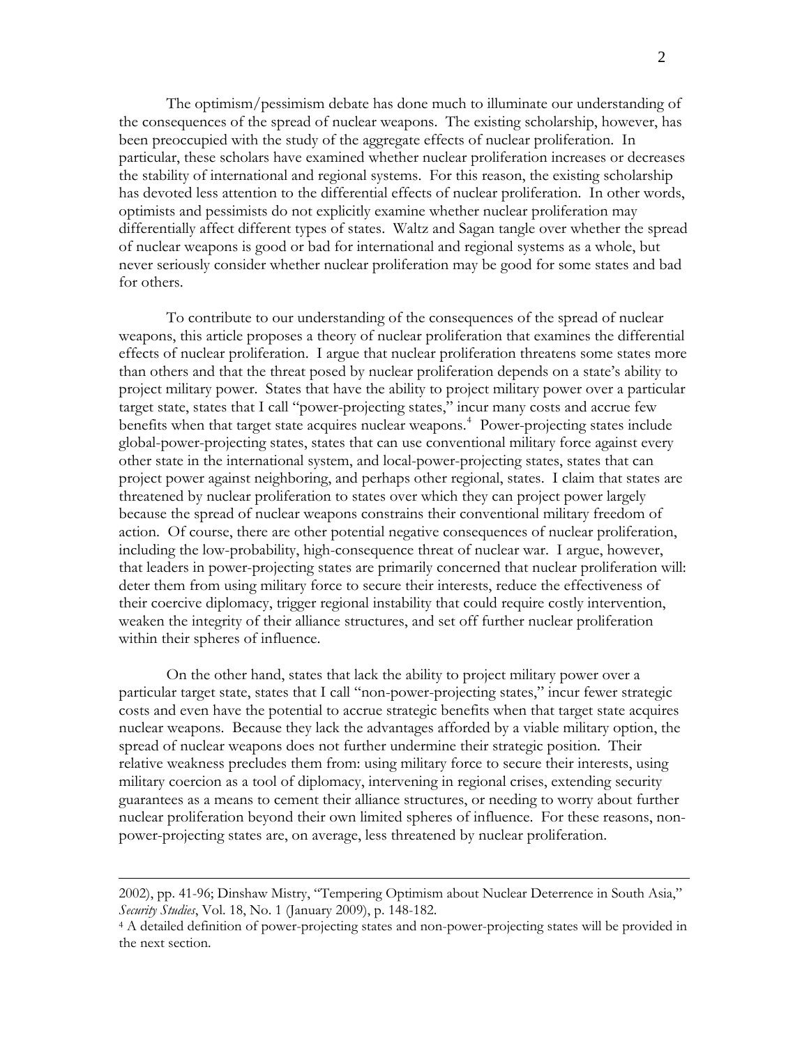The optimism/pessimism debate has done much to illuminate our understanding of the consequences of the spread of nuclear weapons. The existing scholarship, however, has been preoccupied with the study of the aggregate effects of nuclear proliferation. In particular, these scholars have examined whether nuclear proliferation increases or decreases the stability of international and regional systems. For this reason, the existing scholarship has devoted less attention to the differential effects of nuclear proliferation. In other words, optimists and pessimists do not explicitly examine whether nuclear proliferation may differentially affect different types of states. Waltz and Sagan tangle over whether the spread of nuclear weapons is good or bad for international and regional systems as a whole, but never seriously consider whether nuclear proliferation may be good for some states and bad for others.

To contribute to our understanding of the consequences of the spread of nuclear weapons, this article proposes a theory of nuclear proliferation that examines the differential effects of nuclear proliferation. I argue that nuclear proliferation threatens some states more than others and that the threat posed by nuclear proliferation depends on a state's ability to project military power. States that have the ability to project military power over a particular target state, states that I call "power-projecting states," incur many costs and accrue few benefits when that target state acquires nuclear weapons.[4] Power-projecting states include global-power-projecting states, states that can use conventional military force against every other state in the international system, and local-power-projecting states, states that can project power against neighboring, and perhaps other regional, states. I claim that states are threatened by nuclear proliferation to states over which they can project power largely because the spread of nuclear weapons constrains their conventional military freedom of action. Of course, there are other potential negative consequences of nuclear proliferation, including the low-probability, high-consequence threat of nuclear war. I argue, however, that leaders in power-projecting states are primarily concerned that nuclear proliferation will: deter them from using military force to secure their interests, reduce the effectiveness of their coercive diplomacy, trigger regional instability that could require costly intervention, weaken the integrity of their alliance structures, and set off further nuclear proliferation within their spheres of influence.

On the other hand, states that lack the ability to project military power over a particular target state, states that I call "non-power-projecting states," incur fewer strategic costs and even have the potential to accrue strategic benefits when that target state acquires nuclear weapons. Because they lack the advantages afforded by a viable military option, the spread of nuclear weapons does not further undermine their strategic position. Their relative weakness precludes them from: using military force to secure their interests, using military coercion as a tool of diplomacy, intervening in regional crises, extending security guarantees as a means to cement their alliance structures, or needing to worry about further nuclear proliferation beyond their own limited spheres of influence. For these reasons, non-power-projecting states are, on average, less threatened by nuclear proliferation.

---

2002), pp. 41-96; Dinshaw Mistry, "Tempering Optimism about Nuclear Deterrence in South Asia," *Security Studies*, Vol. 18, No. 1 (January 2009), p. 148-182.

[4] A detailed definition of power-projecting states and non-power-projecting states will be provided in the next section.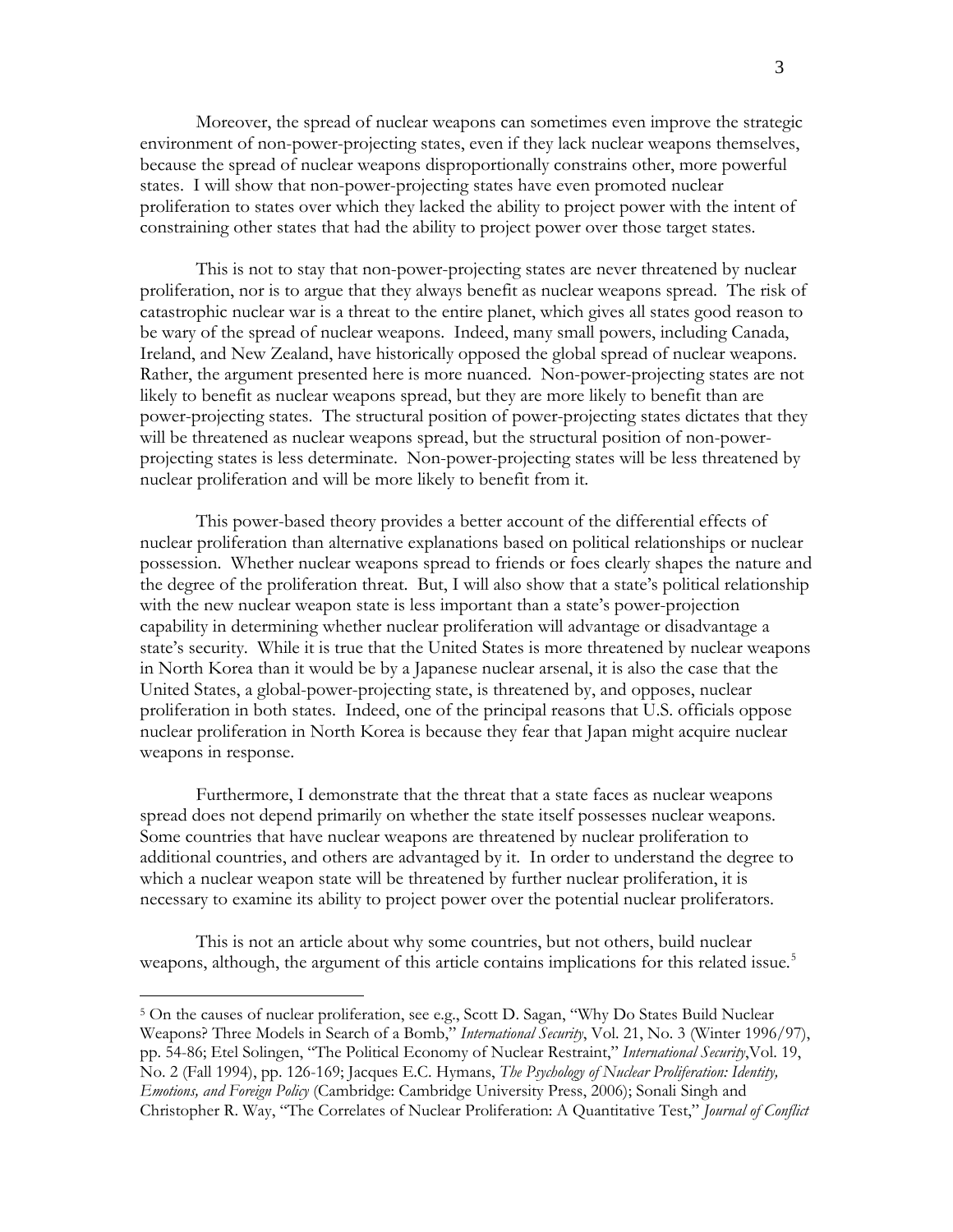Moreover, the spread of nuclear weapons can sometimes even improve the strategic environment of non-power-projecting states, even if they lack nuclear weapons themselves, because the spread of nuclear weapons disproportionally constrains other, more powerful states. I will show that non-power-projecting states have even promoted nuclear proliferation to states over which they lacked the ability to project power with the intent of constraining other states that had the ability to project power over those target states.

This is not to stay that non-power-projecting states are never threatened by nuclear proliferation, nor is to argue that they always benefit as nuclear weapons spread. The risk of catastrophic nuclear war is a threat to the entire planet, which gives all states good reason to be wary of the spread of nuclear weapons. Indeed, many small powers, including Canada, Ireland, and New Zealand, have historically opposed the global spread of nuclear weapons. Rather, the argument presented here is more nuanced. Non-power-projecting states are not likely to benefit as nuclear weapons spread, but they are more likely to benefit than are power-projecting states. The structural position of power-projecting states dictates that they will be threatened as nuclear weapons spread, but the structural position of non-power-projecting states is less determinate. Non-power-projecting states will be less threatened by nuclear proliferation and will be more likely to benefit from it.

This power-based theory provides a better account of the differential effects of nuclear proliferation than alternative explanations based on political relationships or nuclear possession. Whether nuclear weapons spread to friends or foes clearly shapes the nature and the degree of the proliferation threat. But, I will also show that a state's political relationship with the new nuclear weapon state is less important than a state's power-projection capability in determining whether nuclear proliferation will advantage or disadvantage a state's security. While it is true that the United States is more threatened by nuclear weapons in North Korea than it would be by a Japanese nuclear arsenal, it is also the case that the United States, a global-power-projecting state, is threatened by, and opposes, nuclear proliferation in both states. Indeed, one of the principal reasons that U.S. officials oppose nuclear proliferation in North Korea is because they fear that Japan might acquire nuclear weapons in response.

Furthermore, I demonstrate that the threat that a state faces as nuclear weapons spread does not depend primarily on whether the state itself possesses nuclear weapons. Some countries that have nuclear weapons are threatened by nuclear proliferation to additional countries, and others are advantaged by it. In order to understand the degree to which a nuclear weapon state will be threatened by further nuclear proliferation, it is necessary to examine its ability to project power over the potential nuclear proliferators.

This is not an article about why some countries, but not others, build nuclear weapons, although, the argument of this article contains implications for this related issue.[5]

---

[5] On the causes of nuclear proliferation, see e.g., Scott D. Sagan, "Why Do States Build Nuclear Weapons? Three Models in Search of a Bomb," *International Security*, Vol. 21, No. 3 (Winter 1996/97), pp. 54-86; Etel Solingen, "The Political Economy of Nuclear Restraint," *International Security*,Vol. 19, No. 2 (Fall 1994), pp. 126-169; Jacques E.C. Hymans, *The Psychology of Nuclear Proliferation: Identity, Emotions, and Foreign Policy* (Cambridge: Cambridge University Press, 2006); Sonali Singh and Christopher R. Way, "The Correlates of Nuclear Proliferation: A Quantitative Test," *Journal of Conflict*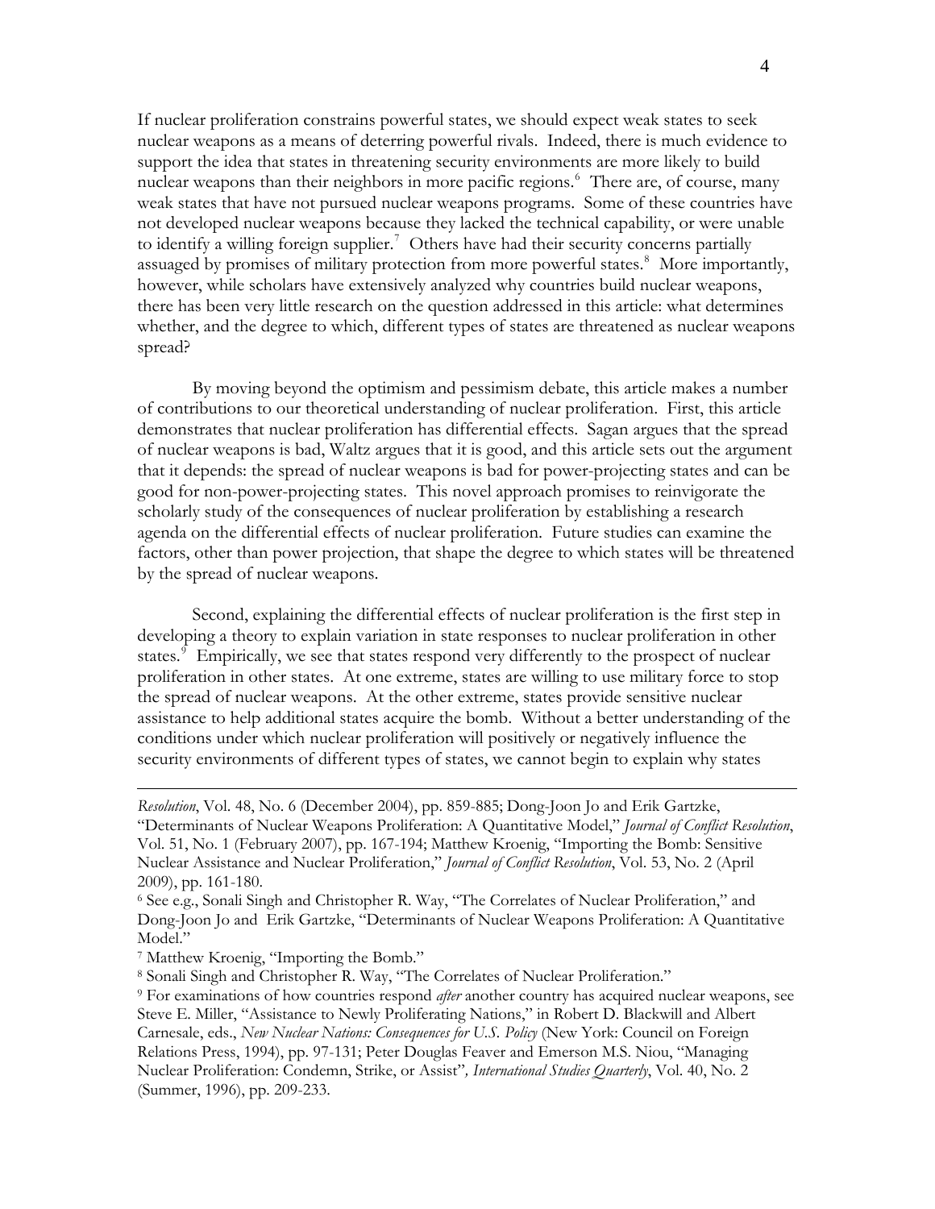If nuclear proliferation constrains powerful states, we should expect weak states to seek nuclear weapons as a means of deterring powerful rivals. Indeed, there is much evidence to support the idea that states in threatening security environments are more likely to build nuclear weapons than their neighbors in more pacific regions.[6] There are, of course, many weak states that have not pursued nuclear weapons programs. Some of these countries have not developed nuclear weapons because they lacked the technical capability, or were unable to identify a willing foreign supplier.[7] Others have had their security concerns partially assuaged by promises of military protection from more powerful states.[8] More importantly, however, while scholars have extensively analyzed why countries build nuclear weapons, there has been very little research on the question addressed in this article: what determines whether, and the degree to which, different types of states are threatened as nuclear weapons spread?

By moving beyond the optimism and pessimism debate, this article makes a number of contributions to our theoretical understanding of nuclear proliferation. First, this article demonstrates that nuclear proliferation has differential effects. Sagan argues that the spread of nuclear weapons is bad, Waltz argues that it is good, and this article sets out the argument that it depends: the spread of nuclear weapons is bad for power-projecting states and can be good for non-power-projecting states. This novel approach promises to reinvigorate the scholarly study of the consequences of nuclear proliferation by establishing a research agenda on the differential effects of nuclear proliferation. Future studies can examine the factors, other than power projection, that shape the degree to which states will be threatened by the spread of nuclear weapons.

Second, explaining the differential effects of nuclear proliferation is the first step in developing a theory to explain variation in state responses to nuclear proliferation in other states.[9] Empirically, we see that states respond very differently to the prospect of nuclear proliferation in other states. At one extreme, states are willing to use military force to stop the spread of nuclear weapons. At the other extreme, states provide sensitive nuclear assistance to help additional states acquire the bomb. Without a better understanding of the conditions under which nuclear proliferation will positively or negatively influence the security environments of different types of states, we cannot begin to explain why states

---

*Resolution*, Vol. 48, No. 6 (December 2004), pp. 859-885; Dong-Joon Jo and Erik Gartzke, "Determinants of Nuclear Weapons Proliferation: A Quantitative Model," *Journal of Conflict Resolution*, Vol. 51, No. 1 (February 2007), pp. 167-194; Matthew Kroenig, "Importing the Bomb: Sensitive Nuclear Assistance and Nuclear Proliferation," *Journal of Conflict Resolution*, Vol. 53, No. 2 (April 2009), pp. 161-180.

[6] See e.g., Sonali Singh and Christopher R. Way, "The Correlates of Nuclear Proliferation," and Dong-Joon Jo and Erik Gartzke, "Determinants of Nuclear Weapons Proliferation: A Quantitative Model."

[7] Matthew Kroenig, "Importing the Bomb."

[8] Sonali Singh and Christopher R. Way, "The Correlates of Nuclear Proliferation."

[9] For examinations of how countries respond *after* another country has acquired nuclear weapons, see Steve E. Miller, "Assistance to Newly Proliferating Nations," in Robert D. Blackwill and Albert Carnesale, eds., *New Nuclear Nations: Consequences for U.S. Policy* (New York: Council on Foreign Relations Press, 1994), pp. 97-131; Peter Douglas Feaver and Emerson M.S. Niou, "Managing Nuclear Proliferation: Condemn, Strike, or Assist"*, International Studies Quarterly*, Vol. 40, No. 2 (Summer, 1996), pp. 209-233.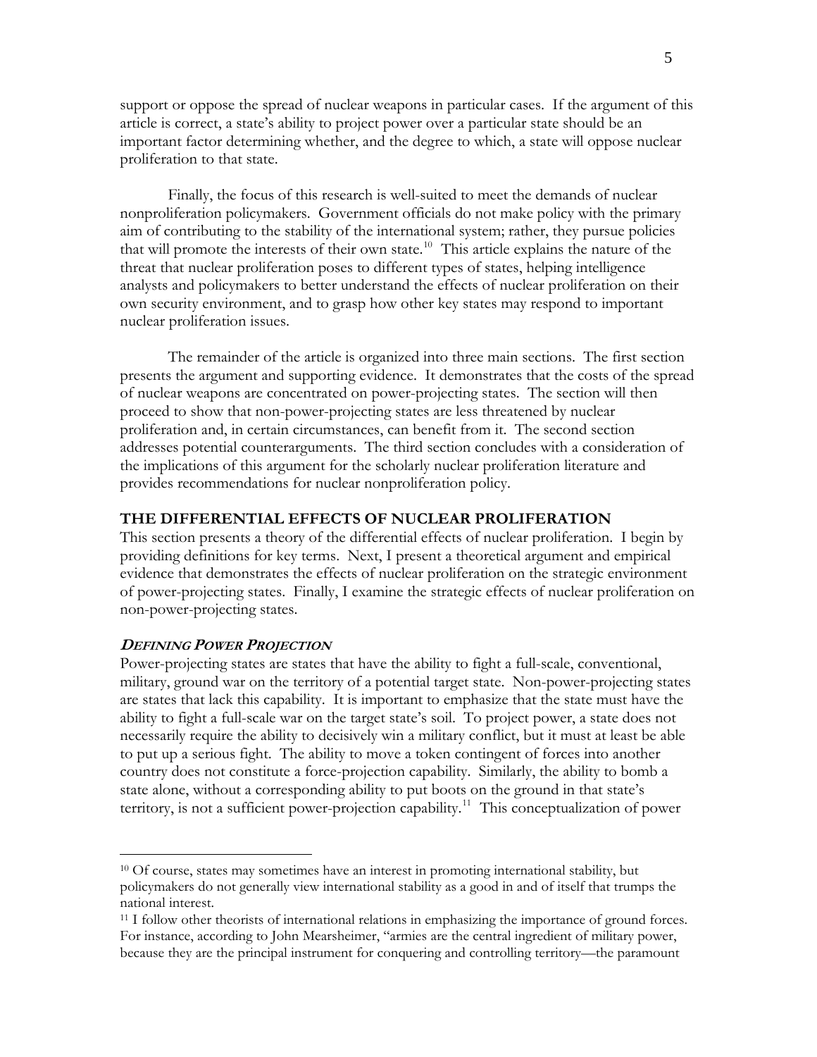support or oppose the spread of nuclear weapons in particular cases. If the argument of this article is correct, a state's ability to project power over a particular state should be an important factor determining whether, and the degree to which, a state will oppose nuclear proliferation to that state.

Finally, the focus of this research is well-suited to meet the demands of nuclear nonproliferation policymakers. Government officials do not make policy with the primary aim of contributing to the stability of the international system; rather, they pursue policies that will promote the interests of their own state.[10] This article explains the nature of the threat that nuclear proliferation poses to different types of states, helping intelligence analysts and policymakers to better understand the effects of nuclear proliferation on their own security environment, and to grasp how other key states may respond to important nuclear proliferation issues.

The remainder of the article is organized into three main sections. The first section presents the argument and supporting evidence. It demonstrates that the costs of the spread of nuclear weapons are concentrated on power-projecting states. The section will then proceed to show that non-power-projecting states are less threatened by nuclear proliferation and, in certain circumstances, can benefit from it. The second section addresses potential counterarguments. The third section concludes with a consideration of the implications of this argument for the scholarly nuclear proliferation literature and provides recommendations for nuclear nonproliferation policy.

## THE DIFFERENTIAL EFFECTS OF NUCLEAR PROLIFERATION

This section presents a theory of the differential effects of nuclear proliferation. I begin by providing definitions for key terms. Next, I present a theoretical argument and empirical evidence that demonstrates the effects of nuclear proliferation on the strategic environment of power-projecting states. Finally, I examine the strategic effects of nuclear proliferation on non-power-projecting states.

### *DEFINING POWER PROJECTION*

Power-projecting states are states that have the ability to fight a full-scale, conventional, military, ground war on the territory of a potential target state. Non-power-projecting states are states that lack this capability. It is important to emphasize that the state must have the ability to fight a full-scale war on the target state's soil. To project power, a state does not necessarily require the ability to decisively win a military conflict, but it must at least be able to put up a serious fight. The ability to move a token contingent of forces into another country does not constitute a force-projection capability. Similarly, the ability to bomb a state alone, without a corresponding ability to put boots on the ground in that state's territory, is not a sufficient power-projection capability.[11] This conceptualization of power

---

[10] Of course, states may sometimes have an interest in promoting international stability, but policymakers do not generally view international stability as a good in and of itself that trumps the national interest.

[11] I follow other theorists of international relations in emphasizing the importance of ground forces. For instance, according to John Mearsheimer, "armies are the central ingredient of military power, because they are the principal instrument for conquering and controlling territory—the paramount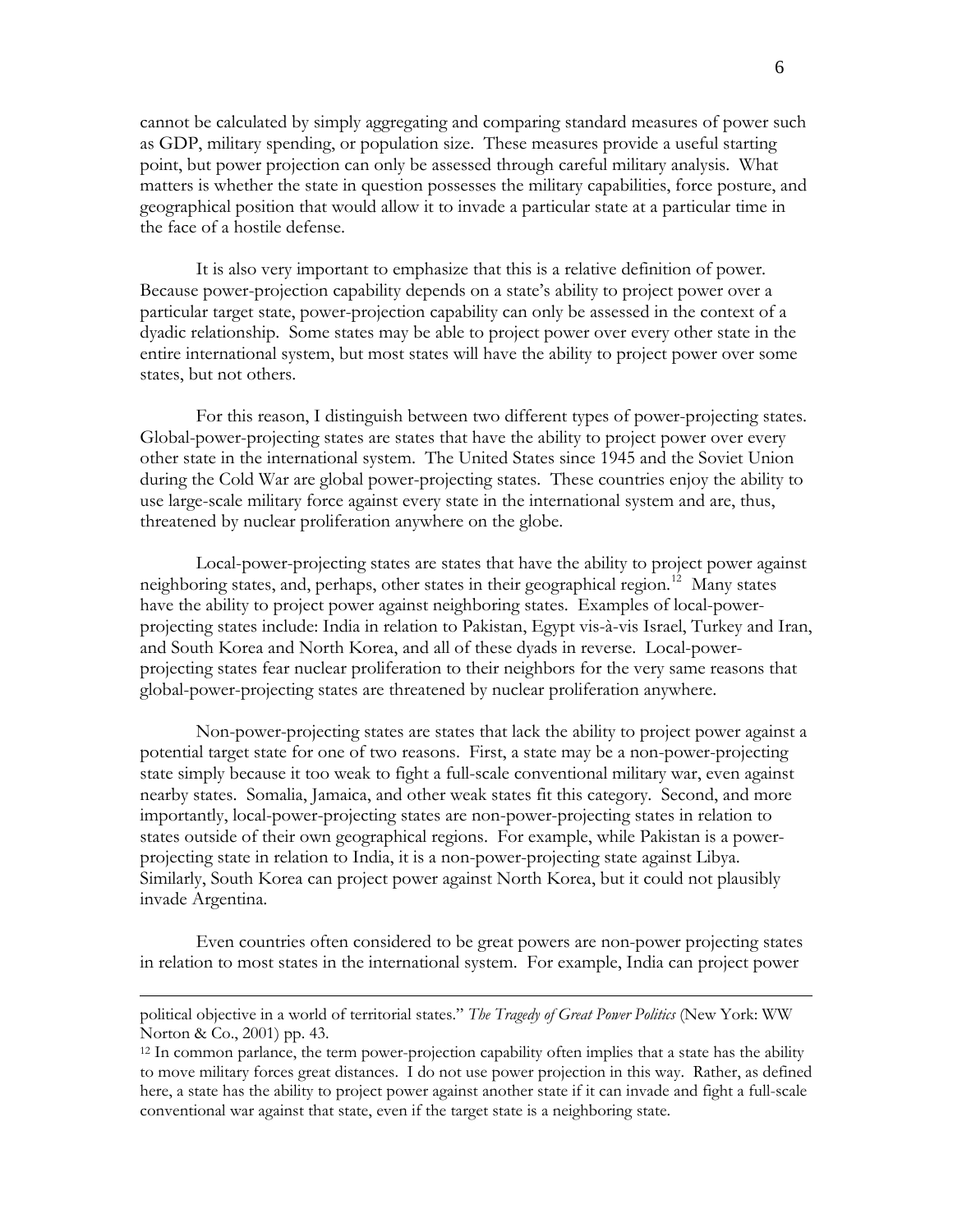cannot be calculated by simply aggregating and comparing standard measures of power such as GDP, military spending, or population size. These measures provide a useful starting point, but power projection can only be assessed through careful military analysis. What matters is whether the state in question possesses the military capabilities, force posture, and geographical position that would allow it to invade a particular state at a particular time in the face of a hostile defense.

It is also very important to emphasize that this is a relative definition of power. Because power-projection capability depends on a state's ability to project power over a particular target state, power-projection capability can only be assessed in the context of a dyadic relationship. Some states may be able to project power over every other state in the entire international system, but most states will have the ability to project power over some states, but not others.

For this reason, I distinguish between two different types of power-projecting states. Global-power-projecting states are states that have the ability to project power over every other state in the international system. The United States since 1945 and the Soviet Union during the Cold War are global power-projecting states. These countries enjoy the ability to use large-scale military force against every state in the international system and are, thus, threatened by nuclear proliferation anywhere on the globe.

Local-power-projecting states are states that have the ability to project power against neighboring states, and, perhaps, other states in their geographical region.[12] Many states have the ability to project power against neighboring states. Examples of local-power-projecting states include: India in relation to Pakistan, Egypt vis-à-vis Israel, Turkey and Iran, and South Korea and North Korea, and all of these dyads in reverse. Local-power-projecting states fear nuclear proliferation to their neighbors for the very same reasons that global-power-projecting states are threatened by nuclear proliferation anywhere.

Non-power-projecting states are states that lack the ability to project power against a potential target state for one of two reasons. First, a state may be a non-power-projecting state simply because it too weak to fight a full-scale conventional military war, even against nearby states. Somalia, Jamaica, and other weak states fit this category. Second, and more importantly, local-power-projecting states are non-power-projecting states in relation to states outside of their own geographical regions. For example, while Pakistan is a power-projecting state in relation to India, it is a non-power-projecting state against Libya. Similarly, South Korea can project power against North Korea, but it could not plausibly invade Argentina.

Even countries often considered to be great powers are non-power projecting states in relation to most states in the international system. For example, India can project power

---

political objective in a world of territorial states." *The Tragedy of Great Power Politics* (New York: WW Norton & Co., 2001) pp. 43.

[12] In common parlance, the term power-projection capability often implies that a state has the ability to move military forces great distances. I do not use power projection in this way. Rather, as defined here, a state has the ability to project power against another state if it can invade and fight a full-scale conventional war against that state, even if the target state is a neighboring state.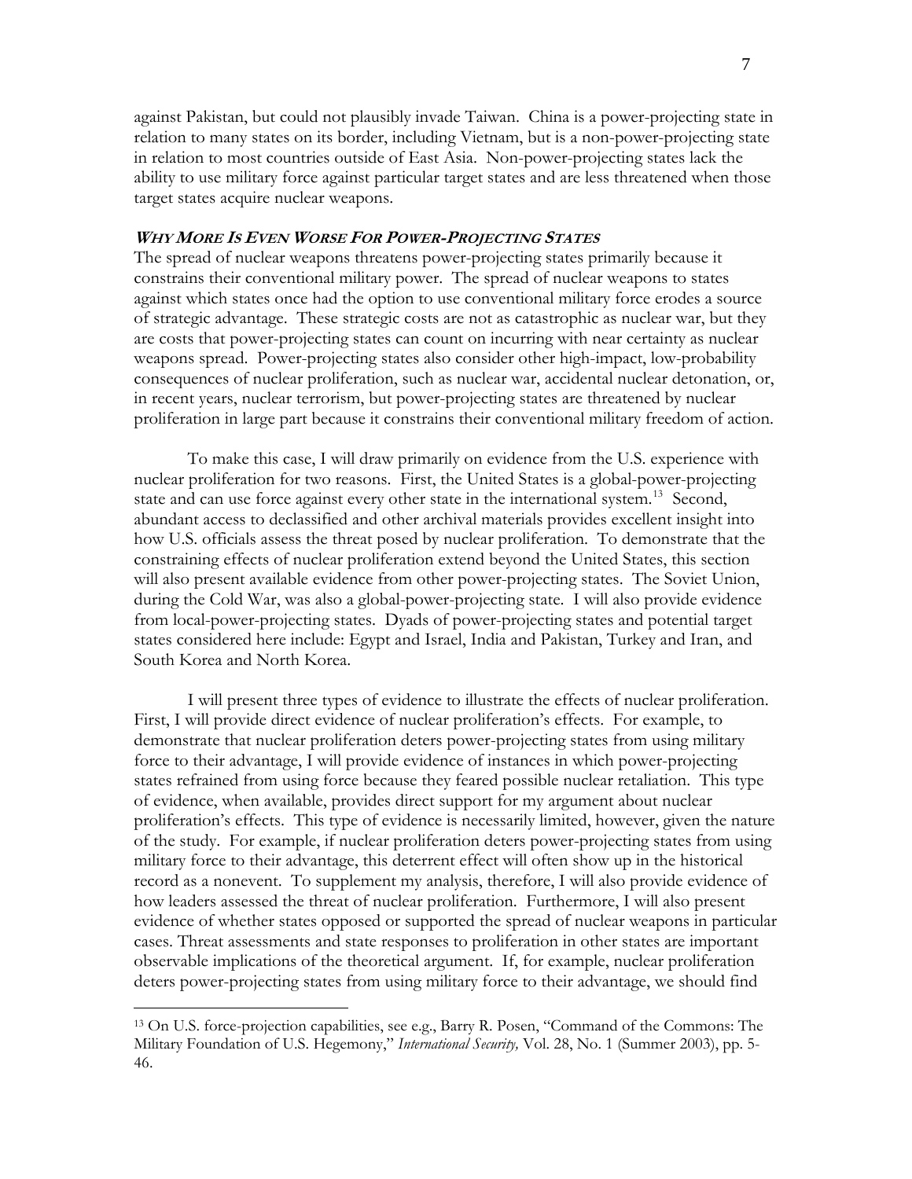against Pakistan, but could not plausibly invade Taiwan. China is a power-projecting state in relation to many states on its border, including Vietnam, but is a non-power-projecting state in relation to most countries outside of East Asia. Non-power-projecting states lack the ability to use military force against particular target states and are less threatened when those target states acquire nuclear weapons.

### ***Why More Is Even Worse For Power-Projecting States***

The spread of nuclear weapons threatens power-projecting states primarily because it constrains their conventional military power. The spread of nuclear weapons to states against which states once had the option to use conventional military force erodes a source of strategic advantage. These strategic costs are not as catastrophic as nuclear war, but they are costs that power-projecting states can count on incurring with near certainty as nuclear weapons spread. Power-projecting states also consider other high-impact, low-probability consequences of nuclear proliferation, such as nuclear war, accidental nuclear detonation, or, in recent years, nuclear terrorism, but power-projecting states are threatened by nuclear proliferation in large part because it constrains their conventional military freedom of action.

To make this case, I will draw primarily on evidence from the U.S. experience with nuclear proliferation for two reasons. First, the United States is a global-power-projecting state and can use force against every other state in the international system.[13] Second, abundant access to declassified and other archival materials provides excellent insight into how U.S. officials assess the threat posed by nuclear proliferation. To demonstrate that the constraining effects of nuclear proliferation extend beyond the United States, this section will also present available evidence from other power-projecting states. The Soviet Union, during the Cold War, was also a global-power-projecting state. I will also provide evidence from local-power-projecting states. Dyads of power-projecting states and potential target states considered here include: Egypt and Israel, India and Pakistan, Turkey and Iran, and South Korea and North Korea.

I will present three types of evidence to illustrate the effects of nuclear proliferation. First, I will provide direct evidence of nuclear proliferation's effects. For example, to demonstrate that nuclear proliferation deters power-projecting states from using military force to their advantage, I will provide evidence of instances in which power-projecting states refrained from using force because they feared possible nuclear retaliation. This type of evidence, when available, provides direct support for my argument about nuclear proliferation's effects. This type of evidence is necessarily limited, however, given the nature of the study. For example, if nuclear proliferation deters power-projecting states from using military force to their advantage, this deterrent effect will often show up in the historical record as a nonevent. To supplement my analysis, therefore, I will also provide evidence of how leaders assessed the threat of nuclear proliferation. Furthermore, I will also present evidence of whether states opposed or supported the spread of nuclear weapons in particular cases. Threat assessments and state responses to proliferation in other states are important observable implications of the theoretical argument. If, for example, nuclear proliferation deters power-projecting states from using military force to their advantage, we should find

---

[13] On U.S. force-projection capabilities, see e.g., Barry R. Posen, "Command of the Commons: The Military Foundation of U.S. Hegemony," *International Security,* Vol. 28, No. 1 (Summer 2003), pp. 5-46.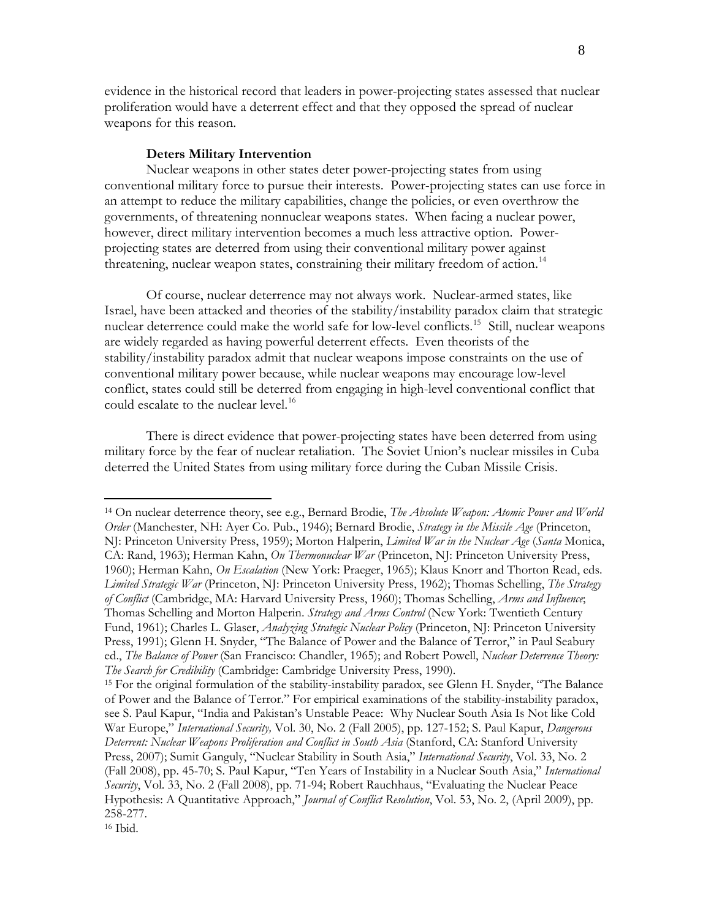evidence in the historical record that leaders in power-projecting states assessed that nuclear proliferation would have a deterrent effect and that they opposed the spread of nuclear weapons for this reason.

### Deters Military Intervention

Nuclear weapons in other states deter power-projecting states from using conventional military force to pursue their interests. Power-projecting states can use force in an attempt to reduce the military capabilities, change the policies, or even overthrow the governments, of threatening nonnuclear weapons states. When facing a nuclear power, however, direct military intervention becomes a much less attractive option. Power-projecting states are deterred from using their conventional military power against threatening, nuclear weapon states, constraining their military freedom of action.[14]

Of course, nuclear deterrence may not always work. Nuclear-armed states, like Israel, have been attacked and theories of the stability/instability paradox claim that strategic nuclear deterrence could make the world safe for low-level conflicts.[15] Still, nuclear weapons are widely regarded as having powerful deterrent effects. Even theorists of the stability/instability paradox admit that nuclear weapons impose constraints on the use of conventional military power because, while nuclear weapons may encourage low-level conflict, states could still be deterred from engaging in high-level conventional conflict that could escalate to the nuclear level.[16]

There is direct evidence that power-projecting states have been deterred from using military force by the fear of nuclear retaliation. The Soviet Union's nuclear missiles in Cuba deterred the United States from using military force during the Cuban Missile Crisis.

---

[14] On nuclear deterrence theory, see e.g., Bernard Brodie, *The Absolute Weapon: Atomic Power and World Order* (Manchester, NH: Ayer Co. Pub., 1946); Bernard Brodie, *Strategy in the Missile Age* (Princeton, NJ: Princeton University Press, 1959); Morton Halperin, *Limited War in the Nuclear Age* (*Santa* Monica, CA: Rand, 1963); Herman Kahn, *On Thermonuclear War* (Princeton, NJ: Princeton University Press, 1960); Herman Kahn, *On Escalation* (New York: Praeger, 1965); Klaus Knorr and Thorton Read, eds. *Limited Strategic War* (Princeton, NJ: Princeton University Press, 1962); Thomas Schelling, *The Strategy of Conflict* (Cambridge, MA: Harvard University Press, 1960); Thomas Schelling, *Arms and Influence*; Thomas Schelling and Morton Halperin. *Strategy and Arms Control* (New York: Twentieth Century Fund, 1961); Charles L. Glaser, *Analyzing Strategic Nuclear Policy* (Princeton, NJ: Princeton University Press, 1991); Glenn H. Snyder, "The Balance of Power and the Balance of Terror," in Paul Seabury ed., *The Balance of Power* (San Francisco: Chandler, 1965); and Robert Powell, *Nuclear Deterrence Theory: The Search for Credibility* (Cambridge: Cambridge University Press, 1990).

[15] For the original formulation of the stability-instability paradox, see Glenn H. Snyder, "The Balance of Power and the Balance of Terror." For empirical examinations of the stability-instability paradox, see S. Paul Kapur, "India and Pakistan's Unstable Peace: Why Nuclear South Asia Is Not like Cold War Europe," *International Security,* Vol. 30, No. 2 (Fall 2005), pp. 127-152; S. Paul Kapur, *Dangerous Deterrent: Nuclear Weapons Proliferation and Conflict in South Asia* (Stanford, CA: Stanford University Press, 2007); Sumit Ganguly, "Nuclear Stability in South Asia," *International Security*, Vol. 33, No. 2 (Fall 2008), pp. 45-70; S. Paul Kapur, "Ten Years of Instability in a Nuclear South Asia," *International Security*, Vol. 33, No. 2 (Fall 2008), pp. 71-94; Robert Rauchhaus, "Evaluating the Nuclear Peace Hypothesis: A Quantitative Approach," *Journal of Conflict Resolution*, Vol. 53, No. 2, (April 2009), pp. 258-277.

[16] Ibid.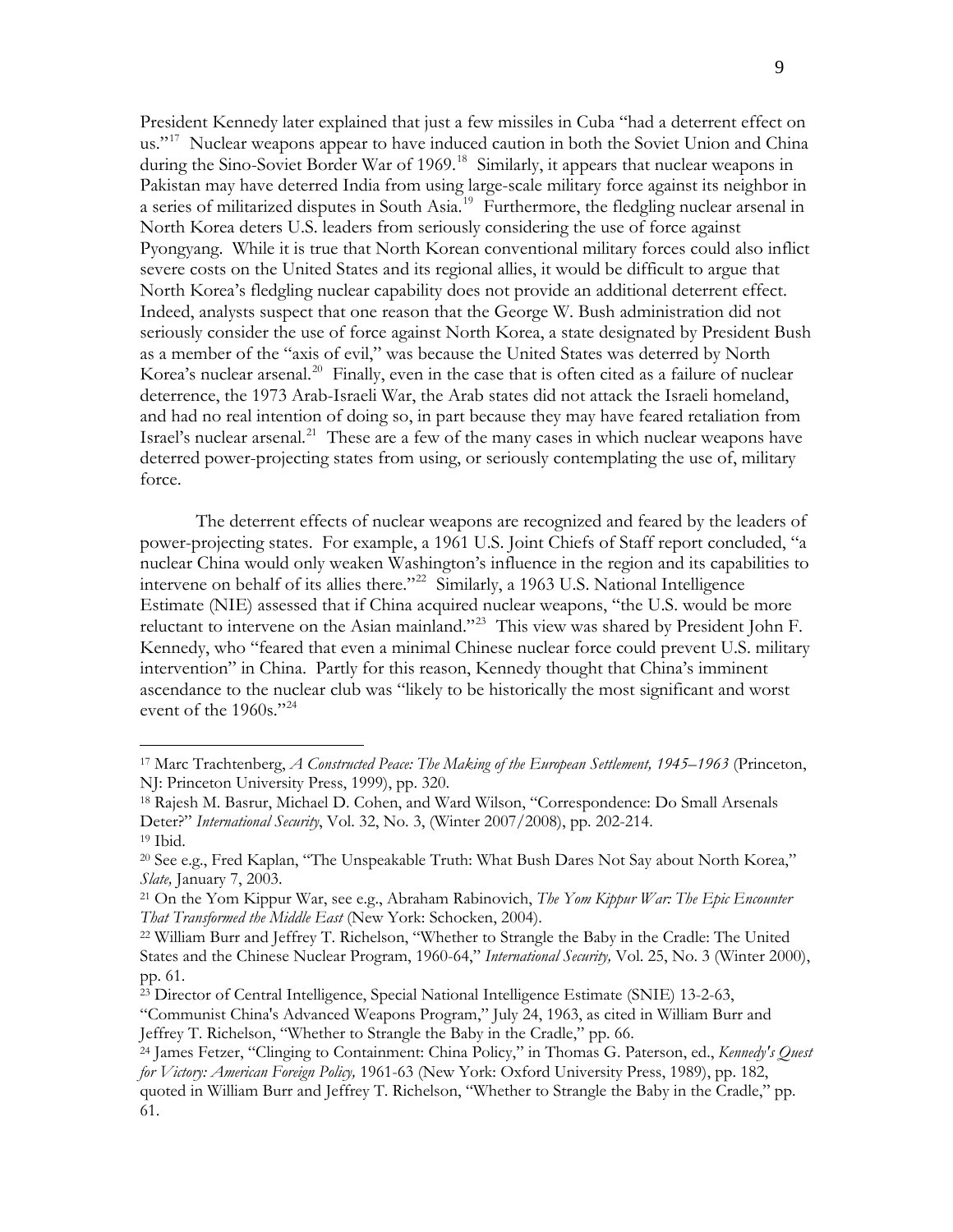President Kennedy later explained that just a few missiles in Cuba "had a deterrent effect on us."[17] Nuclear weapons appear to have induced caution in both the Soviet Union and China during the Sino-Soviet Border War of 1969.[18] Similarly, it appears that nuclear weapons in Pakistan may have deterred India from using large-scale military force against its neighbor in a series of militarized disputes in South Asia.[19] Furthermore, the fledgling nuclear arsenal in North Korea deters U.S. leaders from seriously considering the use of force against Pyongyang. While it is true that North Korean conventional military forces could also inflict severe costs on the United States and its regional allies, it would be difficult to argue that North Korea's fledgling nuclear capability does not provide an additional deterrent effect. Indeed, analysts suspect that one reason that the George W. Bush administration did not seriously consider the use of force against North Korea, a state designated by President Bush as a member of the "axis of evil," was because the United States was deterred by North Korea's nuclear arsenal.[20] Finally, even in the case that is often cited as a failure of nuclear deterrence, the 1973 Arab-Israeli War, the Arab states did not attack the Israeli homeland, and had no real intention of doing so, in part because they may have feared retaliation from Israel's nuclear arsenal.[21] These are a few of the many cases in which nuclear weapons have deterred power-projecting states from using, or seriously contemplating the use of, military force.

The deterrent effects of nuclear weapons are recognized and feared by the leaders of power-projecting states. For example, a 1961 U.S. Joint Chiefs of Staff report concluded, "a nuclear China would only weaken Washington's influence in the region and its capabilities to intervene on behalf of its allies there."[22] Similarly, a 1963 U.S. National Intelligence Estimate (NIE) assessed that if China acquired nuclear weapons, "the U.S. would be more reluctant to intervene on the Asian mainland."[23] This view was shared by President John F. Kennedy, who "feared that even a minimal Chinese nuclear force could prevent U.S. military intervention" in China. Partly for this reason, Kennedy thought that China's imminent ascendance to the nuclear club was "likely to be historically the most significant and worst event of the 1960s."[24]

---

[17] Marc Trachtenberg, *A Constructed Peace: The Making of the European Settlement, 1945–1963* (Princeton, NJ: Princeton University Press, 1999), pp. 320.

[18] Rajesh M. Basrur, Michael D. Cohen, and Ward Wilson, "Correspondence: Do Small Arsenals Deter?" *International Security*, Vol. 32, No. 3, (Winter 2007/2008), pp. 202-214.

[19] Ibid.

[20] See e.g., Fred Kaplan, "The Unspeakable Truth: What Bush Dares Not Say about North Korea," *Slate,* January 7, 2003.

[21] On the Yom Kippur War, see e.g., Abraham Rabinovich, *The Yom Kippur War: The Epic Encounter That Transformed the Middle East* (New York: Schocken, 2004).

[22] William Burr and Jeffrey T. Richelson, "Whether to Strangle the Baby in the Cradle: The United States and the Chinese Nuclear Program, 1960-64," *International Security,* Vol. 25, No. 3 (Winter 2000), pp. 61.

[23] Director of Central Intelligence, Special National Intelligence Estimate (SNIE) 13-2-63, "Communist China's Advanced Weapons Program," July 24, 1963, as cited in William Burr and Jeffrey T. Richelson, "Whether to Strangle the Baby in the Cradle," pp. 66.

[24] James Fetzer, "Clinging to Containment: China Policy," in Thomas G. Paterson, ed., *Kennedy's Quest for Victory: American Foreign Policy,* 1961-63 (New York: Oxford University Press, 1989), pp. 182, quoted in William Burr and Jeffrey T. Richelson, "Whether to Strangle the Baby in the Cradle," pp. 61.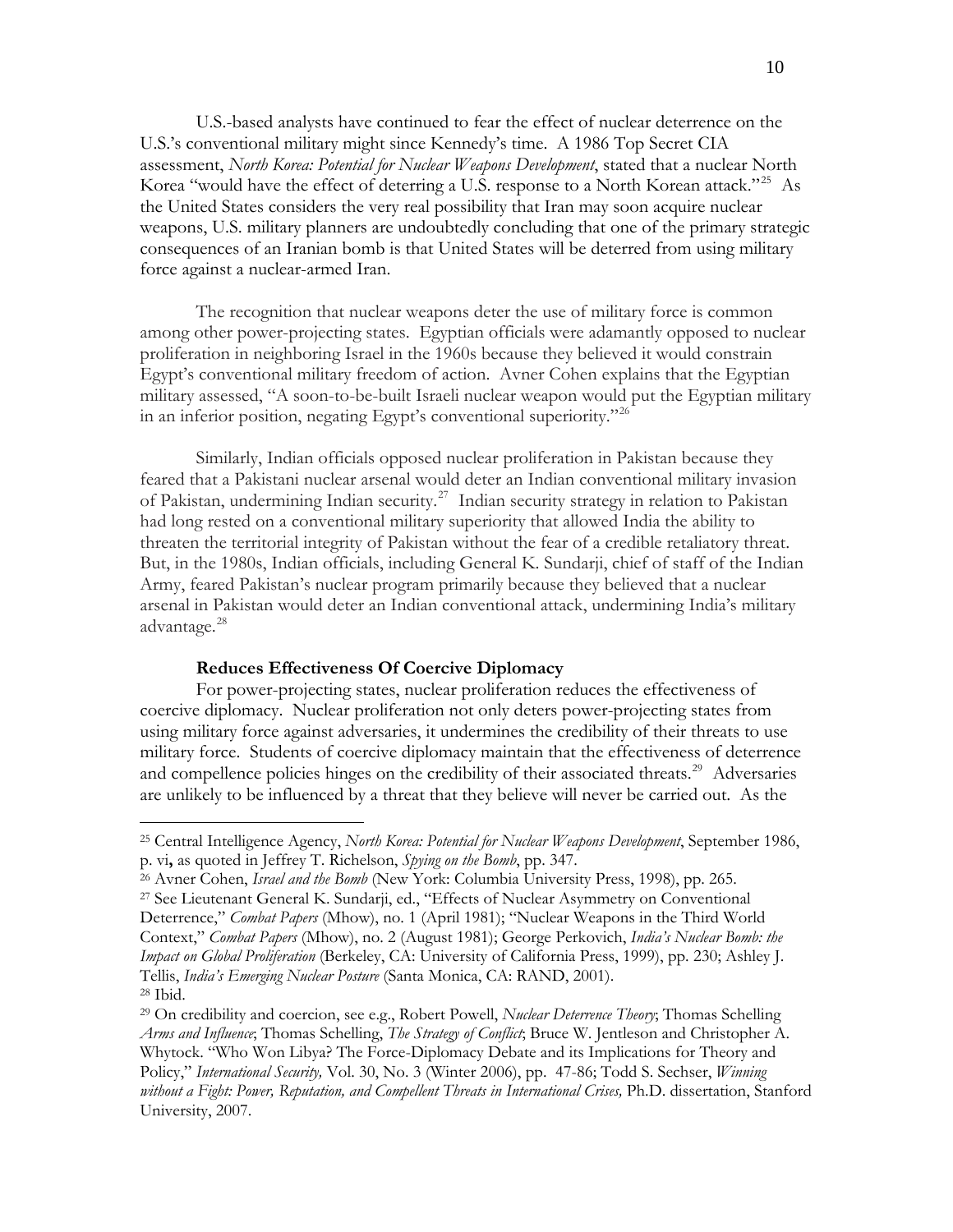U.S.-based analysts have continued to fear the effect of nuclear deterrence on the U.S.'s conventional military might since Kennedy's time. A 1986 Top Secret CIA assessment, *North Korea: Potential for Nuclear Weapons Development*, stated that a nuclear North Korea "would have the effect of deterring a U.S. response to a North Korean attack."[25] As the United States considers the very real possibility that Iran may soon acquire nuclear weapons, U.S. military planners are undoubtedly concluding that one of the primary strategic consequences of an Iranian bomb is that United States will be deterred from using military force against a nuclear-armed Iran.

The recognition that nuclear weapons deter the use of military force is common among other power-projecting states. Egyptian officials were adamantly opposed to nuclear proliferation in neighboring Israel in the 1960s because they believed it would constrain Egypt's conventional military freedom of action. Avner Cohen explains that the Egyptian military assessed, "A soon-to-be-built Israeli nuclear weapon would put the Egyptian military in an inferior position, negating Egypt's conventional superiority."[26]

Similarly, Indian officials opposed nuclear proliferation in Pakistan because they feared that a Pakistani nuclear arsenal would deter an Indian conventional military invasion of Pakistan, undermining Indian security.[27] Indian security strategy in relation to Pakistan had long rested on a conventional military superiority that allowed India the ability to threaten the territorial integrity of Pakistan without the fear of a credible retaliatory threat. But, in the 1980s, Indian officials, including General K. Sundarji, chief of staff of the Indian Army, feared Pakistan's nuclear program primarily because they believed that a nuclear arsenal in Pakistan would deter an Indian conventional attack, undermining India's military advantage.[28]

**Reduces Effectiveness Of Coercive Diplomacy**

For power-projecting states, nuclear proliferation reduces the effectiveness of coercive diplomacy. Nuclear proliferation not only deters power-projecting states from using military force against adversaries, it undermines the credibility of their threats to use military force. Students of coercive diplomacy maintain that the effectiveness of deterrence and compellence policies hinges on the credibility of their associated threats.[29] Adversaries are unlikely to be influenced by a threat that they believe will never be carried out. As the

---

[25] Central Intelligence Agency, *North Korea: Potential for Nuclear Weapons Development*, September 1986, p. vi**,** as quoted in Jeffrey T. Richelson, *Spying on the Bomb*, pp. 347.

[26] Avner Cohen, *Israel and the Bomb* (New York: Columbia University Press, 1998), pp. 265.

[27] See Lieutenant General K. Sundarji, ed., "Effects of Nuclear Asymmetry on Conventional Deterrence," *Combat Papers* (Mhow), no. 1 (April 1981); "Nuclear Weapons in the Third World Context," *Combat Papers* (Mhow), no. 2 (August 1981); George Perkovich, *India's Nuclear Bomb: the Impact on Global Proliferation* (Berkeley, CA: University of California Press, 1999), pp. 230; Ashley J. Tellis, *India's Emerging Nuclear Posture* (Santa Monica, CA: RAND, 2001).

[28] Ibid.

[29] On credibility and coercion, see e.g., Robert Powell, *Nuclear Deterrence Theory*; Thomas Schelling *Arms and Influence*; Thomas Schelling, *The Strategy of Conflict*; Bruce W. Jentleson and Christopher A. Whytock. "Who Won Libya? The Force-Diplomacy Debate and its Implications for Theory and Policy," *International Security,* Vol. 30, No. 3 (Winter 2006), pp. 47-86; Todd S. Sechser, *Winning without a Fight: Power, Reputation, and Compellent Threats in International Crises,* Ph.D. dissertation, Stanford University, 2007.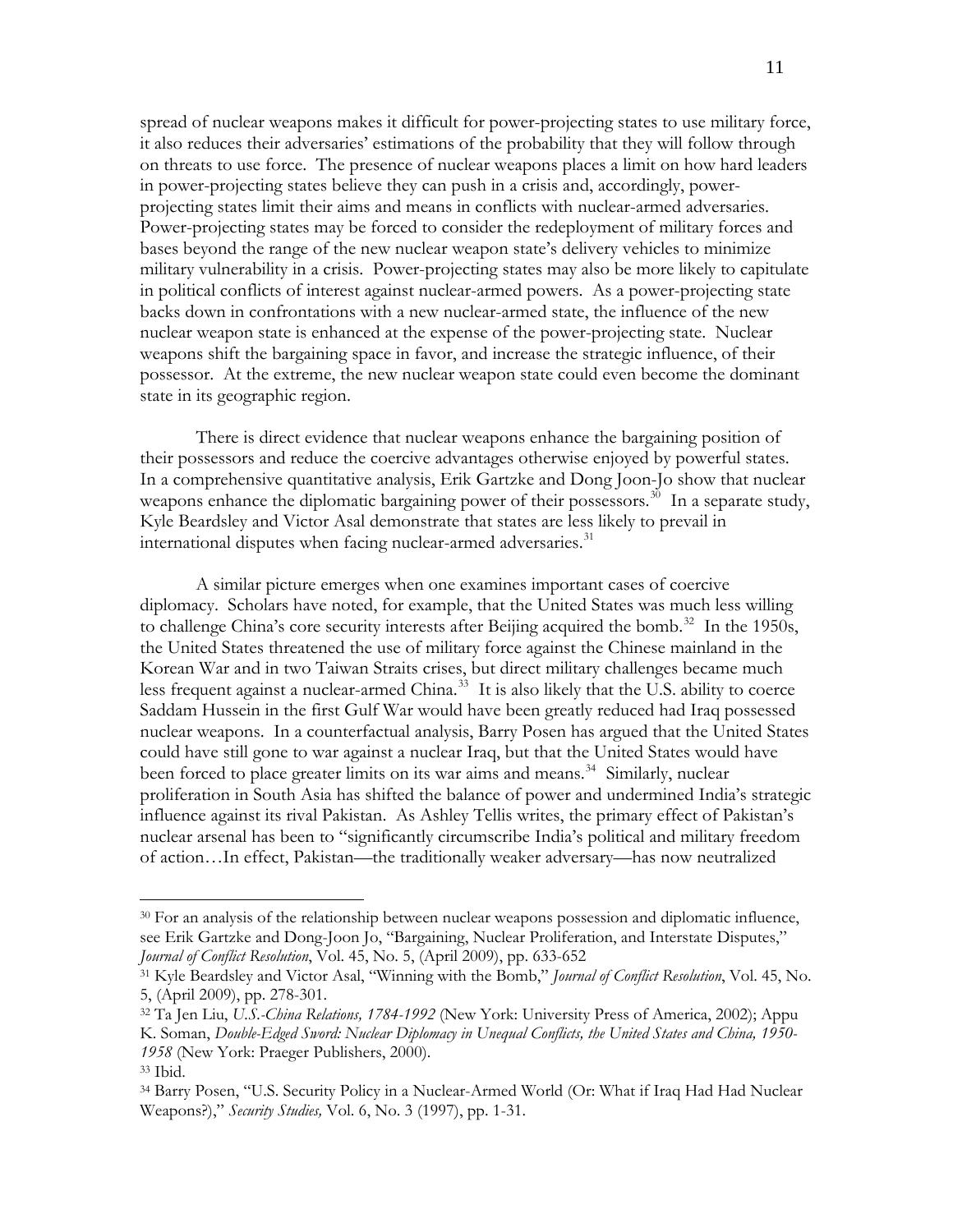spread of nuclear weapons makes it difficult for power-projecting states to use military force, it also reduces their adversaries' estimations of the probability that they will follow through on threats to use force. The presence of nuclear weapons places a limit on how hard leaders in power-projecting states believe they can push in a crisis and, accordingly, power-projecting states limit their aims and means in conflicts with nuclear-armed adversaries. Power-projecting states may be forced to consider the redeployment of military forces and bases beyond the range of the new nuclear weapon state's delivery vehicles to minimize military vulnerability in a crisis. Power-projecting states may also be more likely to capitulate in political conflicts of interest against nuclear-armed powers. As a power-projecting state backs down in confrontations with a new nuclear-armed state, the influence of the new nuclear weapon state is enhanced at the expense of the power-projecting state. Nuclear weapons shift the bargaining space in favor, and increase the strategic influence, of their possessor. At the extreme, the new nuclear weapon state could even become the dominant state in its geographic region.

There is direct evidence that nuclear weapons enhance the bargaining position of their possessors and reduce the coercive advantages otherwise enjoyed by powerful states. In a comprehensive quantitative analysis, Erik Gartzke and Dong Joon-Jo show that nuclear weapons enhance the diplomatic bargaining power of their possessors.[30] In a separate study, Kyle Beardsley and Victor Asal demonstrate that states are less likely to prevail in international disputes when facing nuclear-armed adversaries.[31]

A similar picture emerges when one examines important cases of coercive diplomacy. Scholars have noted, for example, that the United States was much less willing to challenge China's core security interests after Beijing acquired the bomb.[32] In the 1950s, the United States threatened the use of military force against the Chinese mainland in the Korean War and in two Taiwan Straits crises, but direct military challenges became much less frequent against a nuclear-armed China.[33] It is also likely that the U.S. ability to coerce Saddam Hussein in the first Gulf War would have been greatly reduced had Iraq possessed nuclear weapons. In a counterfactual analysis, Barry Posen has argued that the United States could have still gone to war against a nuclear Iraq, but that the United States would have been forced to place greater limits on its war aims and means.[34] Similarly, nuclear proliferation in South Asia has shifted the balance of power and undermined India's strategic influence against its rival Pakistan. As Ashley Tellis writes, the primary effect of Pakistan's nuclear arsenal has been to "significantly circumscribe India's political and military freedom of action…In effect, Pakistan—the traditionally weaker adversary—has now neutralized

---

[30] For an analysis of the relationship between nuclear weapons possession and diplomatic influence, see Erik Gartzke and Dong-Joon Jo, "Bargaining, Nuclear Proliferation, and Interstate Disputes," *Journal of Conflict Resolution*, Vol. 45, No. 5, (April 2009), pp. 633-652

[31] Kyle Beardsley and Victor Asal, "Winning with the Bomb," *Journal of Conflict Resolution*, Vol. 45, No. 5, (April 2009), pp. 278-301.

[32] Ta Jen Liu, *U.S.-China Relations, 1784-1992* (New York: University Press of America, 2002); Appu K. Soman, *Double-Edged Sword: Nuclear Diplomacy in Unequal Conflicts, the United States and China, 1950-1958* (New York: Praeger Publishers, 2000).

[33] Ibid.

[34] Barry Posen, "U.S. Security Policy in a Nuclear-Armed World (Or: What if Iraq Had Had Nuclear Weapons?)," *Security Studies,* Vol. 6, No. 3 (1997), pp. 1-31.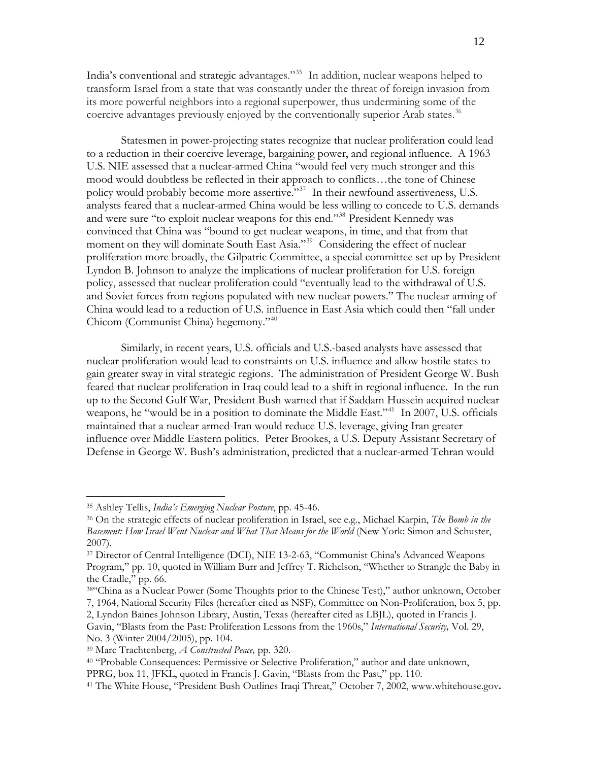India's conventional and strategic advantages."[35] In addition, nuclear weapons helped to transform Israel from a state that was constantly under the threat of foreign invasion from its more powerful neighbors into a regional superpower, thus undermining some of the coercive advantages previously enjoyed by the conventionally superior Arab states.[36]

Statesmen in power-projecting states recognize that nuclear proliferation could lead to a reduction in their coercive leverage, bargaining power, and regional influence. A 1963 U.S. NIE assessed that a nuclear-armed China "would feel very much stronger and this mood would doubtless be reflected in their approach to conflicts…the tone of Chinese policy would probably become more assertive."[37] In their newfound assertiveness, U.S. analysts feared that a nuclear-armed China would be less willing to concede to U.S. demands and were sure "to exploit nuclear weapons for this end."[38] President Kennedy was convinced that China was "bound to get nuclear weapons, in time, and that from that moment on they will dominate South East Asia."[39] Considering the effect of nuclear proliferation more broadly, the Gilpatric Committee, a special committee set up by President Lyndon B. Johnson to analyze the implications of nuclear proliferation for U.S. foreign policy, assessed that nuclear proliferation could "eventually lead to the withdrawal of U.S. and Soviet forces from regions populated with new nuclear powers." The nuclear arming of China would lead to a reduction of U.S. influence in East Asia which could then "fall under Chicom (Communist China) hegemony."[40]

Similarly, in recent years, U.S. officials and U.S.-based analysts have assessed that nuclear proliferation would lead to constraints on U.S. influence and allow hostile states to gain greater sway in vital strategic regions. The administration of President George W. Bush feared that nuclear proliferation in Iraq could lead to a shift in regional influence. In the run up to the Second Gulf War, President Bush warned that if Saddam Hussein acquired nuclear weapons, he "would be in a position to dominate the Middle East."[41] In 2007, U.S. officials maintained that a nuclear armed-Iran would reduce U.S. leverage, giving Iran greater influence over Middle Eastern politics. Peter Brookes, a U.S. Deputy Assistant Secretary of Defense in George W. Bush's administration, predicted that a nuclear-armed Tehran would

---

[35] Ashley Tellis, *India's Emerging Nuclear Posture*, pp. 45-46.

[36] On the strategic effects of nuclear proliferation in Israel, see e.g., Michael Karpin, *The Bomb in the Basement: How Israel Went Nuclear and What That Means for the World* (New York: Simon and Schuster, 2007).

[37] Director of Central Intelligence (DCI), NIE 13-2-63, "Communist China's Advanced Weapons Program," pp. 10, quoted in William Burr and Jeffrey T. Richelson, "Whether to Strangle the Baby in the Cradle," pp. 66.

[38] "China as a Nuclear Power (Some Thoughts prior to the Chinese Test)," author unknown, October 7, 1964, National Security Files (hereafter cited as NSF), Committee on Non-Proliferation, box 5, pp. 2, Lyndon Baines Johnson Library, Austin, Texas (hereafter cited as LBJL), quoted in Francis J. Gavin, "Blasts from the Past: Proliferation Lessons from the 1960s," *International Security,* Vol. 29, No. 3 (Winter 2004/2005), pp. 104.

[39] Marc Trachtenberg, *A Constructed Peace,* pp. 320.

[40] "Probable Consequences: Permissive or Selective Proliferation," author and date unknown, PPRG, box 11, JFKL, quoted in Francis J. Gavin, "Blasts from the Past," pp. 110.

[41] The White House, "President Bush Outlines Iraqi Threat," October 7, 2002, www.whitehouse.gov.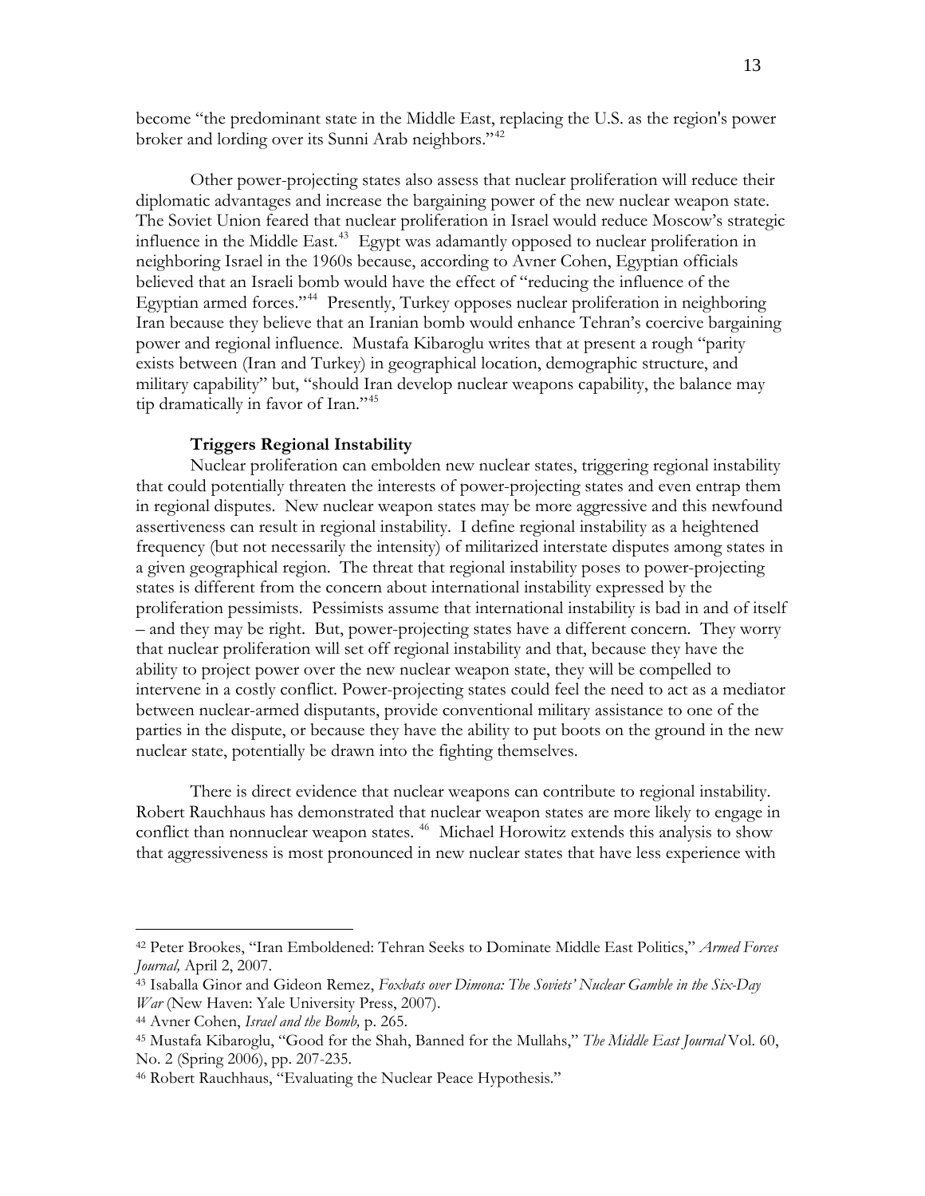become "the predominant state in the Middle East, replacing the U.S. as the region's power broker and lording over its Sunni Arab neighbors."[42]

Other power-projecting states also assess that nuclear proliferation will reduce their diplomatic advantages and increase the bargaining power of the new nuclear weapon state. The Soviet Union feared that nuclear proliferation in Israel would reduce Moscow's strategic influence in the Middle East.[43] Egypt was adamantly opposed to nuclear proliferation in neighboring Israel in the 1960s because, according to Avner Cohen, Egyptian officials believed that an Israeli bomb would have the effect of "reducing the influence of the Egyptian armed forces."[44] Presently, Turkey opposes nuclear proliferation in neighboring Iran because they believe that an Iranian bomb would enhance Tehran's coercive bargaining power and regional influence. Mustafa Kibaroglu writes that at present a rough "parity exists between (Iran and Turkey) in geographical location, demographic structure, and military capability" but, "should Iran develop nuclear weapons capability, the balance may tip dramatically in favor of Iran."[45]

**Triggers Regional Instability**

Nuclear proliferation can embolden new nuclear states, triggering regional instability that could potentially threaten the interests of power-projecting states and even entrap them in regional disputes. New nuclear weapon states may be more aggressive and this newfound assertiveness can result in regional instability. I define regional instability as a heightened frequency (but not necessarily the intensity) of militarized interstate disputes among states in a given geographical region. The threat that regional instability poses to power-projecting states is different from the concern about international instability expressed by the proliferation pessimists. Pessimists assume that international instability is bad in and of itself – and they may be right. But, power-projecting states have a different concern. They worry that nuclear proliferation will set off regional instability and that, because they have the ability to project power over the new nuclear weapon state, they will be compelled to intervene in a costly conflict. Power-projecting states could feel the need to act as a mediator between nuclear-armed disputants, provide conventional military assistance to one of the parties in the dispute, or because they have the ability to put boots on the ground in the new nuclear state, potentially be drawn into the fighting themselves.

There is direct evidence that nuclear weapons can contribute to regional instability. Robert Rauchhaus has demonstrated that nuclear weapon states are more likely to engage in conflict than nonnuclear weapon states.[46] Michael Horowitz extends this analysis to show that aggressiveness is most pronounced in new nuclear states that have less experience with

---

[42] Peter Brookes, "Iran Emboldened: Tehran Seeks to Dominate Middle East Politics," *Armed Forces Journal,* April 2, 2007.

[43] Isaballa Ginor and Gideon Remez, *Foxbats over Dimona: The Soviets' Nuclear Gamble in the Six-Day War* (New Haven: Yale University Press, 2007).

[44] Avner Cohen, *Israel and the Bomb,* p. 265.

[45] Mustafa Kibaroglu, "Good for the Shah, Banned for the Mullahs," *The Middle East Journal* Vol. 60, No. 2 (Spring 2006), pp. 207-235.

[46] Robert Rauchhaus, "Evaluating the Nuclear Peace Hypothesis."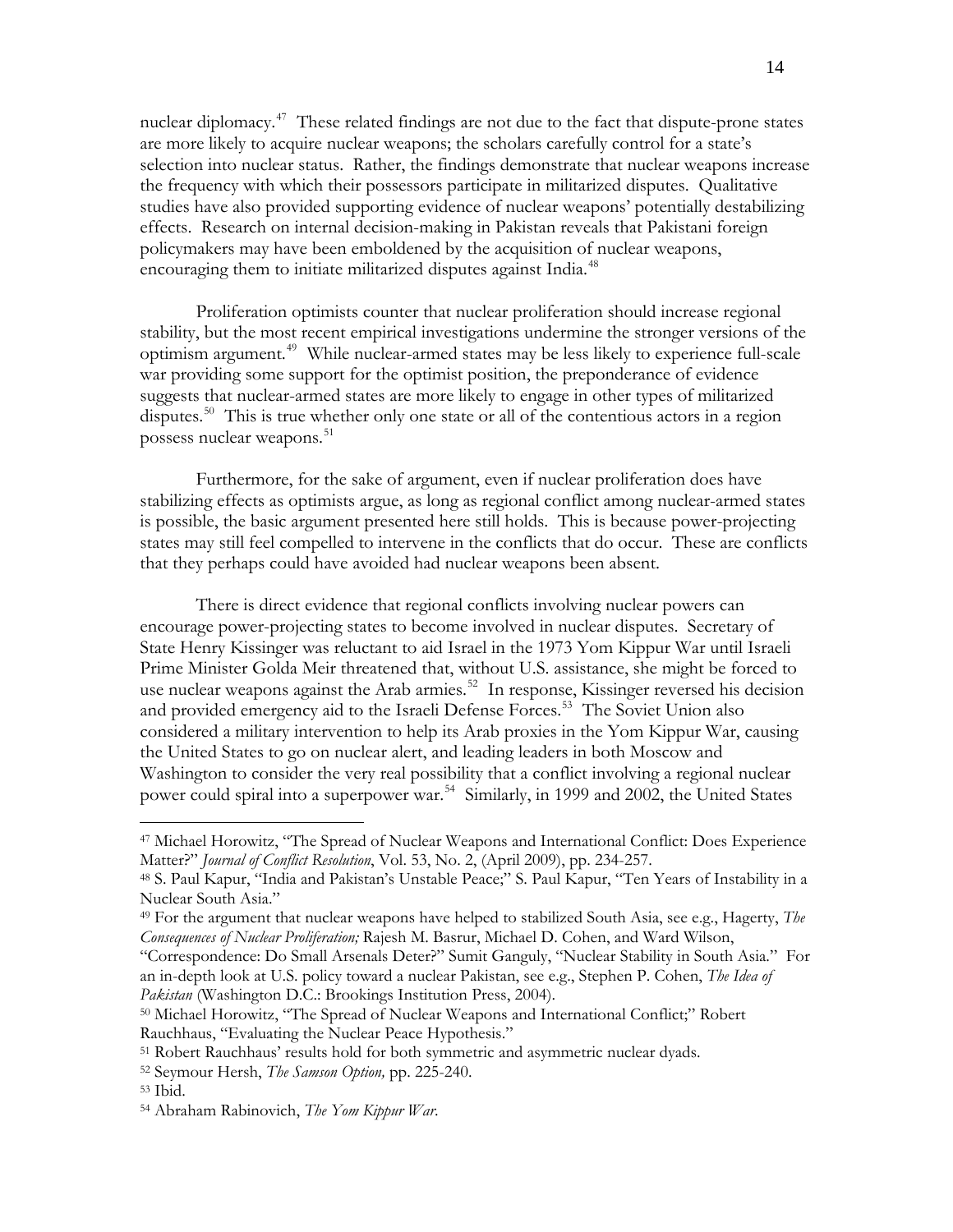nuclear diplomacy.[47] These related findings are not due to the fact that dispute-prone states are more likely to acquire nuclear weapons; the scholars carefully control for a state's selection into nuclear status. Rather, the findings demonstrate that nuclear weapons increase the frequency with which their possessors participate in militarized disputes. Qualitative studies have also provided supporting evidence of nuclear weapons' potentially destabilizing effects. Research on internal decision-making in Pakistan reveals that Pakistani foreign policymakers may have been emboldened by the acquisition of nuclear weapons, encouraging them to initiate militarized disputes against India.[48]

Proliferation optimists counter that nuclear proliferation should increase regional stability, but the most recent empirical investigations undermine the stronger versions of the optimism argument.[49] While nuclear-armed states may be less likely to experience full-scale war providing some support for the optimist position, the preponderance of evidence suggests that nuclear-armed states are more likely to engage in other types of militarized disputes.[50] This is true whether only one state or all of the contentious actors in a region possess nuclear weapons.[51]

Furthermore, for the sake of argument, even if nuclear proliferation does have stabilizing effects as optimists argue, as long as regional conflict among nuclear-armed states is possible, the basic argument presented here still holds. This is because power-projecting states may still feel compelled to intervene in the conflicts that do occur. These are conflicts that they perhaps could have avoided had nuclear weapons been absent.

There is direct evidence that regional conflicts involving nuclear powers can encourage power-projecting states to become involved in nuclear disputes. Secretary of State Henry Kissinger was reluctant to aid Israel in the 1973 Yom Kippur War until Israeli Prime Minister Golda Meir threatened that, without U.S. assistance, she might be forced to use nuclear weapons against the Arab armies.[52] In response, Kissinger reversed his decision and provided emergency aid to the Israeli Defense Forces.[53] The Soviet Union also considered a military intervention to help its Arab proxies in the Yom Kippur War, causing the United States to go on nuclear alert, and leading leaders in both Moscow and Washington to consider the very real possibility that a conflict involving a regional nuclear power could spiral into a superpower war.[54] Similarly, in 1999 and 2002, the United States

---

[47] Michael Horowitz, "The Spread of Nuclear Weapons and International Conflict: Does Experience Matter?" *Journal of Conflict Resolution*, Vol. 53, No. 2, (April 2009), pp. 234-257.

[48] S. Paul Kapur, "India and Pakistan's Unstable Peace;" S. Paul Kapur, "Ten Years of Instability in a Nuclear South Asia."

[49] For the argument that nuclear weapons have helped to stabilized South Asia, see e.g., Hagerty, *The Consequences of Nuclear Proliferation;* Rajesh M. Basrur, Michael D. Cohen, and Ward Wilson, "Correspondence: Do Small Arsenals Deter?" Sumit Ganguly, "Nuclear Stability in South Asia." For an in-depth look at U.S. policy toward a nuclear Pakistan, see e.g., Stephen P. Cohen, *The Idea of Pakistan* (Washington D.C.: Brookings Institution Press, 2004).

[50] Michael Horowitz, "The Spread of Nuclear Weapons and International Conflict;" Robert Rauchhaus, "Evaluating the Nuclear Peace Hypothesis."

[51] Robert Rauchhaus' results hold for both symmetric and asymmetric nuclear dyads.

[52] Seymour Hersh, *The Samson Option,* pp. 225-240.

[53] Ibid.

[54] Abraham Rabinovich, *The Yom Kippur War*.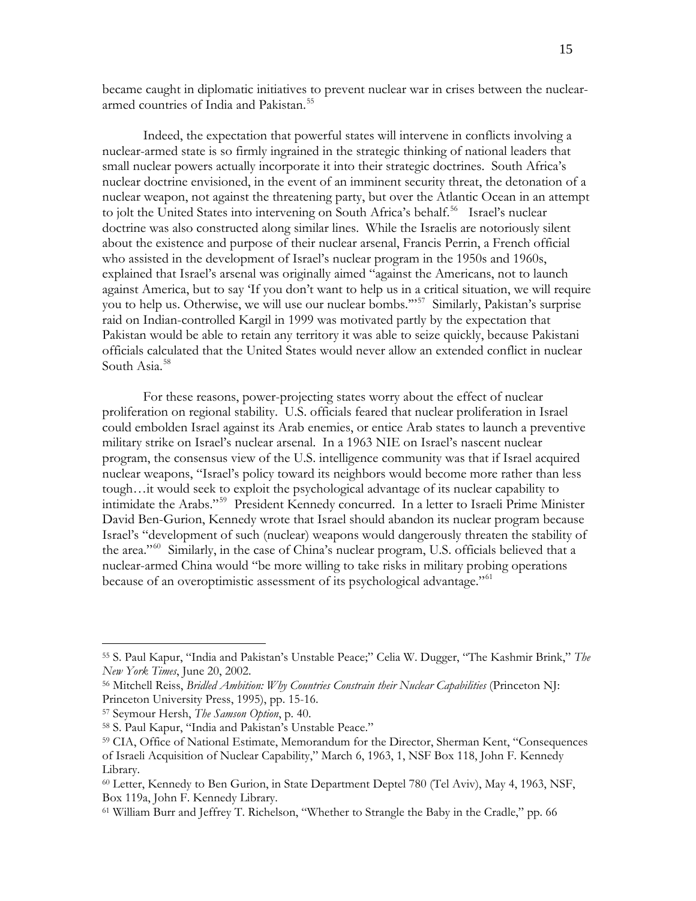became caught in diplomatic initiatives to prevent nuclear war in crises between the nuclear-armed countries of India and Pakistan.[55]

Indeed, the expectation that powerful states will intervene in conflicts involving a nuclear-armed state is so firmly ingrained in the strategic thinking of national leaders that small nuclear powers actually incorporate it into their strategic doctrines. South Africa's nuclear doctrine envisioned, in the event of an imminent security threat, the detonation of a nuclear weapon, not against the threatening party, but over the Atlantic Ocean in an attempt to jolt the United States into intervening on South Africa's behalf.[56] Israel's nuclear doctrine was also constructed along similar lines. While the Israelis are notoriously silent about the existence and purpose of their nuclear arsenal, Francis Perrin, a French official who assisted in the development of Israel's nuclear program in the 1950s and 1960s, explained that Israel's arsenal was originally aimed "against the Americans, not to launch against America, but to say 'If you don't want to help us in a critical situation, we will require you to help us. Otherwise, we will use our nuclear bombs.'"[57] Similarly, Pakistan's surprise raid on Indian-controlled Kargil in 1999 was motivated partly by the expectation that Pakistan would be able to retain any territory it was able to seize quickly, because Pakistani officials calculated that the United States would never allow an extended conflict in nuclear South Asia.[58]

For these reasons, power-projecting states worry about the effect of nuclear proliferation on regional stability. U.S. officials feared that nuclear proliferation in Israel could embolden Israel against its Arab enemies, or entice Arab states to launch a preventive military strike on Israel's nuclear arsenal. In a 1963 NIE on Israel's nascent nuclear program, the consensus view of the U.S. intelligence community was that if Israel acquired nuclear weapons, "Israel's policy toward its neighbors would become more rather than less tough…it would seek to exploit the psychological advantage of its nuclear capability to intimidate the Arabs."[59] President Kennedy concurred. In a letter to Israeli Prime Minister David Ben-Gurion, Kennedy wrote that Israel should abandon its nuclear program because Israel's "development of such (nuclear) weapons would dangerously threaten the stability of the area."[60] Similarly, in the case of China's nuclear program, U.S. officials believed that a nuclear-armed China would "be more willing to take risks in military probing operations because of an overoptimistic assessment of its psychological advantage."[61]

---

[55] S. Paul Kapur, "India and Pakistan's Unstable Peace;" Celia W. Dugger, "The Kashmir Brink," *The New York Times*, June 20, 2002.

[56] Mitchell Reiss, *Bridled Ambition: Why Countries Constrain their Nuclear Capabilities* (Princeton NJ: Princeton University Press, 1995), pp. 15-16.

[57] Seymour Hersh, *The Samson Option*, p. 40.

[58] S. Paul Kapur, "India and Pakistan's Unstable Peace."

[59] CIA, Office of National Estimate, Memorandum for the Director, Sherman Kent, "Consequences of Israeli Acquisition of Nuclear Capability," March 6, 1963, 1, NSF Box 118, John F. Kennedy Library.

[60] Letter, Kennedy to Ben Gurion, in State Department Deptel 780 (Tel Aviv), May 4, 1963, NSF, Box 119a, John F. Kennedy Library.

[61] William Burr and Jeffrey T. Richelson, "Whether to Strangle the Baby in the Cradle," pp. 66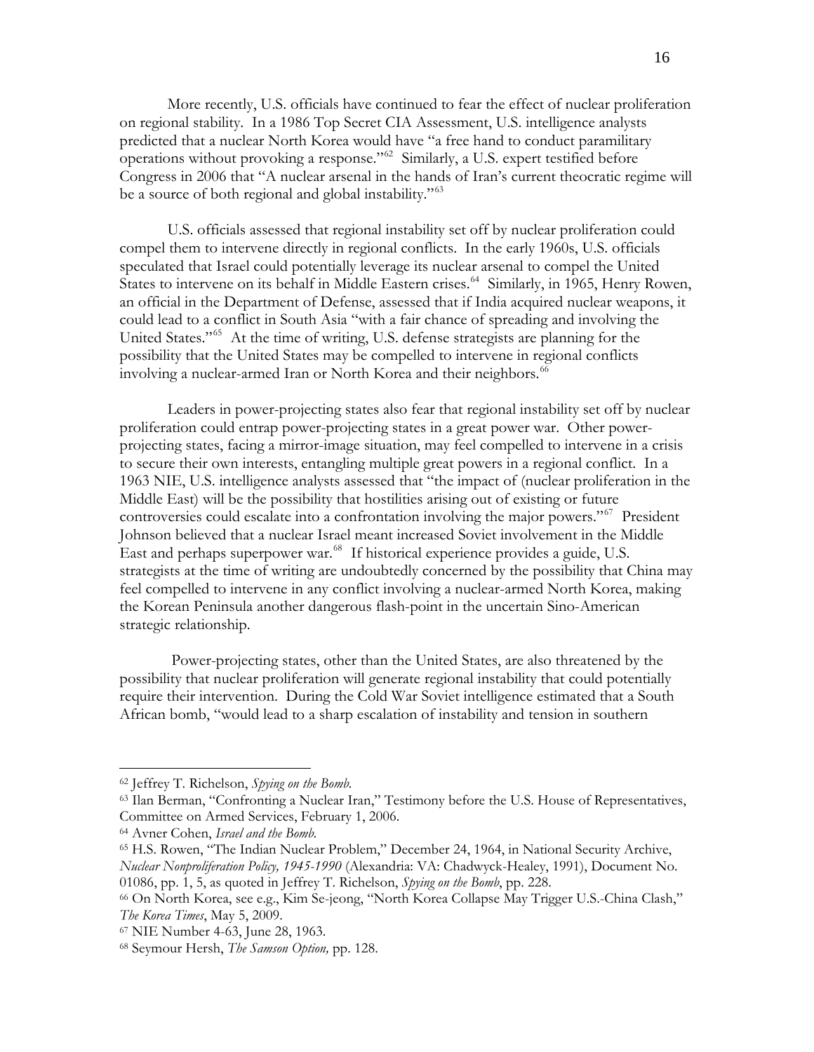More recently, U.S. officials have continued to fear the effect of nuclear proliferation on regional stability. In a 1986 Top Secret CIA Assessment, U.S. intelligence analysts predicted that a nuclear North Korea would have "a free hand to conduct paramilitary operations without provoking a response."[62] Similarly, a U.S. expert testified before Congress in 2006 that "A nuclear arsenal in the hands of Iran's current theocratic regime will be a source of both regional and global instability."[63]

U.S. officials assessed that regional instability set off by nuclear proliferation could compel them to intervene directly in regional conflicts. In the early 1960s, U.S. officials speculated that Israel could potentially leverage its nuclear arsenal to compel the United States to intervene on its behalf in Middle Eastern crises.[64] Similarly, in 1965, Henry Rowen, an official in the Department of Defense, assessed that if India acquired nuclear weapons, it could lead to a conflict in South Asia "with a fair chance of spreading and involving the United States."[65] At the time of writing, U.S. defense strategists are planning for the possibility that the United States may be compelled to intervene in regional conflicts involving a nuclear-armed Iran or North Korea and their neighbors.[66]

Leaders in power-projecting states also fear that regional instability set off by nuclear proliferation could entrap power-projecting states in a great power war. Other power-projecting states, facing a mirror-image situation, may feel compelled to intervene in a crisis to secure their own interests, entangling multiple great powers in a regional conflict. In a 1963 NIE, U.S. intelligence analysts assessed that "the impact of (nuclear proliferation in the Middle East) will be the possibility that hostilities arising out of existing or future controversies could escalate into a confrontation involving the major powers."[67] President Johnson believed that a nuclear Israel meant increased Soviet involvement in the Middle East and perhaps superpower war.[68] If historical experience provides a guide, U.S. strategists at the time of writing are undoubtedly concerned by the possibility that China may feel compelled to intervene in any conflict involving a nuclear-armed North Korea, making the Korean Peninsula another dangerous flash-point in the uncertain Sino-American strategic relationship.

Power-projecting states, other than the United States, are also threatened by the possibility that nuclear proliferation will generate regional instability that could potentially require their intervention. During the Cold War Soviet intelligence estimated that a South African bomb, "would lead to a sharp escalation of instability and tension in southern

---

[62] Jeffrey T. Richelson, *Spying on the Bomb*.

[63] Ilan Berman, "Confronting a Nuclear Iran," Testimony before the U.S. House of Representatives, Committee on Armed Services, February 1, 2006.

[64] Avner Cohen, *Israel and the Bomb*.

[65] H.S. Rowen, "The Indian Nuclear Problem," December 24, 1964, in National Security Archive, *Nuclear Nonproliferation Policy, 1945-1990* (Alexandria: VA: Chadwyck-Healey, 1991), Document No. 01086, pp. 1, 5, as quoted in Jeffrey T. Richelson, *Spying on the Bomb*, pp. 228.

[66] On North Korea, see e.g., Kim Se-jeong, "North Korea Collapse May Trigger U.S.-China Clash," *The Korea Times*, May 5, 2009.

[67] NIE Number 4-63, June 28, 1963.

[68] Seymour Hersh, *The Samson Option,* pp. 128.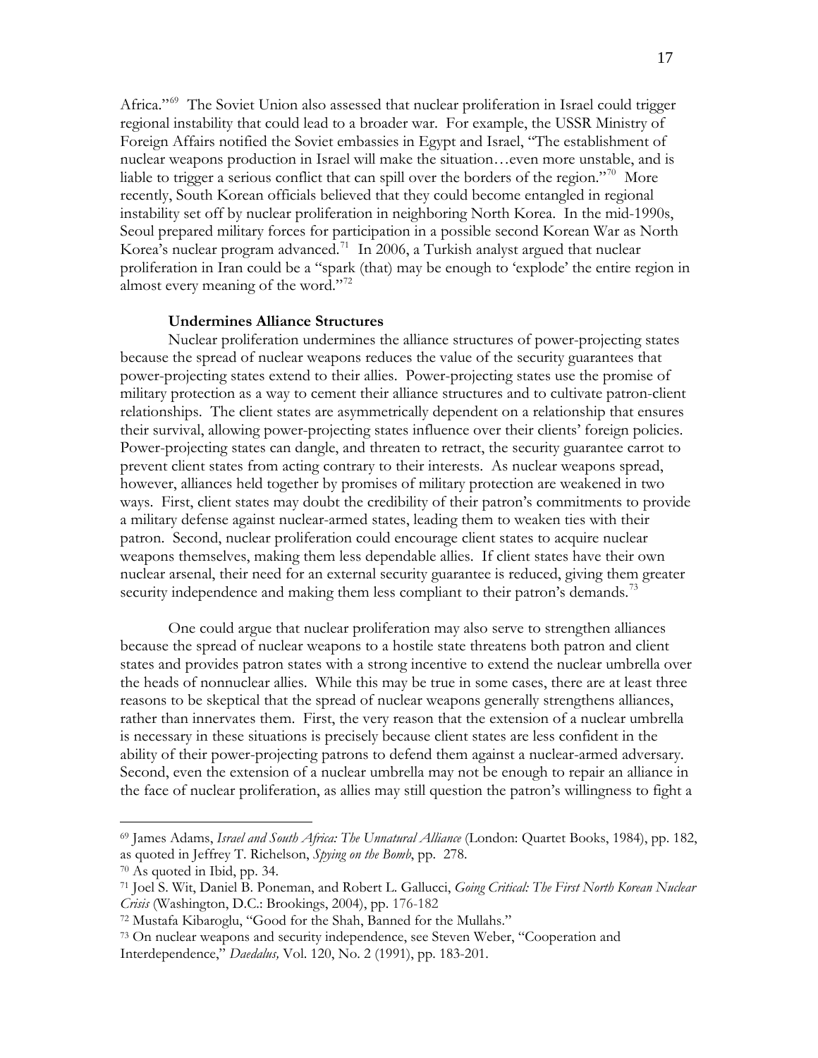Africa."[69] The Soviet Union also assessed that nuclear proliferation in Israel could trigger regional instability that could lead to a broader war. For example, the USSR Ministry of Foreign Affairs notified the Soviet embassies in Egypt and Israel, "The establishment of nuclear weapons production in Israel will make the situation…even more unstable, and is liable to trigger a serious conflict that can spill over the borders of the region."[70] More recently, South Korean officials believed that they could become entangled in regional instability set off by nuclear proliferation in neighboring North Korea. In the mid-1990s, Seoul prepared military forces for participation in a possible second Korean War as North Korea's nuclear program advanced.[71] In 2006, a Turkish analyst argued that nuclear proliferation in Iran could be a "spark (that) may be enough to 'explode' the entire region in almost every meaning of the word."[72]

**Undermines Alliance Structures**

Nuclear proliferation undermines the alliance structures of power-projecting states because the spread of nuclear weapons reduces the value of the security guarantees that power-projecting states extend to their allies. Power-projecting states use the promise of military protection as a way to cement their alliance structures and to cultivate patron-client relationships. The client states are asymmetrically dependent on a relationship that ensures their survival, allowing power-projecting states influence over their clients' foreign policies. Power-projecting states can dangle, and threaten to retract, the security guarantee carrot to prevent client states from acting contrary to their interests. As nuclear weapons spread, however, alliances held together by promises of military protection are weakened in two ways. First, client states may doubt the credibility of their patron's commitments to provide a military defense against nuclear-armed states, leading them to weaken ties with their patron. Second, nuclear proliferation could encourage client states to acquire nuclear weapons themselves, making them less dependable allies. If client states have their own nuclear arsenal, their need for an external security guarantee is reduced, giving them greater security independence and making them less compliant to their patron's demands.[73]

One could argue that nuclear proliferation may also serve to strengthen alliances because the spread of nuclear weapons to a hostile state threatens both patron and client states and provides patron states with a strong incentive to extend the nuclear umbrella over the heads of nonnuclear allies. While this may be true in some cases, there are at least three reasons to be skeptical that the spread of nuclear weapons generally strengthens alliances, rather than innervates them. First, the very reason that the extension of a nuclear umbrella is necessary in these situations is precisely because client states are less confident in the ability of their power-projecting patrons to defend them against a nuclear-armed adversary. Second, even the extension of a nuclear umbrella may not be enough to repair an alliance in the face of nuclear proliferation, as allies may still question the patron's willingness to fight a

---

[69] James Adams, *Israel and South Africa: The Unnatural Alliance* (London: Quartet Books, 1984), pp. 182, as quoted in Jeffrey T. Richelson, *Spying on the Bomb*, pp. 278.

[70] As quoted in Ibid, pp. 34.

[71] Joel S. Wit, Daniel B. Poneman, and Robert L. Gallucci, *Going Critical: The First North Korean Nuclear Crisis* (Washington, D.C.: Brookings, 2004), pp. 176-182

[72] Mustafa Kibaroglu, "Good for the Shah, Banned for the Mullahs."

[73] On nuclear weapons and security independence, see Steven Weber, "Cooperation and Interdependence," *Daedalus,* Vol. 120, No. 2 (1991), pp. 183-201.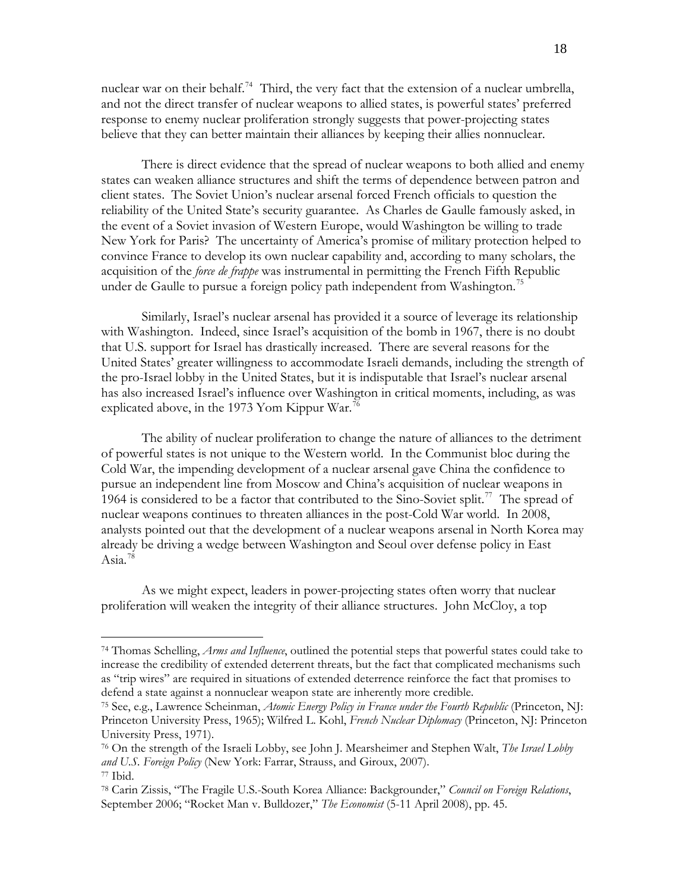nuclear war on their behalf.[74] Third, the very fact that the extension of a nuclear umbrella, and not the direct transfer of nuclear weapons to allied states, is powerful states' preferred response to enemy nuclear proliferation strongly suggests that power-projecting states believe that they can better maintain their alliances by keeping their allies nonnuclear.

There is direct evidence that the spread of nuclear weapons to both allied and enemy states can weaken alliance structures and shift the terms of dependence between patron and client states. The Soviet Union's nuclear arsenal forced French officials to question the reliability of the United State's security guarantee. As Charles de Gaulle famously asked, in the event of a Soviet invasion of Western Europe, would Washington be willing to trade New York for Paris? The uncertainty of America's promise of military protection helped to convince France to develop its own nuclear capability and, according to many scholars, the acquisition of the *force de frappe* was instrumental in permitting the French Fifth Republic under de Gaulle to pursue a foreign policy path independent from Washington.[75]

Similarly, Israel's nuclear arsenal has provided it a source of leverage its relationship with Washington. Indeed, since Israel's acquisition of the bomb in 1967, there is no doubt that U.S. support for Israel has drastically increased. There are several reasons for the United States' greater willingness to accommodate Israeli demands, including the strength of the pro-Israel lobby in the United States, but it is indisputable that Israel's nuclear arsenal has also increased Israel's influence over Washington in critical moments, including, as was explicated above, in the 1973 Yom Kippur War.[76]

The ability of nuclear proliferation to change the nature of alliances to the detriment of powerful states is not unique to the Western world. In the Communist bloc during the Cold War, the impending development of a nuclear arsenal gave China the confidence to pursue an independent line from Moscow and China's acquisition of nuclear weapons in 1964 is considered to be a factor that contributed to the Sino-Soviet split.[77] The spread of nuclear weapons continues to threaten alliances in the post-Cold War world. In 2008, analysts pointed out that the development of a nuclear weapons arsenal in North Korea may already be driving a wedge between Washington and Seoul over defense policy in East Asia.[78]

As we might expect, leaders in power-projecting states often worry that nuclear proliferation will weaken the integrity of their alliance structures. John McCloy, a top

---

[74] Thomas Schelling, *Arms and Influence*, outlined the potential steps that powerful states could take to increase the credibility of extended deterrent threats, but the fact that complicated mechanisms such as "trip wires" are required in situations of extended deterrence reinforce the fact that promises to defend a state against a nonnuclear weapon state are inherently more credible.

[75] See, e.g., Lawrence Scheinman, *Atomic Energy Policy in France under the Fourth Republic* (Princeton, NJ: Princeton University Press, 1965); Wilfred L. Kohl, *French Nuclear Diplomacy* (Princeton, NJ: Princeton University Press, 1971).

[76] On the strength of the Israeli Lobby, see John J. Mearsheimer and Stephen Walt, *The Israel Lobby and U.S. Foreign Policy* (New York: Farrar, Strauss, and Giroux, 2007).

[77] Ibid.

[78] Carin Zissis, "The Fragile U.S.-South Korea Alliance: Backgrounder," *Council on Foreign Relations*, September 2006; "Rocket Man v. Bulldozer," *The Economist* (5-11 April 2008), pp. 45.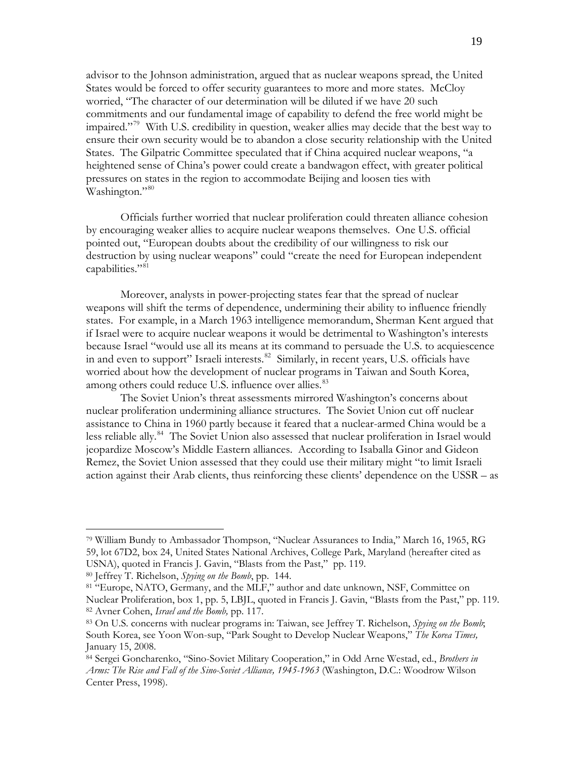advisor to the Johnson administration, argued that as nuclear weapons spread, the United States would be forced to offer security guarantees to more and more states. McCloy worried, "The character of our determination will be diluted if we have 20 such commitments and our fundamental image of capability to defend the free world might be impaired."[79] With U.S. credibility in question, weaker allies may decide that the best way to ensure their own security would be to abandon a close security relationship with the United States. The Gilpatric Committee speculated that if China acquired nuclear weapons, "a heightened sense of China's power could create a bandwagon effect, with greater political pressures on states in the region to accommodate Beijing and loosen ties with Washington."[80]

Officials further worried that nuclear proliferation could threaten alliance cohesion by encouraging weaker allies to acquire nuclear weapons themselves. One U.S. official pointed out, "European doubts about the credibility of our willingness to risk our destruction by using nuclear weapons" could "create the need for European independent capabilities."[81]

Moreover, analysts in power-projecting states fear that the spread of nuclear weapons will shift the terms of dependence, undermining their ability to influence friendly states. For example, in a March 1963 intelligence memorandum, Sherman Kent argued that if Israel were to acquire nuclear weapons it would be detrimental to Washington's interests because Israel "would use all its means at its command to persuade the U.S. to acquiescence in and even to support" Israeli interests.[82] Similarly, in recent years, U.S. officials have worried about how the development of nuclear programs in Taiwan and South Korea, among others could reduce U.S. influence over allies.[83]

The Soviet Union's threat assessments mirrored Washington's concerns about nuclear proliferation undermining alliance structures. The Soviet Union cut off nuclear assistance to China in 1960 partly because it feared that a nuclear-armed China would be a less reliable ally.[84] The Soviet Union also assessed that nuclear proliferation in Israel would jeopardize Moscow's Middle Eastern alliances. According to Isaballa Ginor and Gideon Remez, the Soviet Union assessed that they could use their military might "to limit Israeli action against their Arab clients, thus reinforcing these clients' dependence on the USSR – as

---

[79] William Bundy to Ambassador Thompson, "Nuclear Assurances to India," March 16, 1965, RG 59, lot 67D2, box 24, United States National Archives, College Park, Maryland (hereafter cited as USNA), quoted in Francis J. Gavin, "Blasts from the Past," pp. 119.

[80] Jeffrey T. Richelson, *Spying on the Bomb*, pp. 144.

[81] "Europe, NATO, Germany, and the MLF," author and date unknown, NSF, Committee on Nuclear Proliferation, box 1, pp. 5, LBJL, quoted in Francis J. Gavin, "Blasts from the Past," pp. 119.

[82] Avner Cohen, *Israel and the Bomb,* pp. 117.

[83] On U.S. concerns with nuclear programs in: Taiwan, see Jeffrey T. Richelson, *Spying on the Bomb*; South Korea, see Yoon Won-sup, "Park Sought to Develop Nuclear Weapons," *The Korea Times,* January 15, 2008.

[84] Sergei Goncharenko, "Sino-Soviet Military Cooperation," in Odd Arne Westad, ed., *Brothers in Arms: The Rise and Fall of the Sino-Soviet Alliance, 1945-1963* (Washington, D.C.: Woodrow Wilson Center Press, 1998).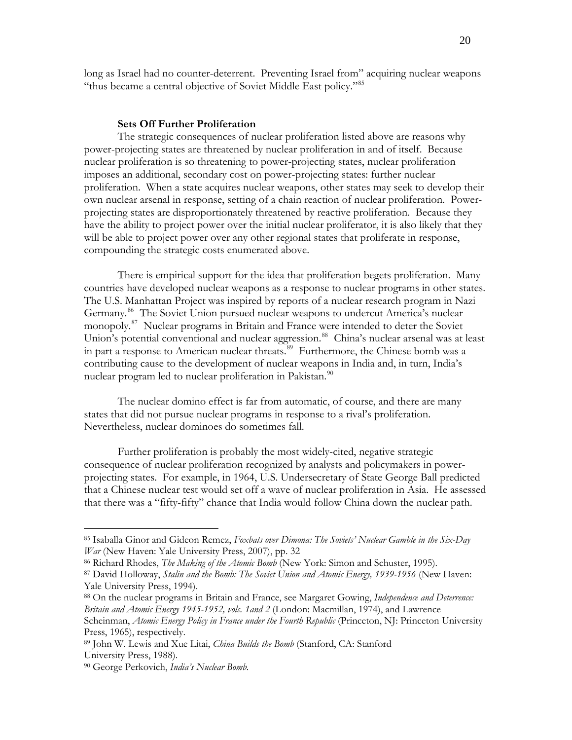long as Israel had no counter-deterrent. Preventing Israel from" acquiring nuclear weapons "thus became a central objective of Soviet Middle East policy."[85]

**Sets Off Further Proliferation**

The strategic consequences of nuclear proliferation listed above are reasons why power-projecting states are threatened by nuclear proliferation in and of itself. Because nuclear proliferation is so threatening to power-projecting states, nuclear proliferation imposes an additional, secondary cost on power-projecting states: further nuclear proliferation. When a state acquires nuclear weapons, other states may seek to develop their own nuclear arsenal in response, setting of a chain reaction of nuclear proliferation. Power-projecting states are disproportionately threatened by reactive proliferation. Because they have the ability to project power over the initial nuclear proliferator, it is also likely that they will be able to project power over any other regional states that proliferate in response, compounding the strategic costs enumerated above.

There is empirical support for the idea that proliferation begets proliferation. Many countries have developed nuclear weapons as a response to nuclear programs in other states. The U.S. Manhattan Project was inspired by reports of a nuclear research program in Nazi Germany.[86] The Soviet Union pursued nuclear weapons to undercut America's nuclear monopoly.[87] Nuclear programs in Britain and France were intended to deter the Soviet Union's potential conventional and nuclear aggression.[88] China's nuclear arsenal was at least in part a response to American nuclear threats.[89] Furthermore, the Chinese bomb was a contributing cause to the development of nuclear weapons in India and, in turn, India's nuclear program led to nuclear proliferation in Pakistan.[90]

The nuclear domino effect is far from automatic, of course, and there are many states that did not pursue nuclear programs in response to a rival's proliferation. Nevertheless, nuclear dominoes do sometimes fall.

Further proliferation is probably the most widely-cited, negative strategic consequence of nuclear proliferation recognized by analysts and policymakers in power-projecting states. For example, in 1964, U.S. Undersecretary of State George Ball predicted that a Chinese nuclear test would set off a wave of nuclear proliferation in Asia. He assessed that there was a "fifty-fifty" chance that India would follow China down the nuclear path.

---

[85] Isaballa Ginor and Gideon Remez, *Foxbats over Dimona: The Soviets' Nuclear Gamble in the Six-Day War* (New Haven: Yale University Press, 2007), pp. 32

[86] Richard Rhodes, *The Making of the Atomic Bomb* (New York: Simon and Schuster, 1995).

[87] David Holloway, *Stalin and the Bomb: The Soviet Union and Atomic Energy, 1939-1956* (New Haven: Yale University Press, 1994).

[88] On the nuclear programs in Britain and France, see Margaret Gowing, *Independence and Deterrence: Britain and Atomic Energy 1945-1952, vols. 1and 2* (London: Macmillan, 1974), and Lawrence Scheinman, *Atomic Energy Policy in France under the Fourth Republic* (Princeton, NJ: Princeton University Press, 1965), respectively.

[89] John W. Lewis and Xue Litai, *China Builds the Bomb* (Stanford, CA: Stanford University Press, 1988).

[90] George Perkovich, *India's Nuclear Bomb.*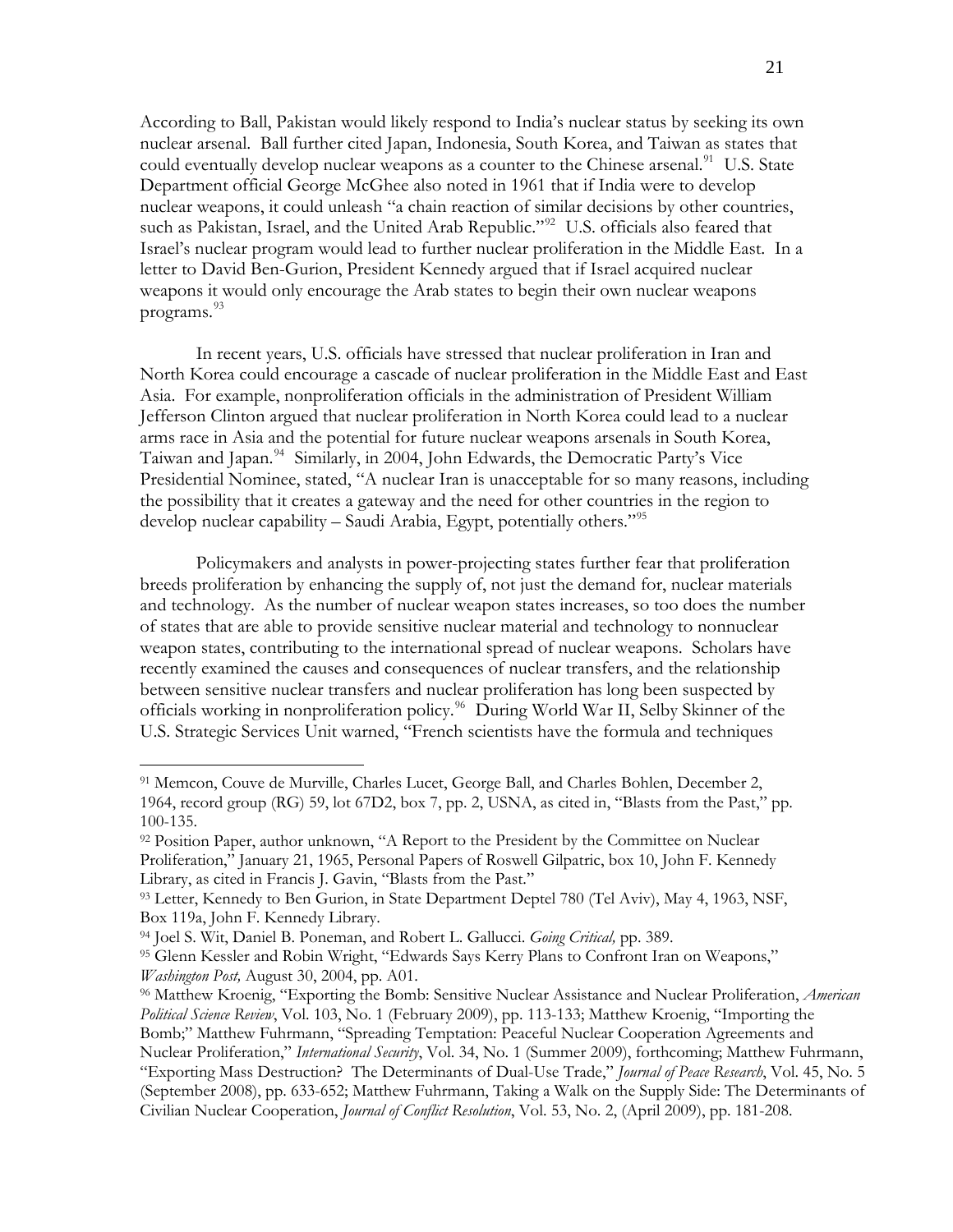According to Ball, Pakistan would likely respond to India's nuclear status by seeking its own nuclear arsenal. Ball further cited Japan, Indonesia, South Korea, and Taiwan as states that could eventually develop nuclear weapons as a counter to the Chinese arsenal.[91] U.S. State Department official George McGhee also noted in 1961 that if India were to develop nuclear weapons, it could unleash "a chain reaction of similar decisions by other countries, such as Pakistan, Israel, and the United Arab Republic."[92] U.S. officials also feared that Israel's nuclear program would lead to further nuclear proliferation in the Middle East. In a letter to David Ben-Gurion, President Kennedy argued that if Israel acquired nuclear weapons it would only encourage the Arab states to begin their own nuclear weapons programs.[93]

In recent years, U.S. officials have stressed that nuclear proliferation in Iran and North Korea could encourage a cascade of nuclear proliferation in the Middle East and East Asia. For example, nonproliferation officials in the administration of President William Jefferson Clinton argued that nuclear proliferation in North Korea could lead to a nuclear arms race in Asia and the potential for future nuclear weapons arsenals in South Korea, Taiwan and Japan.[94] Similarly, in 2004, John Edwards, the Democratic Party's Vice Presidential Nominee, stated, "A nuclear Iran is unacceptable for so many reasons, including the possibility that it creates a gateway and the need for other countries in the region to develop nuclear capability – Saudi Arabia, Egypt, potentially others."[95]

Policymakers and analysts in power-projecting states further fear that proliferation breeds proliferation by enhancing the supply of, not just the demand for, nuclear materials and technology. As the number of nuclear weapon states increases, so too does the number of states that are able to provide sensitive nuclear material and technology to nonnuclear weapon states, contributing to the international spread of nuclear weapons. Scholars have recently examined the causes and consequences of nuclear transfers, and the relationship between sensitive nuclear transfers and nuclear proliferation has long been suspected by officials working in nonproliferation policy.[96] During World War II, Selby Skinner of the U.S. Strategic Services Unit warned, "French scientists have the formula and techniques

---

[91] Memcon, Couve de Murville, Charles Lucet, George Ball, and Charles Bohlen, December 2, 1964, record group (RG) 59, lot 67D2, box 7, pp. 2, USNA, as cited in, "Blasts from the Past," pp. 100-135.

[92] Position Paper, author unknown, "A Report to the President by the Committee on Nuclear Proliferation," January 21, 1965, Personal Papers of Roswell Gilpatric, box 10, John F. Kennedy Library, as cited in Francis J. Gavin, "Blasts from the Past."

[93] Letter, Kennedy to Ben Gurion, in State Department Deptel 780 (Tel Aviv), May 4, 1963, NSF, Box 119a, John F. Kennedy Library.

[94] Joel S. Wit, Daniel B. Poneman, and Robert L. Gallucci. *Going Critical,* pp. 389.

[95] Glenn Kessler and Robin Wright, "Edwards Says Kerry Plans to Confront Iran on Weapons," *Washington Post,* August 30, 2004, pp. A01.

[96] Matthew Kroenig, "Exporting the Bomb: Sensitive Nuclear Assistance and Nuclear Proliferation, *American Political Science Review*, Vol. 103, No. 1 (February 2009), pp. 113-133; Matthew Kroenig, "Importing the Bomb;" Matthew Fuhrmann, "Spreading Temptation: Peaceful Nuclear Cooperation Agreements and Nuclear Proliferation," *International Security*, Vol. 34, No. 1 (Summer 2009), forthcoming; Matthew Fuhrmann, "Exporting Mass Destruction? The Determinants of Dual-Use Trade," *Journal of Peace Research*, Vol. 45, No. 5 (September 2008), pp. 633-652; Matthew Fuhrmann, Taking a Walk on the Supply Side: The Determinants of Civilian Nuclear Cooperation, *Journal of Conflict Resolution*, Vol. 53, No. 2, (April 2009), pp. 181-208.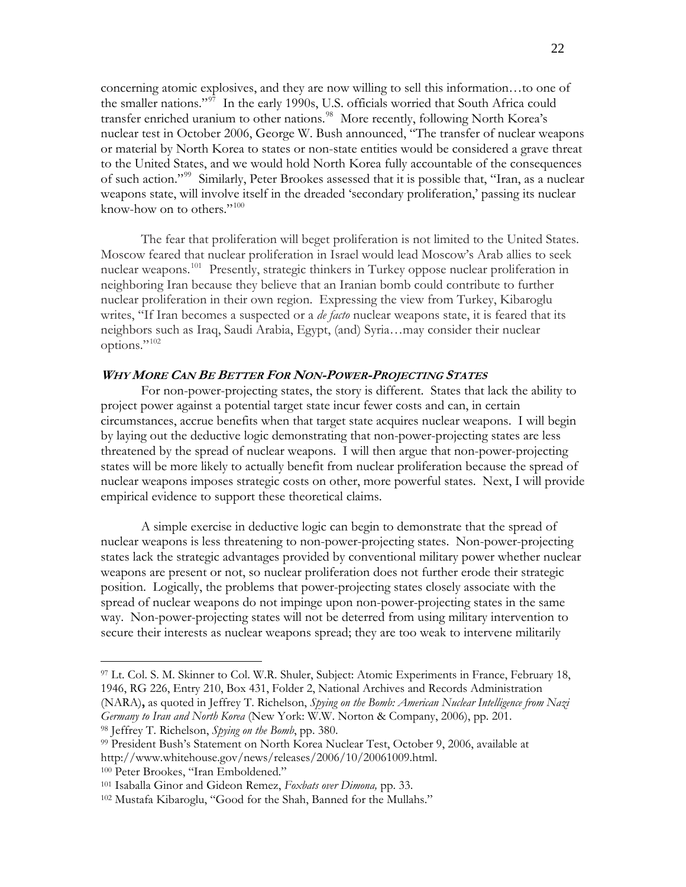concerning atomic explosives, and they are now willing to sell this information…to one of the smaller nations."[97] In the early 1990s, U.S. officials worried that South Africa could transfer enriched uranium to other nations.[98] More recently, following North Korea's nuclear test in October 2006, George W. Bush announced, "The transfer of nuclear weapons or material by North Korea to states or non-state entities would be considered a grave threat to the United States, and we would hold North Korea fully accountable of the consequences of such action."[99] Similarly, Peter Brookes assessed that it is possible that, "Iran, as a nuclear weapons state, will involve itself in the dreaded 'secondary proliferation,' passing its nuclear know-how on to others."[100]

The fear that proliferation will beget proliferation is not limited to the United States. Moscow feared that nuclear proliferation in Israel would lead Moscow's Arab allies to seek nuclear weapons.[101] Presently, strategic thinkers in Turkey oppose nuclear proliferation in neighboring Iran because they believe that an Iranian bomb could contribute to further nuclear proliferation in their own region. Expressing the view from Turkey, Kibaroglu writes, "If Iran becomes a suspected or a *de facto* nuclear weapons state, it is feared that its neighbors such as Iraq, Saudi Arabia, Egypt, (and) Syria…may consider their nuclear options."[102]

### *Why More Can Be Better For Non-Power-Projecting States*

For non-power-projecting states, the story is different. States that lack the ability to project power against a potential target state incur fewer costs and can, in certain circumstances, accrue benefits when that target state acquires nuclear weapons. I will begin by laying out the deductive logic demonstrating that non-power-projecting states are less threatened by the spread of nuclear weapons. I will then argue that non-power-projecting states will be more likely to actually benefit from nuclear proliferation because the spread of nuclear weapons imposes strategic costs on other, more powerful states. Next, I will provide empirical evidence to support these theoretical claims.

A simple exercise in deductive logic can begin to demonstrate that the spread of nuclear weapons is less threatening to non-power-projecting states. Non-power-projecting states lack the strategic advantages provided by conventional military power whether nuclear weapons are present or not, so nuclear proliferation does not further erode their strategic position. Logically, the problems that power-projecting states closely associate with the spread of nuclear weapons do not impinge upon non-power-projecting states in the same way. Non-power-projecting states will not be deterred from using military intervention to secure their interests as nuclear weapons spread; they are too weak to intervene militarily

---

[97] Lt. Col. S. M. Skinner to Col. W.R. Shuler, Subject: Atomic Experiments in France, February 18, 1946, RG 226, Entry 210, Box 431, Folder 2, National Archives and Records Administration (NARA)**,** as quoted in Jeffrey T. Richelson, *Spying on the Bomb: American Nuclear Intelligence from Nazi Germany to Iran and North Korea* (New York: W.W. Norton & Company, 2006), pp. 201.

[98] Jeffrey T. Richelson, *Spying on the Bomb*, pp. 380.

[99] President Bush's Statement on North Korea Nuclear Test, October 9, 2006, available at http://www.whitehouse.gov/news/releases/2006/10/20061009.html.

[100] Peter Brookes, "Iran Emboldened."

[101] Isaballa Ginor and Gideon Remez, *Foxbats over Dimona,* pp. 33.

[102] Mustafa Kibaroglu, "Good for the Shah, Banned for the Mullahs."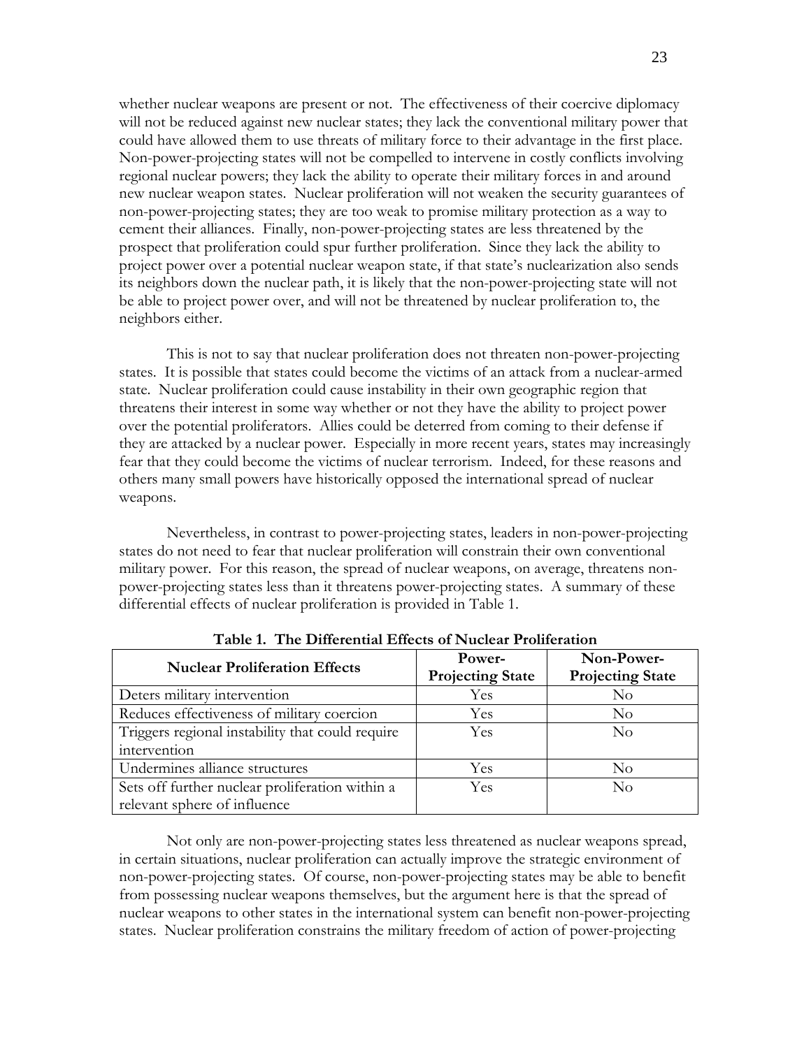whether nuclear weapons are present or not. The effectiveness of their coercive diplomacy will not be reduced against new nuclear states; they lack the conventional military power that could have allowed them to use threats of military force to their advantage in the first place. Non-power-projecting states will not be compelled to intervene in costly conflicts involving regional nuclear powers; they lack the ability to operate their military forces in and around new nuclear weapon states. Nuclear proliferation will not weaken the security guarantees of non-power-projecting states; they are too weak to promise military protection as a way to cement their alliances. Finally, non-power-projecting states are less threatened by the prospect that proliferation could spur further proliferation. Since they lack the ability to project power over a potential nuclear weapon state, if that state's nuclearization also sends its neighbors down the nuclear path, it is likely that the non-power-projecting state will not be able to project power over, and will not be threatened by nuclear proliferation to, the neighbors either.

This is not to say that nuclear proliferation does not threaten non-power-projecting states. It is possible that states could become the victims of an attack from a nuclear-armed state. Nuclear proliferation could cause instability in their own geographic region that threatens their interest in some way whether or not they have the ability to project power over the potential proliferators. Allies could be deterred from coming to their defense if they are attacked by a nuclear power. Especially in more recent years, states may increasingly fear that they could become the victims of nuclear terrorism. Indeed, for these reasons and others many small powers have historically opposed the international spread of nuclear weapons.

Nevertheless, in contrast to power-projecting states, leaders in non-power-projecting states do not need to fear that nuclear proliferation will constrain their own conventional military power. For this reason, the spread of nuclear weapons, on average, threatens non-power-projecting states less than it threatens power-projecting states. A summary of these differential effects of nuclear proliferation is provided in Table 1.

**Table 1. The Differential Effects of Nuclear Proliferation**

| Nuclear Proliferation Effects | Power-Projecting State | Non-Power-Projecting State |
|---|---|---|
| Deters military intervention | Yes | No |
| Reduces effectiveness of military coercion | Yes | No |
| Triggers regional instability that could require intervention | Yes | No |
| Undermines alliance structures | Yes | No |
| Sets off further nuclear proliferation within a relevant sphere of influence | Yes | No |

Not only are non-power-projecting states less threatened as nuclear weapons spread, in certain situations, nuclear proliferation can actually improve the strategic environment of non-power-projecting states. Of course, non-power-projecting states may be able to benefit from possessing nuclear weapons themselves, but the argument here is that the spread of nuclear weapons to other states in the international system can benefit non-power-projecting states. Nuclear proliferation constrains the military freedom of action of power-projecting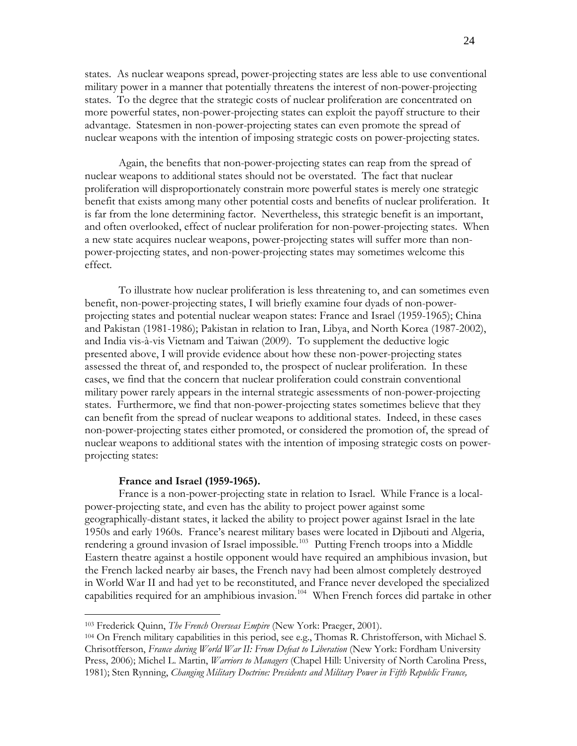states. As nuclear weapons spread, power-projecting states are less able to use conventional military power in a manner that potentially threatens the interest of non-power-projecting states. To the degree that the strategic costs of nuclear proliferation are concentrated on more powerful states, non-power-projecting states can exploit the payoff structure to their advantage. Statesmen in non-power-projecting states can even promote the spread of nuclear weapons with the intention of imposing strategic costs on power-projecting states.

Again, the benefits that non-power-projecting states can reap from the spread of nuclear weapons to additional states should not be overstated. The fact that nuclear proliferation will disproportionately constrain more powerful states is merely one strategic benefit that exists among many other potential costs and benefits of nuclear proliferation. It is far from the lone determining factor. Nevertheless, this strategic benefit is an important, and often overlooked, effect of nuclear proliferation for non-power-projecting states. When a new state acquires nuclear weapons, power-projecting states will suffer more than non-power-projecting states, and non-power-projecting states may sometimes welcome this effect.

To illustrate how nuclear proliferation is less threatening to, and can sometimes even benefit, non-power-projecting states, I will briefly examine four dyads of non-power-projecting states and potential nuclear weapon states: France and Israel (1959-1965); China and Pakistan (1981-1986); Pakistan in relation to Iran, Libya, and North Korea (1987-2002), and India vis-à-vis Vietnam and Taiwan (2009). To supplement the deductive logic presented above, I will provide evidence about how these non-power-projecting states assessed the threat of, and responded to, the prospect of nuclear proliferation. In these cases, we find that the concern that nuclear proliferation could constrain conventional military power rarely appears in the internal strategic assessments of non-power-projecting states. Furthermore, we find that non-power-projecting states sometimes believe that they can benefit from the spread of nuclear weapons to additional states. Indeed, in these cases non-power-projecting states either promoted, or considered the promotion of, the spread of nuclear weapons to additional states with the intention of imposing strategic costs on power-projecting states:

**France and Israel (1959-1965).**

France is a non-power-projecting state in relation to Israel. While France is a local-power-projecting state, and even has the ability to project power against some geographically-distant states, it lacked the ability to project power against Israel in the late 1950s and early 1960s. France's nearest military bases were located in Djibouti and Algeria, rendering a ground invasion of Israel impossible.[103] Putting French troops into a Middle Eastern theatre against a hostile opponent would have required an amphibious invasion, but the French lacked nearby air bases, the French navy had been almost completely destroyed in World War II and had yet to be reconstituted, and France never developed the specialized capabilities required for an amphibious invasion.[104] When French forces did partake in other

[103] Frederick Quinn, *The French Overseas Empire* (New York: Praeger, 2001).

[104] On French military capabilities in this period, see e.g., Thomas R. Christofferson, with Michael S. Chrisotfferson, *France during World War II: From Defeat to Liberation* (New York: Fordham University Press, 2006); Michel L. Martin, *Warriors to Managers* (Chapel Hill: University of North Carolina Press, 1981); Sten Rynning, *Changing Military Doctrine: Presidents and Military Power in Fifth Republic France,*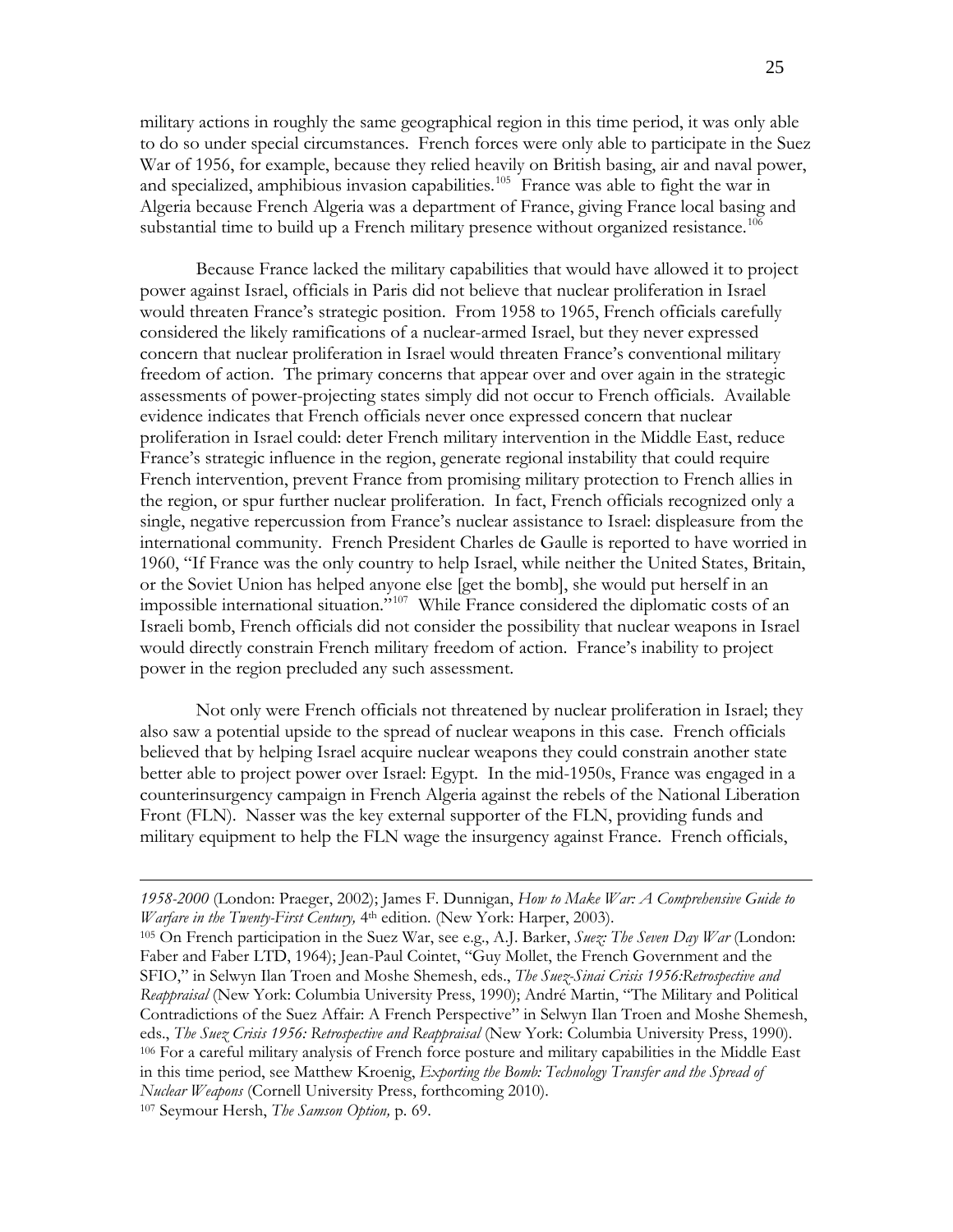military actions in roughly the same geographical region in this time period, it was only able to do so under special circumstances. French forces were only able to participate in the Suez War of 1956, for example, because they relied heavily on British basing, air and naval power, and specialized, amphibious invasion capabilities.[105] France was able to fight the war in Algeria because French Algeria was a department of France, giving France local basing and substantial time to build up a French military presence without organized resistance.[106]

Because France lacked the military capabilities that would have allowed it to project power against Israel, officials in Paris did not believe that nuclear proliferation in Israel would threaten France's strategic position. From 1958 to 1965, French officials carefully considered the likely ramifications of a nuclear-armed Israel, but they never expressed concern that nuclear proliferation in Israel would threaten France's conventional military freedom of action. The primary concerns that appear over and over again in the strategic assessments of power-projecting states simply did not occur to French officials. Available evidence indicates that French officials never once expressed concern that nuclear proliferation in Israel could: deter French military intervention in the Middle East, reduce France's strategic influence in the region, generate regional instability that could require French intervention, prevent France from promising military protection to French allies in the region, or spur further nuclear proliferation. In fact, French officials recognized only a single, negative repercussion from France's nuclear assistance to Israel: displeasure from the international community. French President Charles de Gaulle is reported to have worried in 1960, "If France was the only country to help Israel, while neither the United States, Britain, or the Soviet Union has helped anyone else [get the bomb], she would put herself in an impossible international situation."[107] While France considered the diplomatic costs of an Israeli bomb, French officials did not consider the possibility that nuclear weapons in Israel would directly constrain French military freedom of action. France's inability to project power in the region precluded any such assessment.

Not only were French officials not threatened by nuclear proliferation in Israel; they also saw a potential upside to the spread of nuclear weapons in this case. French officials believed that by helping Israel acquire nuclear weapons they could constrain another state better able to project power over Israel: Egypt. In the mid-1950s, France was engaged in a counterinsurgency campaign in French Algeria against the rebels of the National Liberation Front (FLN). Nasser was the key external supporter of the FLN, providing funds and military equipment to help the FLN wage the insurgency against France. French officials,

---

*1958-2000* (London: Praeger, 2002); James F. Dunnigan, *How to Make War: A Comprehensive Guide to Warfare in the Twenty-First Century,* 4th edition. (New York: Harper, 2003).

[105] On French participation in the Suez War, see e.g., A.J. Barker, *Suez: The Seven Day War* (London: Faber and Faber LTD, 1964); Jean-Paul Cointet, "Guy Mollet, the French Government and the SFIO," in Selwyn Ilan Troen and Moshe Shemesh, eds., *The Suez-Sinai Crisis 1956:Retrospective and Reappraisal* (New York: Columbia University Press, 1990); André Martin, "The Military and Political Contradictions of the Suez Affair: A French Perspective" in Selwyn Ilan Troen and Moshe Shemesh, eds., *The Suez Crisis 1956: Retrospective and Reappraisal* (New York: Columbia University Press, 1990).

[106] For a careful military analysis of French force posture and military capabilities in the Middle East in this time period, see Matthew Kroenig, *Exporting the Bomb: Technology Transfer and the Spread of Nuclear Weapons* (Cornell University Press, forthcoming 2010).

[107] Seymour Hersh, *The Samson Option,* p. 69.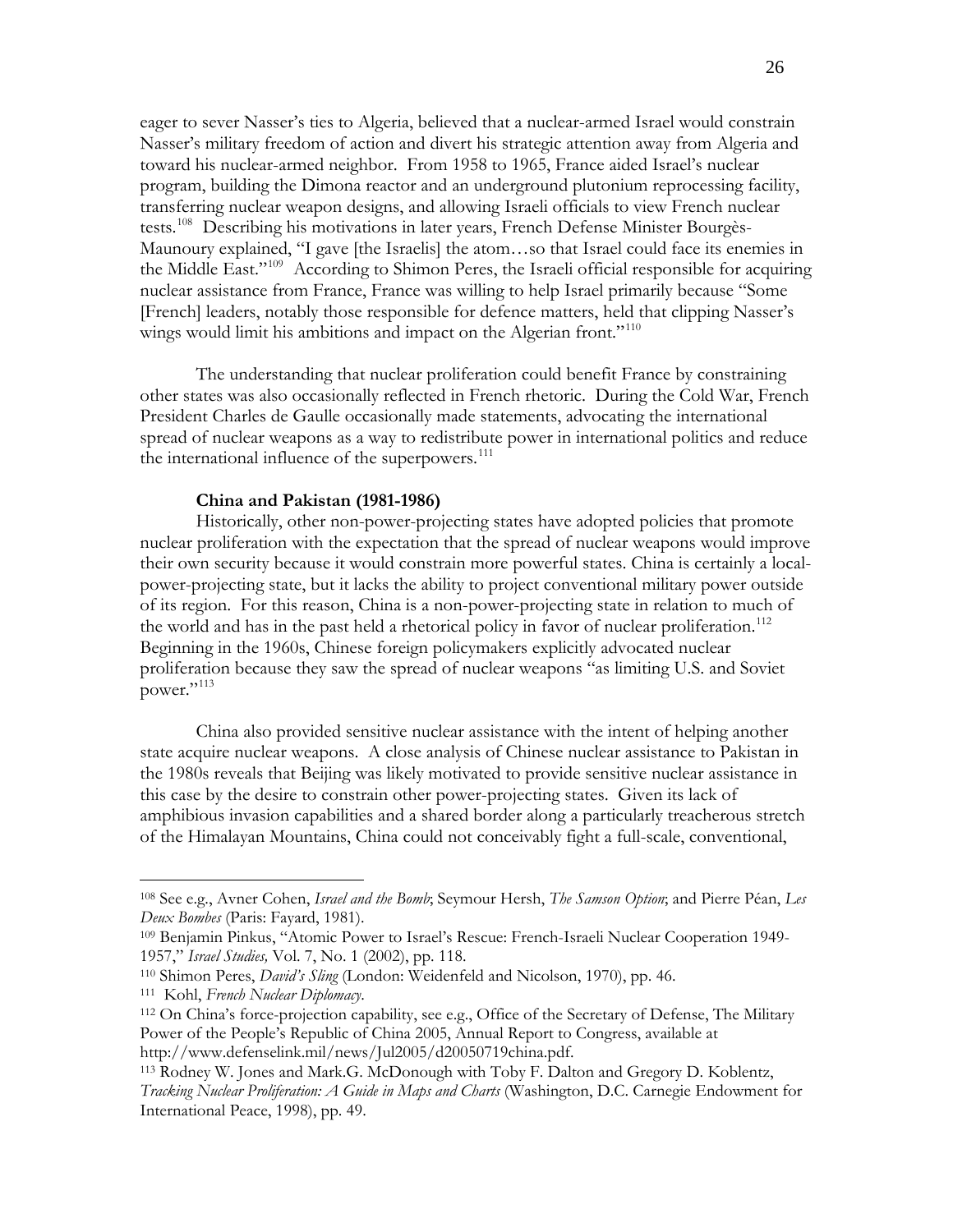eager to sever Nasser's ties to Algeria, believed that a nuclear-armed Israel would constrain Nasser's military freedom of action and divert his strategic attention away from Algeria and toward his nuclear-armed neighbor. From 1958 to 1965, France aided Israel's nuclear program, building the Dimona reactor and an underground plutonium reprocessing facility, transferring nuclear weapon designs, and allowing Israeli officials to view French nuclear tests.[108] Describing his motivations in later years, French Defense Minister Bourgès-Maunoury explained, "I gave [the Israelis] the atom…so that Israel could face its enemies in the Middle East."[109] According to Shimon Peres, the Israeli official responsible for acquiring nuclear assistance from France, France was willing to help Israel primarily because "Some [French] leaders, notably those responsible for defence matters, held that clipping Nasser's wings would limit his ambitions and impact on the Algerian front."[110]

The understanding that nuclear proliferation could benefit France by constraining other states was also occasionally reflected in French rhetoric. During the Cold War, French President Charles de Gaulle occasionally made statements, advocating the international spread of nuclear weapons as a way to redistribute power in international politics and reduce the international influence of the superpowers.[111]

**China and Pakistan (1981-1986)**

Historically, other non-power-projecting states have adopted policies that promote nuclear proliferation with the expectation that the spread of nuclear weapons would improve their own security because it would constrain more powerful states. China is certainly a local-power-projecting state, but it lacks the ability to project conventional military power outside of its region. For this reason, China is a non-power-projecting state in relation to much of the world and has in the past held a rhetorical policy in favor of nuclear proliferation.[112] Beginning in the 1960s, Chinese foreign policymakers explicitly advocated nuclear proliferation because they saw the spread of nuclear weapons "as limiting U.S. and Soviet power."[113]

China also provided sensitive nuclear assistance with the intent of helping another state acquire nuclear weapons. A close analysis of Chinese nuclear assistance to Pakistan in the 1980s reveals that Beijing was likely motivated to provide sensitive nuclear assistance in this case by the desire to constrain other power-projecting states. Given its lack of amphibious invasion capabilities and a shared border along a particularly treacherous stretch of the Himalayan Mountains, China could not conceivably fight a full-scale, conventional,

---

108 See e.g., Avner Cohen, *Israel and the Bomb*; Seymour Hersh, *The Samson Option*; and Pierre Péan, *Les Deux Bombes* (Paris: Fayard, 1981).

109 Benjamin Pinkus, "Atomic Power to Israel's Rescue: French-Israeli Nuclear Cooperation 1949-1957," *Israel Studies,* Vol. 7, No. 1 (2002), pp. 118.

110 Shimon Peres, *David's Sling* (London: Weidenfeld and Nicolson, 1970), pp. 46.

111 Kohl, *French Nuclear Diplomacy*.

112 On China's force-projection capability, see e.g., Office of the Secretary of Defense, The Military Power of the People's Republic of China 2005, Annual Report to Congress, available at http://www.defenselink.mil/news/Jul2005/d20050719china.pdf.

113 Rodney W. Jones and Mark.G. McDonough with Toby F. Dalton and Gregory D. Koblentz, *Tracking Nuclear Proliferation: A Guide in Maps and Charts* (Washington, D.C. Carnegie Endowment for International Peace, 1998), pp. 49.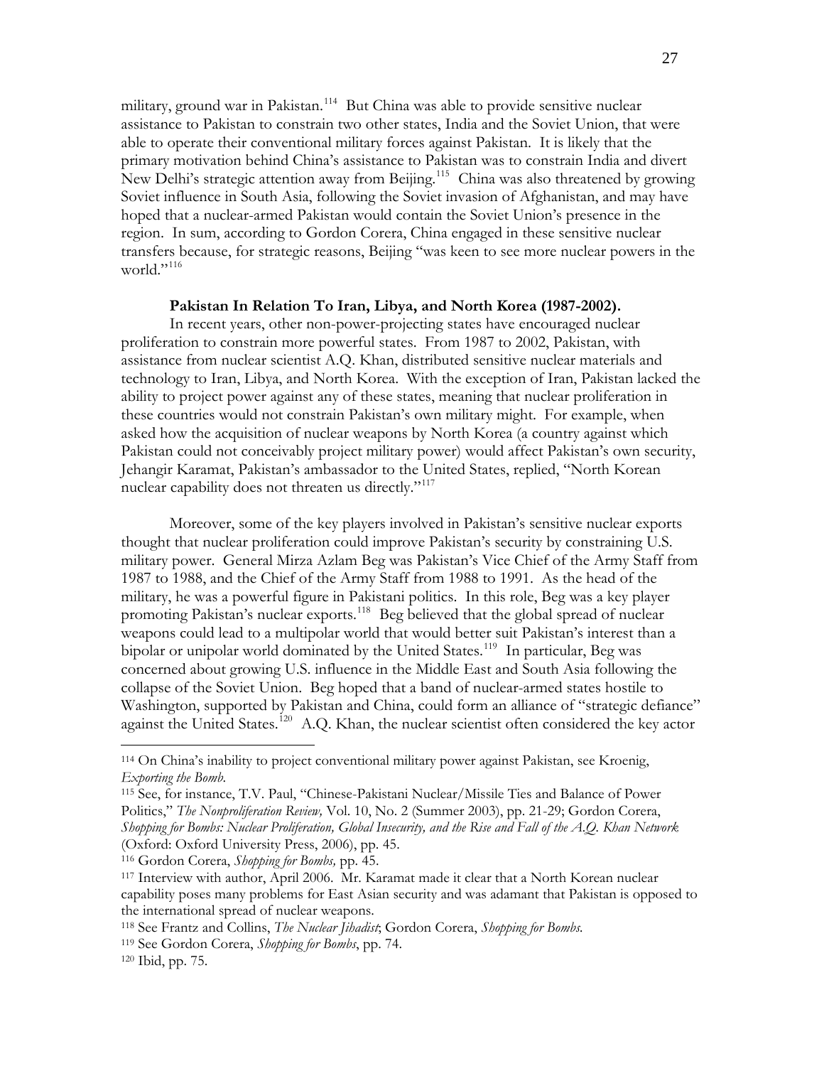military, ground war in Pakistan.[114] But China was able to provide sensitive nuclear assistance to Pakistan to constrain two other states, India and the Soviet Union, that were able to operate their conventional military forces against Pakistan. It is likely that the primary motivation behind China's assistance to Pakistan was to constrain India and divert New Delhi's strategic attention away from Beijing.[115] China was also threatened by growing Soviet influence in South Asia, following the Soviet invasion of Afghanistan, and may have hoped that a nuclear-armed Pakistan would contain the Soviet Union's presence in the region. In sum, according to Gordon Corera, China engaged in these sensitive nuclear transfers because, for strategic reasons, Beijing "was keen to see more nuclear powers in the world."[116]

**Pakistan In Relation To Iran, Libya, and North Korea (1987-2002).**

In recent years, other non-power-projecting states have encouraged nuclear proliferation to constrain more powerful states. From 1987 to 2002, Pakistan, with assistance from nuclear scientist A.Q. Khan, distributed sensitive nuclear materials and technology to Iran, Libya, and North Korea. With the exception of Iran, Pakistan lacked the ability to project power against any of these states, meaning that nuclear proliferation in these countries would not constrain Pakistan's own military might. For example, when asked how the acquisition of nuclear weapons by North Korea (a country against which Pakistan could not conceivably project military power) would affect Pakistan's own security, Jehangir Karamat, Pakistan's ambassador to the United States, replied, "North Korean nuclear capability does not threaten us directly."[117]

Moreover, some of the key players involved in Pakistan's sensitive nuclear exports thought that nuclear proliferation could improve Pakistan's security by constraining U.S. military power. General Mirza Azlam Beg was Pakistan's Vice Chief of the Army Staff from 1987 to 1988, and the Chief of the Army Staff from 1988 to 1991. As the head of the military, he was a powerful figure in Pakistani politics. In this role, Beg was a key player promoting Pakistan's nuclear exports.[118] Beg believed that the global spread of nuclear weapons could lead to a multipolar world that would better suit Pakistan's interest than a bipolar or unipolar world dominated by the United States.[119] In particular, Beg was concerned about growing U.S. influence in the Middle East and South Asia following the collapse of the Soviet Union. Beg hoped that a band of nuclear-armed states hostile to Washington, supported by Pakistan and China, could form an alliance of "strategic defiance" against the United States.[120] A.Q. Khan, the nuclear scientist often considered the key actor

---

114 On China's inability to project conventional military power against Pakistan, see Kroenig, *Exporting the Bomb*.

115 See, for instance, T.V. Paul, "Chinese-Pakistani Nuclear/Missile Ties and Balance of Power Politics," *The Nonproliferation Review,* Vol. 10, No. 2 (Summer 2003), pp. 21-29; Gordon Corera, *Shopping for Bombs: Nuclear Proliferation, Global Insecurity, and the Rise and Fall of the A.Q. Khan Network* (Oxford: Oxford University Press, 2006), pp. 45.

116 Gordon Corera, *Shopping for Bombs,* pp. 45.

117 Interview with author, April 2006. Mr. Karamat made it clear that a North Korean nuclear capability poses many problems for East Asian security and was adamant that Pakistan is opposed to the international spread of nuclear weapons.

118 See Frantz and Collins, *The Nuclear Jihadist*; Gordon Corera, *Shopping for Bombs.*

119 See Gordon Corera, *Shopping for Bombs*, pp. 74.

120 Ibid, pp. 75.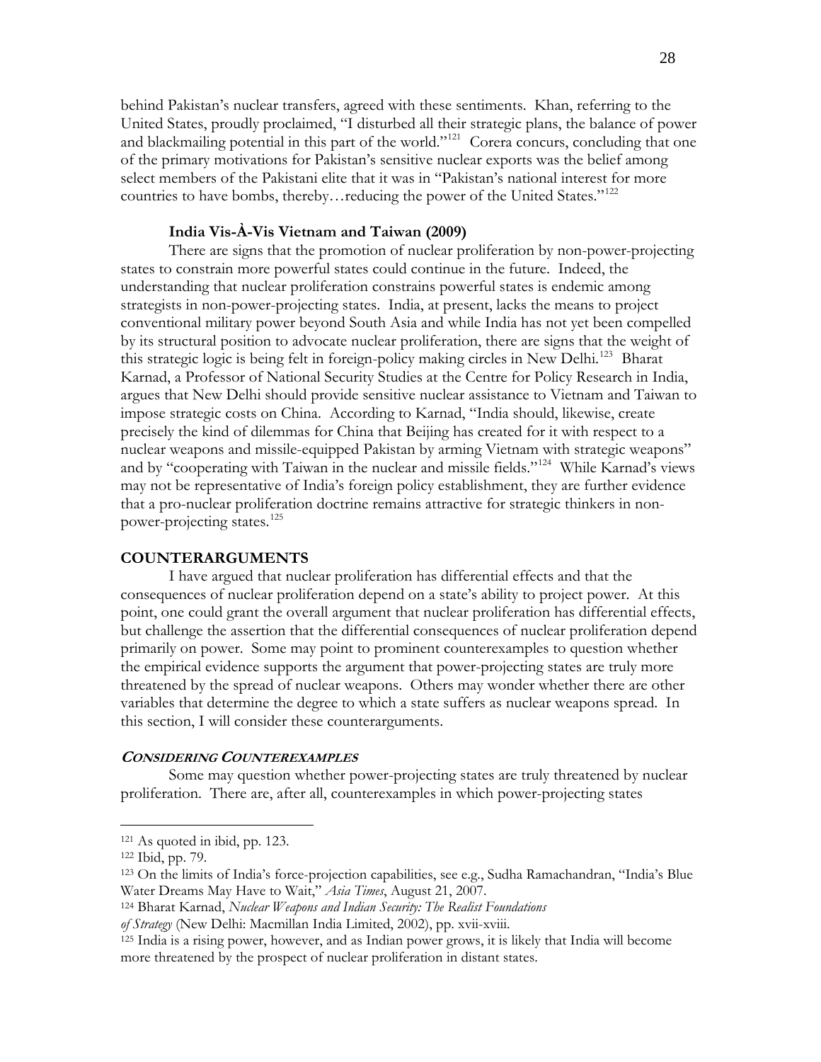behind Pakistan's nuclear transfers, agreed with these sentiments. Khan, referring to the United States, proudly proclaimed, "I disturbed all their strategic plans, the balance of power and blackmailing potential in this part of the world."[121] Corera concurs, concluding that one of the primary motivations for Pakistan's sensitive nuclear exports was the belief among select members of the Pakistani elite that it was in "Pakistan's national interest for more countries to have bombs, thereby…reducing the power of the United States."[122]

### India Vis-À-Vis Vietnam and Taiwan (2009)

There are signs that the promotion of nuclear proliferation by non-power-projecting states to constrain more powerful states could continue in the future. Indeed, the understanding that nuclear proliferation constrains powerful states is endemic among strategists in non-power-projecting states. India, at present, lacks the means to project conventional military power beyond South Asia and while India has not yet been compelled by its structural position to advocate nuclear proliferation, there are signs that the weight of this strategic logic is being felt in foreign-policy making circles in New Delhi.[123] Bharat Karnad, a Professor of National Security Studies at the Centre for Policy Research in India, argues that New Delhi should provide sensitive nuclear assistance to Vietnam and Taiwan to impose strategic costs on China. According to Karnad, "India should, likewise, create precisely the kind of dilemmas for China that Beijing has created for it with respect to a nuclear weapons and missile-equipped Pakistan by arming Vietnam with strategic weapons" and by "cooperating with Taiwan in the nuclear and missile fields."[124] While Karnad's views may not be representative of India's foreign policy establishment, they are further evidence that a pro-nuclear proliferation doctrine remains attractive for strategic thinkers in non-power-projecting states.[125]

## COUNTERARGUMENTS

I have argued that nuclear proliferation has differential effects and that the consequences of nuclear proliferation depend on a state's ability to project power. At this point, one could grant the overall argument that nuclear proliferation has differential effects, but challenge the assertion that the differential consequences of nuclear proliferation depend primarily on power. Some may point to prominent counterexamples to question whether the empirical evidence supports the argument that power-projecting states are truly more threatened by the spread of nuclear weapons. Others may wonder whether there are other variables that determine the degree to which a state suffers as nuclear weapons spread. In this section, I will consider these counterarguments.

### *Considering Counterexamples*

Some may question whether power-projecting states are truly threatened by nuclear proliferation. There are, after all, counterexamples in which power-projecting states

---

[121] As quoted in ibid, pp. 123.

[122] Ibid, pp. 79.

[123] On the limits of India's force-projection capabilities, see e.g., Sudha Ramachandran, "India's Blue Water Dreams May Have to Wait," *Asia Times*, August 21, 2007.

[124] Bharat Karnad, *Nuclear Weapons and Indian Security: The Realist Foundations of Strategy* (New Delhi: Macmillan India Limited, 2002), pp. xvii-xviii.

[125] India is a rising power, however, and as Indian power grows, it is likely that India will become more threatened by the prospect of nuclear proliferation in distant states.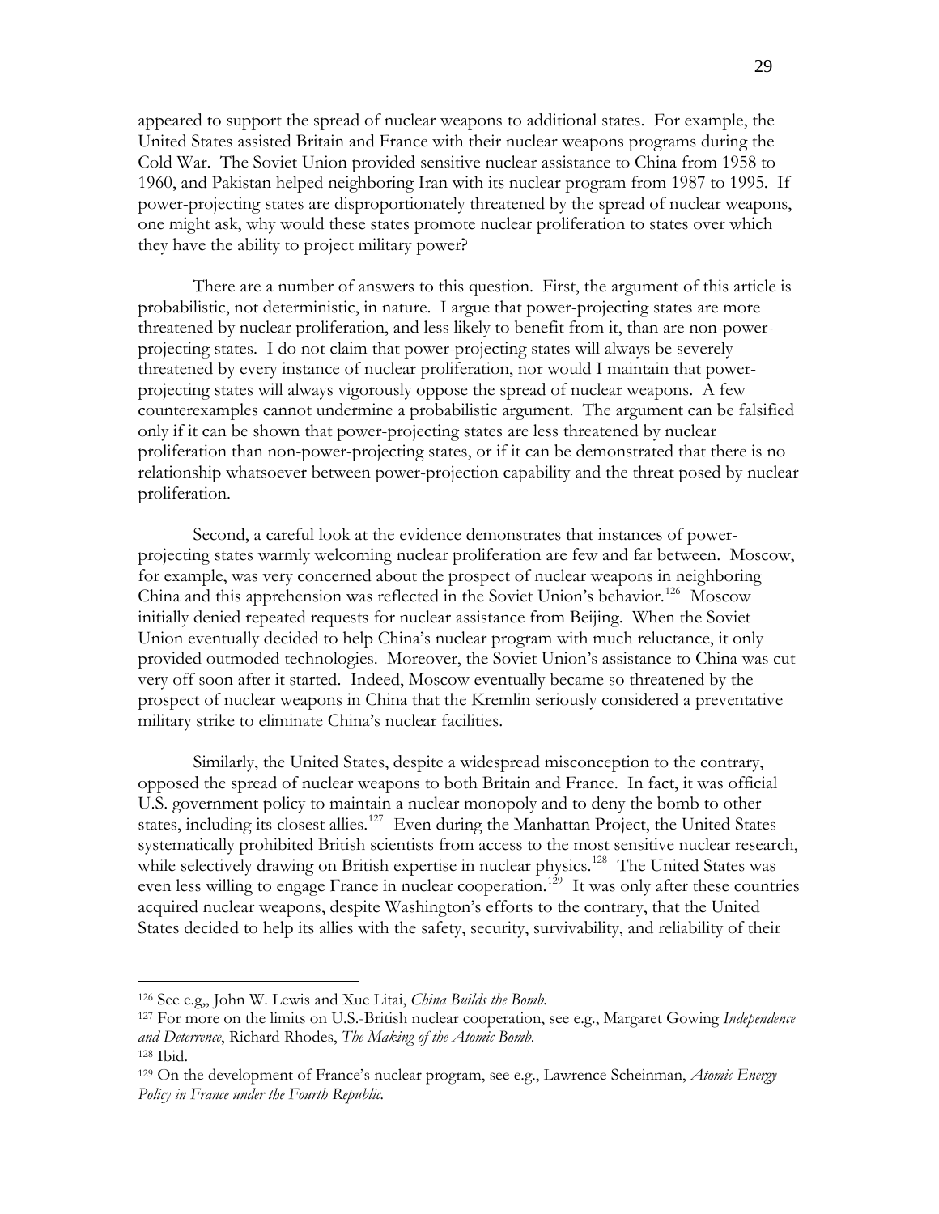appeared to support the spread of nuclear weapons to additional states. For example, the United States assisted Britain and France with their nuclear weapons programs during the Cold War. The Soviet Union provided sensitive nuclear assistance to China from 1958 to 1960, and Pakistan helped neighboring Iran with its nuclear program from 1987 to 1995. If power-projecting states are disproportionately threatened by the spread of nuclear weapons, one might ask, why would these states promote nuclear proliferation to states over which they have the ability to project military power?

There are a number of answers to this question. First, the argument of this article is probabilistic, not deterministic, in nature. I argue that power-projecting states are more threatened by nuclear proliferation, and less likely to benefit from it, than are non-power-projecting states. I do not claim that power-projecting states will always be severely threatened by every instance of nuclear proliferation, nor would I maintain that power-projecting states will always vigorously oppose the spread of nuclear weapons. A few counterexamples cannot undermine a probabilistic argument. The argument can be falsified only if it can be shown that power-projecting states are less threatened by nuclear proliferation than non-power-projecting states, or if it can be demonstrated that there is no relationship whatsoever between power-projection capability and the threat posed by nuclear proliferation.

Second, a careful look at the evidence demonstrates that instances of power-projecting states warmly welcoming nuclear proliferation are few and far between. Moscow, for example, was very concerned about the prospect of nuclear weapons in neighboring China and this apprehension was reflected in the Soviet Union's behavior.[126] Moscow initially denied repeated requests for nuclear assistance from Beijing. When the Soviet Union eventually decided to help China's nuclear program with much reluctance, it only provided outmoded technologies. Moreover, the Soviet Union's assistance to China was cut very off soon after it started. Indeed, Moscow eventually became so threatened by the prospect of nuclear weapons in China that the Kremlin seriously considered a preventative military strike to eliminate China's nuclear facilities.

Similarly, the United States, despite a widespread misconception to the contrary, opposed the spread of nuclear weapons to both Britain and France. In fact, it was official U.S. government policy to maintain a nuclear monopoly and to deny the bomb to other states, including its closest allies.[127] Even during the Manhattan Project, the United States systematically prohibited British scientists from access to the most sensitive nuclear research, while selectively drawing on British expertise in nuclear physics.[128] The United States was even less willing to engage France in nuclear cooperation.[129] It was only after these countries acquired nuclear weapons, despite Washington's efforts to the contrary, that the United States decided to help its allies with the safety, security, survivability, and reliability of their

---

[126] See e.g,, John W. Lewis and Xue Litai, *China Builds the Bomb.*

[127] For more on the limits on U.S.-British nuclear cooperation, see e.g., Margaret Gowing *Independence and Deterrence*, Richard Rhodes, *The Making of the Atomic Bomb.*

[128] Ibid.

[129] On the development of France's nuclear program, see e.g., Lawrence Scheinman, *Atomic Energy Policy in France under the Fourth Republic.*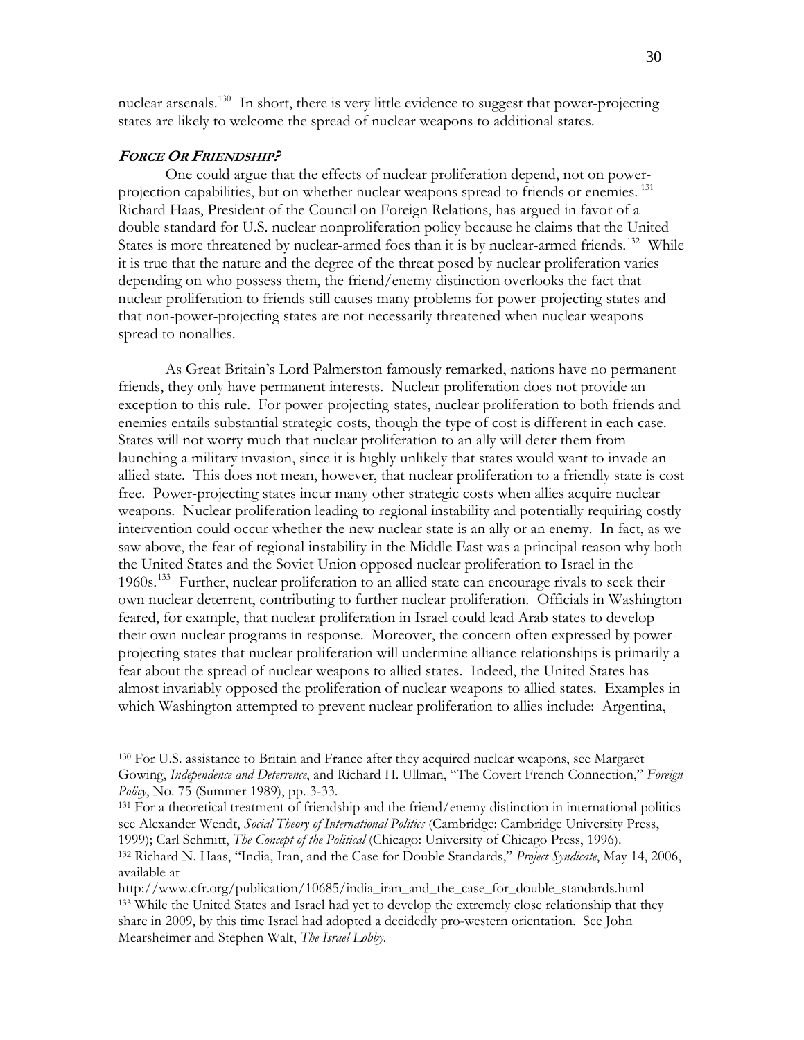nuclear arsenals.[130] In short, there is very little evidence to suggest that power-projecting states are likely to welcome the spread of nuclear weapons to additional states.

### ***Force Or Friendship?***

One could argue that the effects of nuclear proliferation depend, not on power-projection capabilities, but on whether nuclear weapons spread to friends or enemies.[131] Richard Haas, President of the Council on Foreign Relations, has argued in favor of a double standard for U.S. nuclear nonproliferation policy because he claims that the United States is more threatened by nuclear-armed foes than it is by nuclear-armed friends.[132] While it is true that the nature and the degree of the threat posed by nuclear proliferation varies depending on who possess them, the friend/enemy distinction overlooks the fact that nuclear proliferation to friends still causes many problems for power-projecting states and that non-power-projecting states are not necessarily threatened when nuclear weapons spread to nonallies.

As Great Britain's Lord Palmerston famously remarked, nations have no permanent friends, they only have permanent interests. Nuclear proliferation does not provide an exception to this rule. For power-projecting-states, nuclear proliferation to both friends and enemies entails substantial strategic costs, though the type of cost is different in each case. States will not worry much that nuclear proliferation to an ally will deter them from launching a military invasion, since it is highly unlikely that states would want to invade an allied state. This does not mean, however, that nuclear proliferation to a friendly state is cost free. Power-projecting states incur many other strategic costs when allies acquire nuclear weapons. Nuclear proliferation leading to regional instability and potentially requiring costly intervention could occur whether the new nuclear state is an ally or an enemy. In fact, as we saw above, the fear of regional instability in the Middle East was a principal reason why both the United States and the Soviet Union opposed nuclear proliferation to Israel in the 1960s.[133] Further, nuclear proliferation to an allied state can encourage rivals to seek their own nuclear deterrent, contributing to further nuclear proliferation. Officials in Washington feared, for example, that nuclear proliferation in Israel could lead Arab states to develop their own nuclear programs in response. Moreover, the concern often expressed by power-projecting states that nuclear proliferation will undermine alliance relationships is primarily a fear about the spread of nuclear weapons to allied states. Indeed, the United States has almost invariably opposed the proliferation of nuclear weapons to allied states. Examples in which Washington attempted to prevent nuclear proliferation to allies include: Argentina,

---

[130] For U.S. assistance to Britain and France after they acquired nuclear weapons, see Margaret Gowing, *Independence and Deterrence*, and Richard H. Ullman, "The Covert French Connection," *Foreign Policy*, No. 75 (Summer 1989), pp. 3-33.

[131] For a theoretical treatment of friendship and the friend/enemy distinction in international politics see Alexander Wendt, *Social Theory of International Politics* (Cambridge: Cambridge University Press, 1999); Carl Schmitt, *The Concept of the Political* (Chicago: University of Chicago Press, 1996).

[132] Richard N. Haas, "India, Iran, and the Case for Double Standards," *Project Syndicate*, May 14, 2006, available at http://www.cfr.org/publication/10685/india_iran_and_the_case_for_double_standards.html

[133] While the United States and Israel had yet to develop the extremely close relationship that they share in 2009, by this time Israel had adopted a decidedly pro-western orientation. See John Mearsheimer and Stephen Walt, *The Israel Lobby*.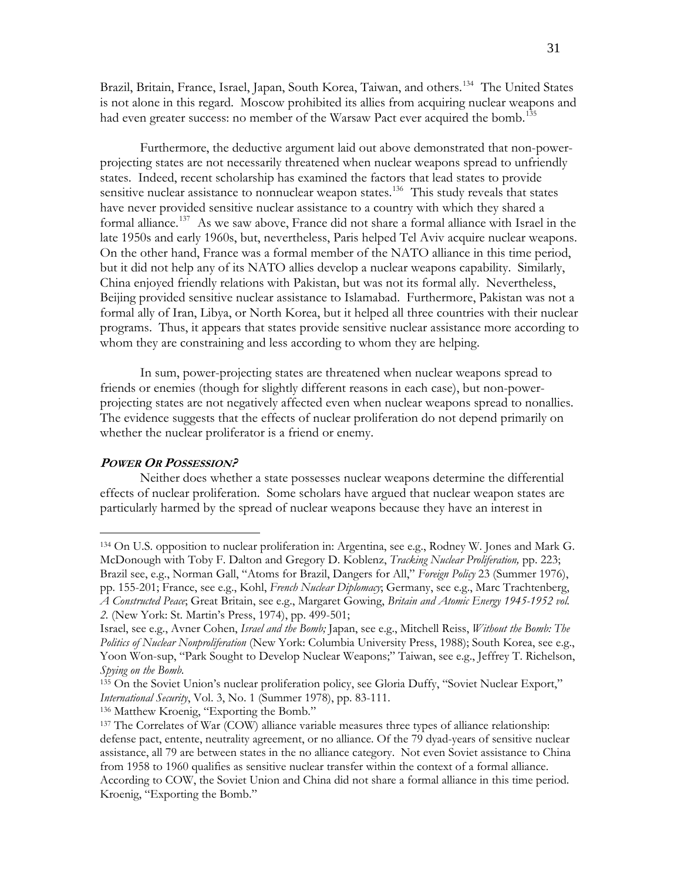Brazil, Britain, France, Israel, Japan, South Korea, Taiwan, and others.[134] The United States is not alone in this regard. Moscow prohibited its allies from acquiring nuclear weapons and had even greater success: no member of the Warsaw Pact ever acquired the bomb.[135]

Furthermore, the deductive argument laid out above demonstrated that non-power-projecting states are not necessarily threatened when nuclear weapons spread to unfriendly states. Indeed, recent scholarship has examined the factors that lead states to provide sensitive nuclear assistance to nonnuclear weapon states.[136] This study reveals that states have never provided sensitive nuclear assistance to a country with which they shared a formal alliance.[137] As we saw above, France did not share a formal alliance with Israel in the late 1950s and early 1960s, but, nevertheless, Paris helped Tel Aviv acquire nuclear weapons. On the other hand, France was a formal member of the NATO alliance in this time period, but it did not help any of its NATO allies develop a nuclear weapons capability. Similarly, China enjoyed friendly relations with Pakistan, but was not its formal ally. Nevertheless, Beijing provided sensitive nuclear assistance to Islamabad. Furthermore, Pakistan was not a formal ally of Iran, Libya, or North Korea, but it helped all three countries with their nuclear programs. Thus, it appears that states provide sensitive nuclear assistance more according to whom they are constraining and less according to whom they are helping.

In sum, power-projecting states are threatened when nuclear weapons spread to friends or enemies (though for slightly different reasons in each case), but non-power-projecting states are not negatively affected even when nuclear weapons spread to nonallies. The evidence suggests that the effects of nuclear proliferation do not depend primarily on whether the nuclear proliferator is a friend or enemy.

### ***Power Or Possession?***

Neither does whether a state possesses nuclear weapons determine the differential effects of nuclear proliferation. Some scholars have argued that nuclear weapon states are particularly harmed by the spread of nuclear weapons because they have an interest in

---

134 On U.S. opposition to nuclear proliferation in: Argentina, see e.g., Rodney W. Jones and Mark G. McDonough with Toby F. Dalton and Gregory D. Koblenz, *Tracking Nuclear Proliferation,* pp. 223; Brazil see, e.g., Norman Gall, "Atoms for Brazil, Dangers for All," *Foreign Policy* 23 (Summer 1976), pp. 155-201; France, see e.g., Kohl, *French Nuclear Diplomacy*; Germany, see e.g., Marc Trachtenberg, *A Constructed Peace*; Great Britain, see e.g., Margaret Gowing, *Britain and Atomic Energy 1945-1952 vol. 2.* (New York: St. Martin's Press, 1974), pp. 499-501;
Israel, see e.g., Avner Cohen, *Israel and the Bomb;* Japan, see e.g., Mitchell Reiss, *Without the Bomb: The Politics of Nuclear Nonproliferation* (New York: Columbia University Press, 1988); South Korea, see e.g., Yoon Won-sup, "Park Sought to Develop Nuclear Weapons;" Taiwan, see e.g., Jeffrey T. Richelson, *Spying on the Bomb.*

135 On the Soviet Union's nuclear proliferation policy, see Gloria Duffy, "Soviet Nuclear Export," *International Security*, Vol. 3, No. 1 (Summer 1978), pp. 83-111.

136 Matthew Kroenig, "Exporting the Bomb."

137 The Correlates of War (COW) alliance variable measures three types of alliance relationship: defense pact, entente, neutrality agreement, or no alliance. Of the 79 dyad-years of sensitive nuclear assistance, all 79 are between states in the no alliance category. Not even Soviet assistance to China from 1958 to 1960 qualifies as sensitive nuclear transfer within the context of a formal alliance. According to COW, the Soviet Union and China did not share a formal alliance in this time period. Kroenig, "Exporting the Bomb."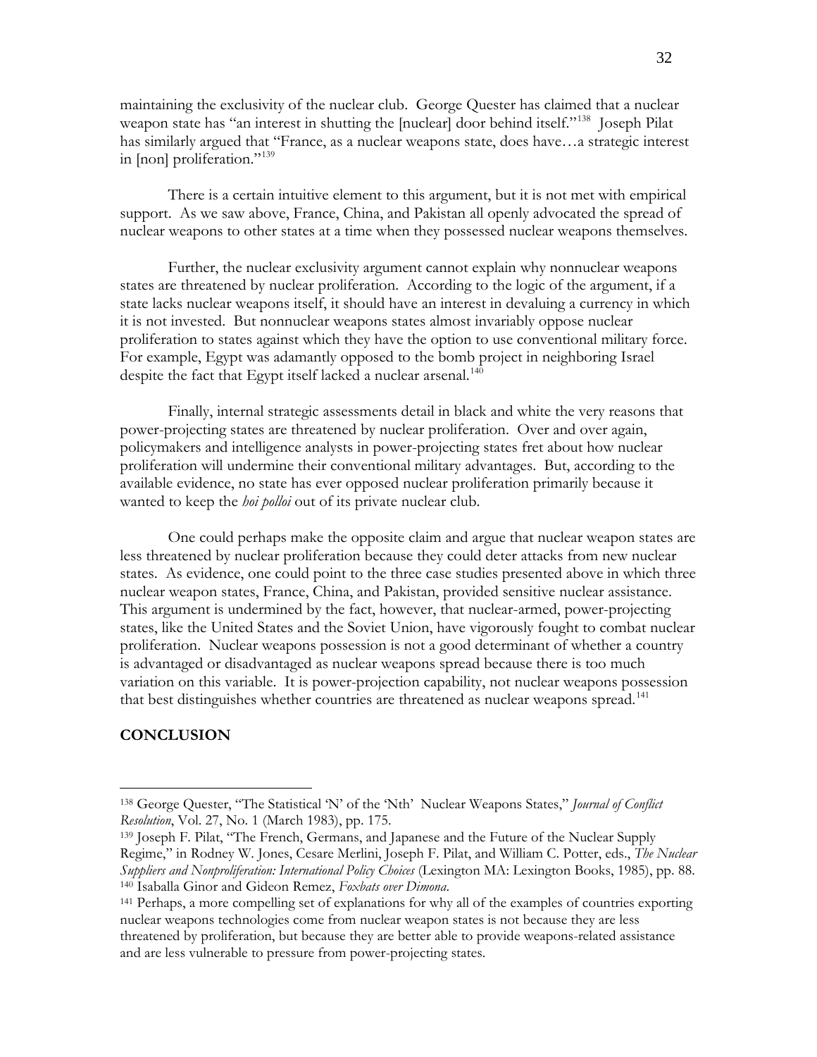maintaining the exclusivity of the nuclear club. George Quester has claimed that a nuclear weapon state has "an interest in shutting the [nuclear] door behind itself."[138] Joseph Pilat has similarly argued that "France, as a nuclear weapons state, does have…a strategic interest in [non] proliferation."[139]

There is a certain intuitive element to this argument, but it is not met with empirical support. As we saw above, France, China, and Pakistan all openly advocated the spread of nuclear weapons to other states at a time when they possessed nuclear weapons themselves.

Further, the nuclear exclusivity argument cannot explain why nonnuclear weapons states are threatened by nuclear proliferation. According to the logic of the argument, if a state lacks nuclear weapons itself, it should have an interest in devaluing a currency in which it is not invested. But nonnuclear weapons states almost invariably oppose nuclear proliferation to states against which they have the option to use conventional military force. For example, Egypt was adamantly opposed to the bomb project in neighboring Israel despite the fact that Egypt itself lacked a nuclear arsenal.[140]

Finally, internal strategic assessments detail in black and white the very reasons that power-projecting states are threatened by nuclear proliferation. Over and over again, policymakers and intelligence analysts in power-projecting states fret about how nuclear proliferation will undermine their conventional military advantages. But, according to the available evidence, no state has ever opposed nuclear proliferation primarily because it wanted to keep the *hoi polloi* out of its private nuclear club.

One could perhaps make the opposite claim and argue that nuclear weapon states are less threatened by nuclear proliferation because they could deter attacks from new nuclear states. As evidence, one could point to the three case studies presented above in which three nuclear weapon states, France, China, and Pakistan, provided sensitive nuclear assistance. This argument is undermined by the fact, however, that nuclear-armed, power-projecting states, like the United States and the Soviet Union, have vigorously fought to combat nuclear proliferation. Nuclear weapons possession is not a good determinant of whether a country is advantaged or disadvantaged as nuclear weapons spread because there is too much variation on this variable. It is power-projection capability, not nuclear weapons possession that best distinguishes whether countries are threatened as nuclear weapons spread.[141]

## CONCLUSION

---

[138] George Quester, "The Statistical 'N' of the 'Nth' Nuclear Weapons States," *Journal of Conflict Resolution*, Vol. 27, No. 1 (March 1983), pp. 175.

[139] Joseph F. Pilat, "The French, Germans, and Japanese and the Future of the Nuclear Supply Regime," in Rodney W. Jones, Cesare Merlini, Joseph F. Pilat, and William C. Potter, eds., *The Nuclear Suppliers and Nonproliferation: International Policy Choices* (Lexington MA: Lexington Books, 1985), pp. 88.

[140] Isaballa Ginor and Gideon Remez, *Foxbats over Dimona*.

[141] Perhaps, a more compelling set of explanations for why all of the examples of countries exporting nuclear weapons technologies come from nuclear weapon states is not because they are less threatened by proliferation, but because they are better able to provide weapons-related assistance and are less vulnerable to pressure from power-projecting states.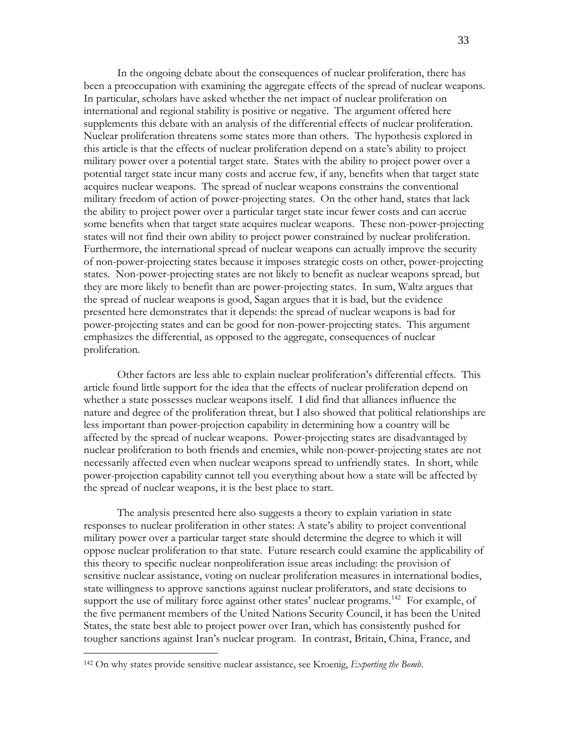In the ongoing debate about the consequences of nuclear proliferation, there has been a preoccupation with examining the aggregate effects of the spread of nuclear weapons. In particular, scholars have asked whether the net impact of nuclear proliferation on international and regional stability is positive or negative. The argument offered here supplements this debate with an analysis of the differential effects of nuclear proliferation. Nuclear proliferation threatens some states more than others. The hypothesis explored in this article is that the effects of nuclear proliferation depend on a state's ability to project military power over a potential target state. States with the ability to project power over a potential target state incur many costs and accrue few, if any, benefits when that target state acquires nuclear weapons. The spread of nuclear weapons constrains the conventional military freedom of action of power-projecting states. On the other hand, states that lack the ability to project power over a particular target state incur fewer costs and can accrue some benefits when that target state acquires nuclear weapons. These non-power-projecting states will not find their own ability to project power constrained by nuclear proliferation. Furthermore, the international spread of nuclear weapons can actually improve the security of non-power-projecting states because it imposes strategic costs on other, power-projecting states. Non-power-projecting states are not likely to benefit as nuclear weapons spread, but they are more likely to benefit than are power-projecting states. In sum, Waltz argues that the spread of nuclear weapons is good, Sagan argues that it is bad, but the evidence presented here demonstrates that it depends: the spread of nuclear weapons is bad for power-projecting states and can be good for non-power-projecting states. This argument emphasizes the differential, as opposed to the aggregate, consequences of nuclear proliferation.

Other factors are less able to explain nuclear proliferation's differential effects. This article found little support for the idea that the effects of nuclear proliferation depend on whether a state possesses nuclear weapons itself. I did find that alliances influence the nature and degree of the proliferation threat, but I also showed that political relationships are less important than power-projection capability in determining how a country will be affected by the spread of nuclear weapons. Power-projecting states are disadvantaged by nuclear proliferation to both friends and enemies, while non-power-projecting states are not necessarily affected even when nuclear weapons spread to unfriendly states. In short, while power-projection capability cannot tell you everything about how a state will be affected by the spread of nuclear weapons, it is the best place to start.

The analysis presented here also suggests a theory to explain variation in state responses to nuclear proliferation in other states: A state's ability to project conventional military power over a particular target state should determine the degree to which it will oppose nuclear proliferation to that state. Future research could examine the applicability of this theory to specific nuclear nonproliferation issue areas including: the provision of sensitive nuclear assistance, voting on nuclear proliferation measures in international bodies, state willingness to approve sanctions against nuclear proliferators, and state decisions to support the use of military force against other states' nuclear programs.[142] For example, of the five permanent members of the United Nations Security Council, it has been the United States, the state best able to project power over Iran, which has consistently pushed for tougher sanctions against Iran's nuclear program. In contrast, Britain, China, France, and

[142] On why states provide sensitive nuclear assistance, see Kroenig, *Exporting the Bomb*.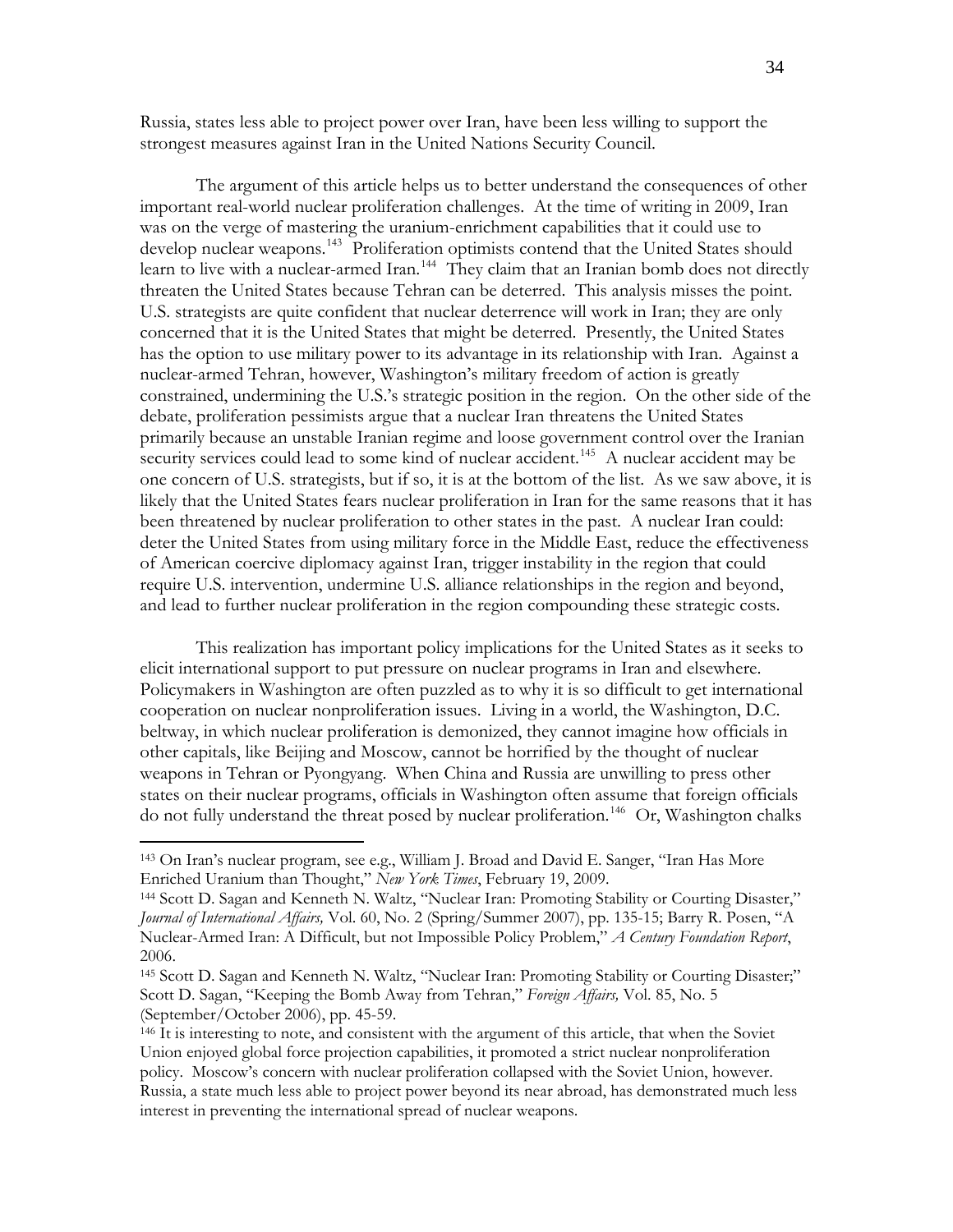Russia, states less able to project power over Iran, have been less willing to support the strongest measures against Iran in the United Nations Security Council.

The argument of this article helps us to better understand the consequences of other important real-world nuclear proliferation challenges. At the time of writing in 2009, Iran was on the verge of mastering the uranium-enrichment capabilities that it could use to develop nuclear weapons.[143] Proliferation optimists contend that the United States should learn to live with a nuclear-armed Iran.[144] They claim that an Iranian bomb does not directly threaten the United States because Tehran can be deterred. This analysis misses the point. U.S. strategists are quite confident that nuclear deterrence will work in Iran; they are only concerned that it is the United States that might be deterred. Presently, the United States has the option to use military power to its advantage in its relationship with Iran. Against a nuclear-armed Tehran, however, Washington's military freedom of action is greatly constrained, undermining the U.S.'s strategic position in the region. On the other side of the debate, proliferation pessimists argue that a nuclear Iran threatens the United States primarily because an unstable Iranian regime and loose government control over the Iranian security services could lead to some kind of nuclear accident.[145] A nuclear accident may be one concern of U.S. strategists, but if so, it is at the bottom of the list. As we saw above, it is likely that the United States fears nuclear proliferation in Iran for the same reasons that it has been threatened by nuclear proliferation to other states in the past. A nuclear Iran could: deter the United States from using military force in the Middle East, reduce the effectiveness of American coercive diplomacy against Iran, trigger instability in the region that could require U.S. intervention, undermine U.S. alliance relationships in the region and beyond, and lead to further nuclear proliferation in the region compounding these strategic costs.

This realization has important policy implications for the United States as it seeks to elicit international support to put pressure on nuclear programs in Iran and elsewhere. Policymakers in Washington are often puzzled as to why it is so difficult to get international cooperation on nuclear nonproliferation issues. Living in a world, the Washington, D.C. beltway, in which nuclear proliferation is demonized, they cannot imagine how officials in other capitals, like Beijing and Moscow, cannot be horrified by the thought of nuclear weapons in Tehran or Pyongyang. When China and Russia are unwilling to press other states on their nuclear programs, officials in Washington often assume that foreign officials do not fully understand the threat posed by nuclear proliferation.[146] Or, Washington chalks

---

[143] On Iran's nuclear program, see e.g., William J. Broad and David E. Sanger, "Iran Has More Enriched Uranium than Thought," *New York Times*, February 19, 2009.

[144] Scott D. Sagan and Kenneth N. Waltz, "Nuclear Iran: Promoting Stability or Courting Disaster," *Journal of International Affairs,* Vol. 60, No. 2 (Spring/Summer 2007), pp. 135-15; Barry R. Posen, "A Nuclear-Armed Iran: A Difficult, but not Impossible Policy Problem," *A Century Foundation Report*, 2006.

[145] Scott D. Sagan and Kenneth N. Waltz, "Nuclear Iran: Promoting Stability or Courting Disaster;" Scott D. Sagan, "Keeping the Bomb Away from Tehran," *Foreign Affairs,* Vol. 85, No. 5 (September/October 2006), pp. 45-59.

[146] It is interesting to note, and consistent with the argument of this article, that when the Soviet Union enjoyed global force projection capabilities, it promoted a strict nuclear nonproliferation policy. Moscow's concern with nuclear proliferation collapsed with the Soviet Union, however. Russia, a state much less able to project power beyond its near abroad, has demonstrated much less interest in preventing the international spread of nuclear weapons.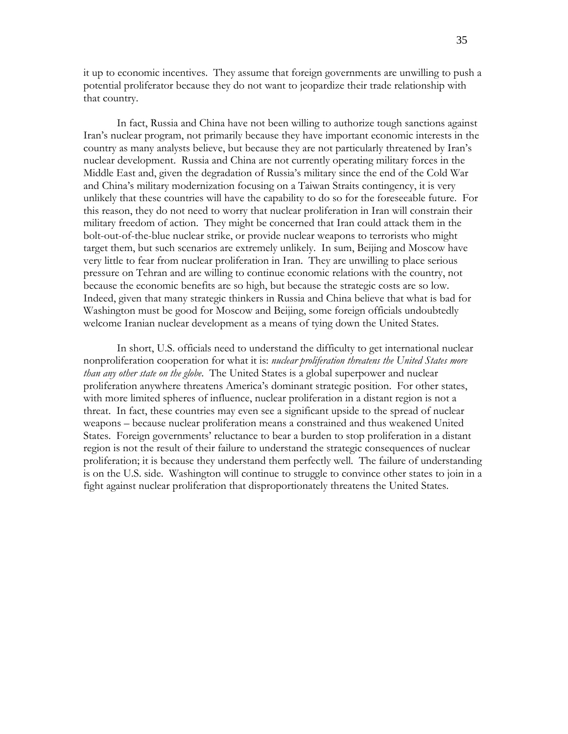it up to economic incentives. They assume that foreign governments are unwilling to push a potential proliferator because they do not want to jeopardize their trade relationship with that country.

In fact, Russia and China have not been willing to authorize tough sanctions against Iran's nuclear program, not primarily because they have important economic interests in the country as many analysts believe, but because they are not particularly threatened by Iran's nuclear development. Russia and China are not currently operating military forces in the Middle East and, given the degradation of Russia's military since the end of the Cold War and China's military modernization focusing on a Taiwan Straits contingency, it is very unlikely that these countries will have the capability to do so for the foreseeable future. For this reason, they do not need to worry that nuclear proliferation in Iran will constrain their military freedom of action. They might be concerned that Iran could attack them in the bolt-out-of-the-blue nuclear strike, or provide nuclear weapons to terrorists who might target them, but such scenarios are extremely unlikely. In sum, Beijing and Moscow have very little to fear from nuclear proliferation in Iran. They are unwilling to place serious pressure on Tehran and are willing to continue economic relations with the country, not because the economic benefits are so high, but because the strategic costs are so low. Indeed, given that many strategic thinkers in Russia and China believe that what is bad for Washington must be good for Moscow and Beijing, some foreign officials undoubtedly welcome Iranian nuclear development as a means of tying down the United States.

In short, U.S. officials need to understand the difficulty to get international nuclear nonproliferation cooperation for what it is: *nuclear proliferation threatens the United States more than any other state on the globe*. The United States is a global superpower and nuclear proliferation anywhere threatens America's dominant strategic position. For other states, with more limited spheres of influence, nuclear proliferation in a distant region is not a threat. In fact, these countries may even see a significant upside to the spread of nuclear weapons – because nuclear proliferation means a constrained and thus weakened United States. Foreign governments' reluctance to bear a burden to stop proliferation in a distant region is not the result of their failure to understand the strategic consequences of nuclear proliferation; it is because they understand them perfectly well. The failure of understanding is on the U.S. side. Washington will continue to struggle to convince other states to join in a fight against nuclear proliferation that disproportionately threatens the United States.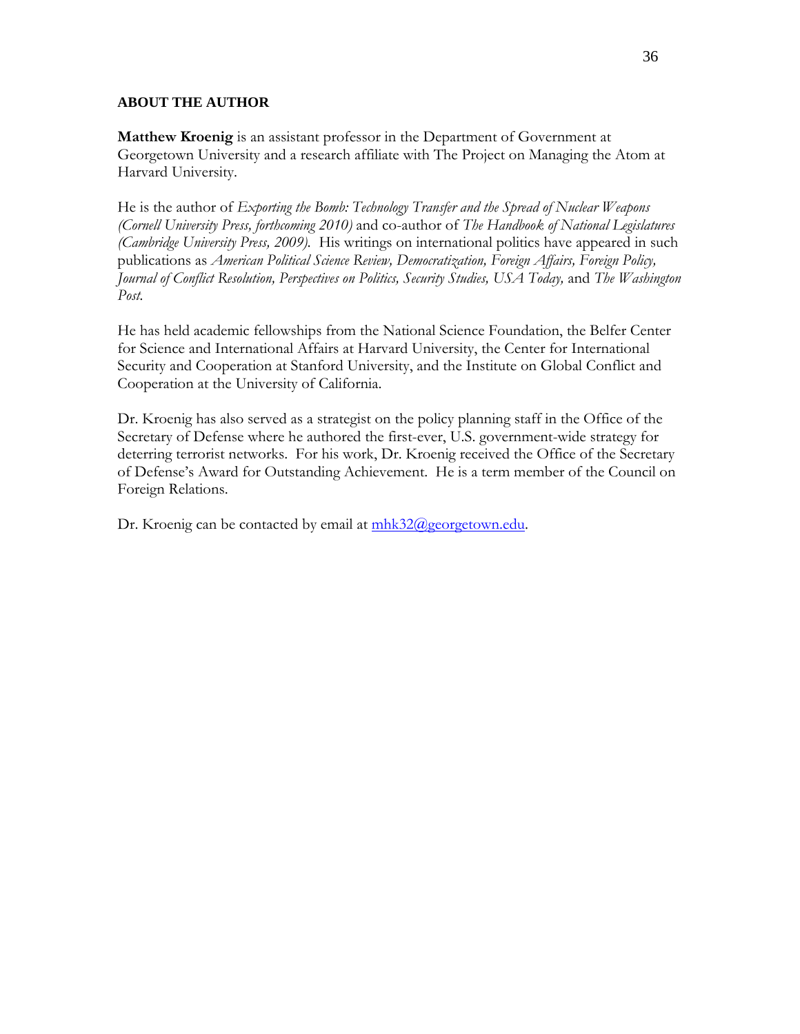## ABOUT THE AUTHOR

**Matthew Kroenig** is an assistant professor in the Department of Government at Georgetown University and a research affiliate with The Project on Managing the Atom at Harvard University.

He is the author of *Exporting the Bomb: Technology Transfer and the Spread of Nuclear Weapons (Cornell University Press, forthcoming 2010)* and co-author of *The Handbook of National Legislatures (Cambridge University Press, 2009).* His writings on international politics have appeared in such publications as *American Political Science Review, Democratization, Foreign Affairs, Foreign Policy, Journal of Conflict Resolution, Perspectives on Politics, Security Studies, USA Today,* and *The Washington Post.*

He has held academic fellowships from the National Science Foundation, the Belfer Center for Science and International Affairs at Harvard University, the Center for International Security and Cooperation at Stanford University, and the Institute on Global Conflict and Cooperation at the University of California.

Dr. Kroenig has also served as a strategist on the policy planning staff in the Office of the Secretary of Defense where he authored the first-ever, U.S. government-wide strategy for deterring terrorist networks. For his work, Dr. Kroenig received the Office of the Secretary of Defense's Award for Outstanding Achievement. He is a term member of the Council on Foreign Relations.

Dr. Kroenig can be contacted by email at mhk32@georgetown.edu.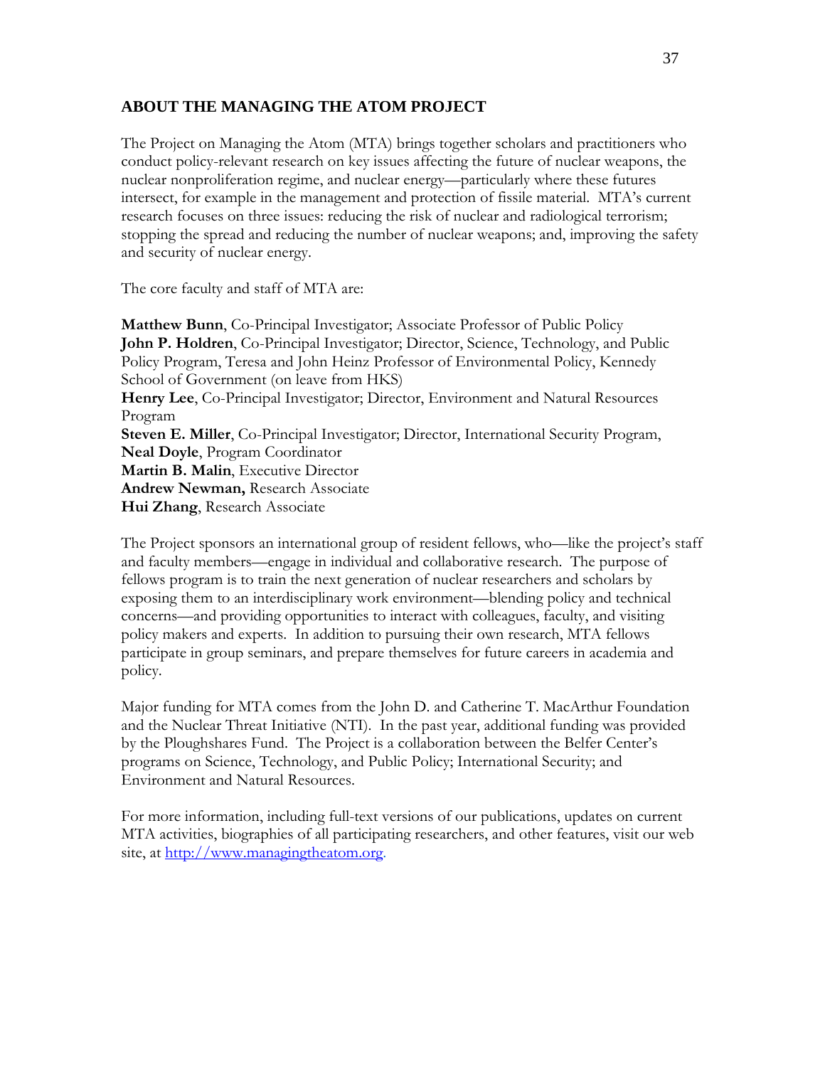## ABOUT THE MANAGING THE ATOM PROJECT

The Project on Managing the Atom (MTA) brings together scholars and practitioners who conduct policy-relevant research on key issues affecting the future of nuclear weapons, the nuclear nonproliferation regime, and nuclear energy—particularly where these futures intersect, for example in the management and protection of fissile material. MTA's current research focuses on three issues: reducing the risk of nuclear and radiological terrorism; stopping the spread and reducing the number of nuclear weapons; and, improving the safety and security of nuclear energy.

The core faculty and staff of MTA are:

**Matthew Bunn**, Co-Principal Investigator; Associate Professor of Public Policy
**John P. Holdren**, Co-Principal Investigator; Director, Science, Technology, and Public Policy Program, Teresa and John Heinz Professor of Environmental Policy, Kennedy School of Government (on leave from HKS)
**Henry Lee**, Co-Principal Investigator; Director, Environment and Natural Resources Program
**Steven E. Miller**, Co-Principal Investigator; Director, International Security Program,
**Neal Doyle**, Program Coordinator
**Martin B. Malin**, Executive Director
**Andrew Newman,** Research Associate
**Hui Zhang**, Research Associate

The Project sponsors an international group of resident fellows, who—like the project's staff and faculty members—engage in individual and collaborative research. The purpose of fellows program is to train the next generation of nuclear researchers and scholars by exposing them to an interdisciplinary work environment—blending policy and technical concerns—and providing opportunities to interact with colleagues, faculty, and visiting policy makers and experts. In addition to pursuing their own research, MTA fellows participate in group seminars, and prepare themselves for future careers in academia and policy.

Major funding for MTA comes from the John D. and Catherine T. MacArthur Foundation and the Nuclear Threat Initiative (NTI). In the past year, additional funding was provided by the Ploughshares Fund. The Project is a collaboration between the Belfer Center's programs on Science, Technology, and Public Policy; International Security; and Environment and Natural Resources.

For more information, including full-text versions of our publications, updates on current MTA activities, biographies of all participating researchers, and other features, visit our web site, at http://www.managingtheatom.org.